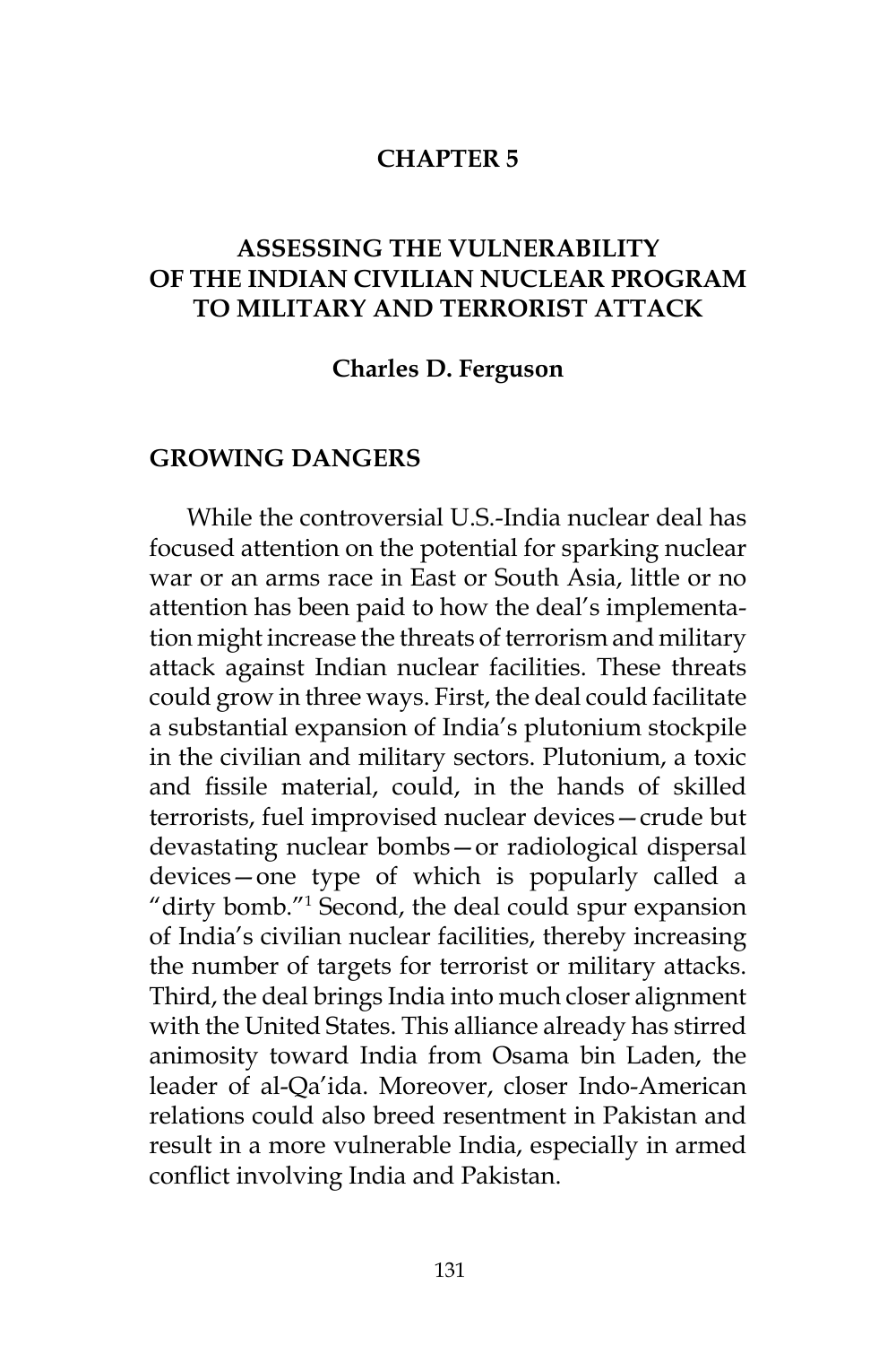# CHAPTER 5

# ASSESSING THE VULNERABILITY OF THE INDIAN CIVILIAN NUCLEAR PROGRAM TO MILITARY AND TERRORIST ATTACK

**Charles D. Ferguson**

## GROWING DANGERS

While the controversial U.S.-India nuclear deal has focused attention on the potential for sparking nuclear war or an arms race in East or South Asia, little or no attention has been paid to how the deal's implementation might increase the threats of terrorism and military attack against Indian nuclear facilities. These threats could grow in three ways. First, the deal could facilitate a substantial expansion of India's plutonium stockpile in the civilian and military sectors. Plutonium, a toxic and fissile material, could, in the hands of skilled terrorists, fuel improvised nuclear devices—crude but devastating nuclear bombs—or radiological dispersal devices—one type of which is popularly called a "dirty bomb."[1] Second, the deal could spur expansion of India's civilian nuclear facilities, thereby increasing the number of targets for terrorist or military attacks. Third, the deal brings India into much closer alignment with the United States. This alliance already has stirred animosity toward India from Osama bin Laden, the leader of al-Qa'ida. Moreover, closer Indo-American relations could also breed resentment in Pakistan and result in a more vulnerable India, especially in armed conflict involving India and Pakistan.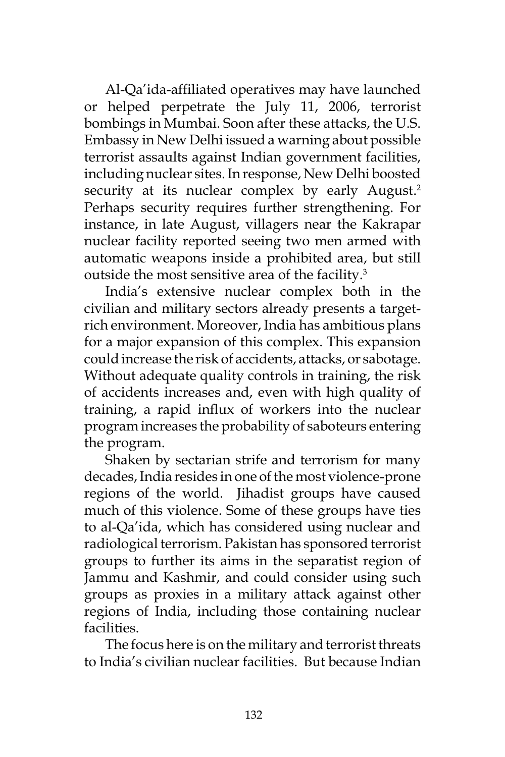Al-Qa'ida-affiliated operatives may have launched or helped perpetrate the July 11, 2006, terrorist bombings in Mumbai. Soon after these attacks, the U.S. Embassy in New Delhi issued a warning about possible terrorist assaults against Indian government facilities, including nuclear sites. In response, New Delhi boosted security at its nuclear complex by early August.[2] Perhaps security requires further strengthening. For instance, in late August, villagers near the Kakrapar nuclear facility reported seeing two men armed with automatic weapons inside a prohibited area, but still outside the most sensitive area of the facility.[3]

India's extensive nuclear complex both in the civilian and military sectors already presents a target-rich environment. Moreover, India has ambitious plans for a major expansion of this complex. This expansion could increase the risk of accidents, attacks, or sabotage. Without adequate quality controls in training, the risk of accidents increases and, even with high quality of training, a rapid influx of workers into the nuclear program increases the probability of saboteurs entering the program.

Shaken by sectarian strife and terrorism for many decades, India resides in one of the most violence-prone regions of the world. Jihadist groups have caused much of this violence. Some of these groups have ties to al-Qa'ida, which has considered using nuclear and radiological terrorism. Pakistan has sponsored terrorist groups to further its aims in the separatist region of Jammu and Kashmir, and could consider using such groups as proxies in a military attack against other regions of India, including those containing nuclear facilities.

The focus here is on the military and terrorist threats to India's civilian nuclear facilities. But because Indian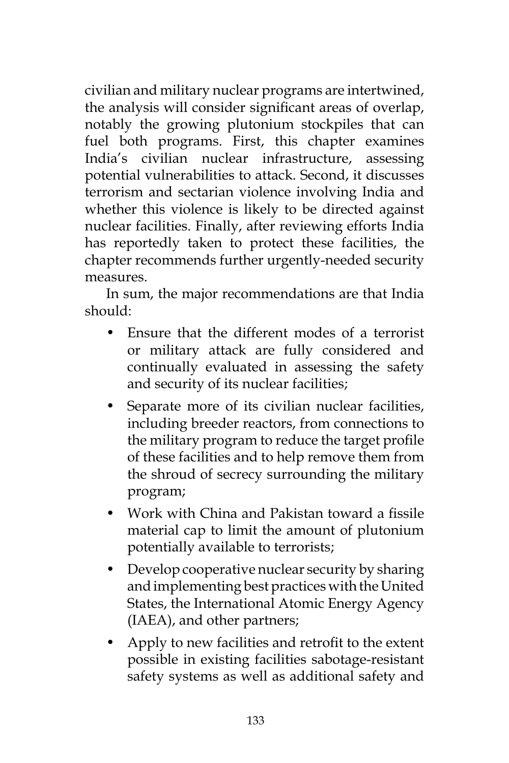civilian and military nuclear programs are intertwined, the analysis will consider significant areas of overlap, notably the growing plutonium stockpiles that can fuel both programs. First, this chapter examines India's civilian nuclear infrastructure, assessing potential vulnerabilities to attack. Second, it discusses terrorism and sectarian violence involving India and whether this violence is likely to be directed against nuclear facilities. Finally, after reviewing efforts India has reportedly taken to protect these facilities, the chapter recommends further urgently-needed security measures.

In sum, the major recommendations are that India should:

- Ensure that the different modes of a terrorist or military attack are fully considered and continually evaluated in assessing the safety and security of its nuclear facilities;
- Separate more of its civilian nuclear facilities, including breeder reactors, from connections to the military program to reduce the target profile of these facilities and to help remove them from the shroud of secrecy surrounding the military program;
- Work with China and Pakistan toward a fissile material cap to limit the amount of plutonium potentially available to terrorists;
- Develop cooperative nuclear security by sharing and implementing best practices with the United States, the International Atomic Energy Agency (IAEA), and other partners;
- Apply to new facilities and retrofit to the extent possible in existing facilities sabotage-resistant safety systems as well as additional safety and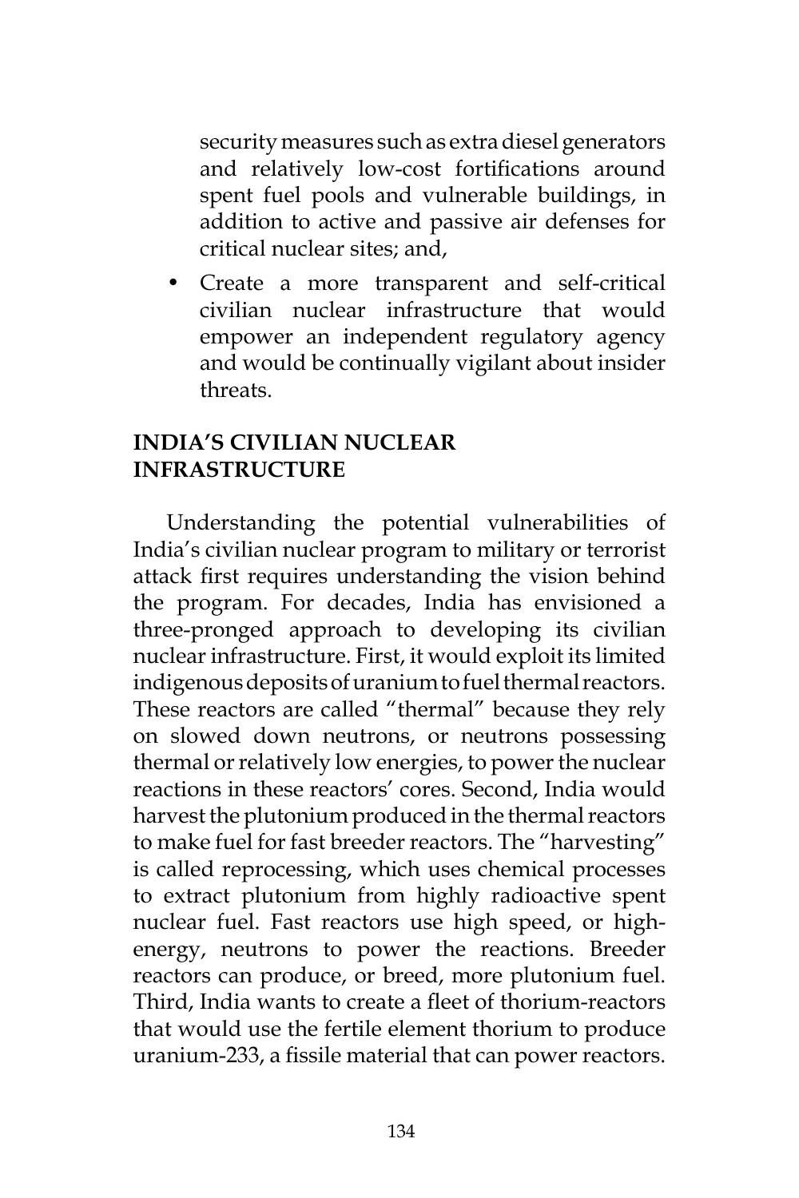security measures such as extra diesel generators and relatively low-cost fortifications around spent fuel pools and vulnerable buildings, in addition to active and passive air defenses for critical nuclear sites; and,

- Create a more transparent and self-critical civilian nuclear infrastructure that would empower an independent regulatory agency and would be continually vigilant about insider threats.

## INDIA'S CIVILIAN NUCLEAR INFRASTRUCTURE

Understanding the potential vulnerabilities of India's civilian nuclear program to military or terrorist attack first requires understanding the vision behind the program. For decades, India has envisioned a three-pronged approach to developing its civilian nuclear infrastructure. First, it would exploit its limited indigenous deposits of uranium to fuel thermal reactors. These reactors are called "thermal" because they rely on slowed down neutrons, or neutrons possessing thermal or relatively low energies, to power the nuclear reactions in these reactors' cores. Second, India would harvest the plutonium produced in the thermal reactors to make fuel for fast breeder reactors. The "harvesting" is called reprocessing, which uses chemical processes to extract plutonium from highly radioactive spent nuclear fuel. Fast reactors use high speed, or high-energy, neutrons to power the reactions. Breeder reactors can produce, or breed, more plutonium fuel. Third, India wants to create a fleet of thorium-reactors that would use the fertile element thorium to produce uranium-233, a fissile material that can power reactors.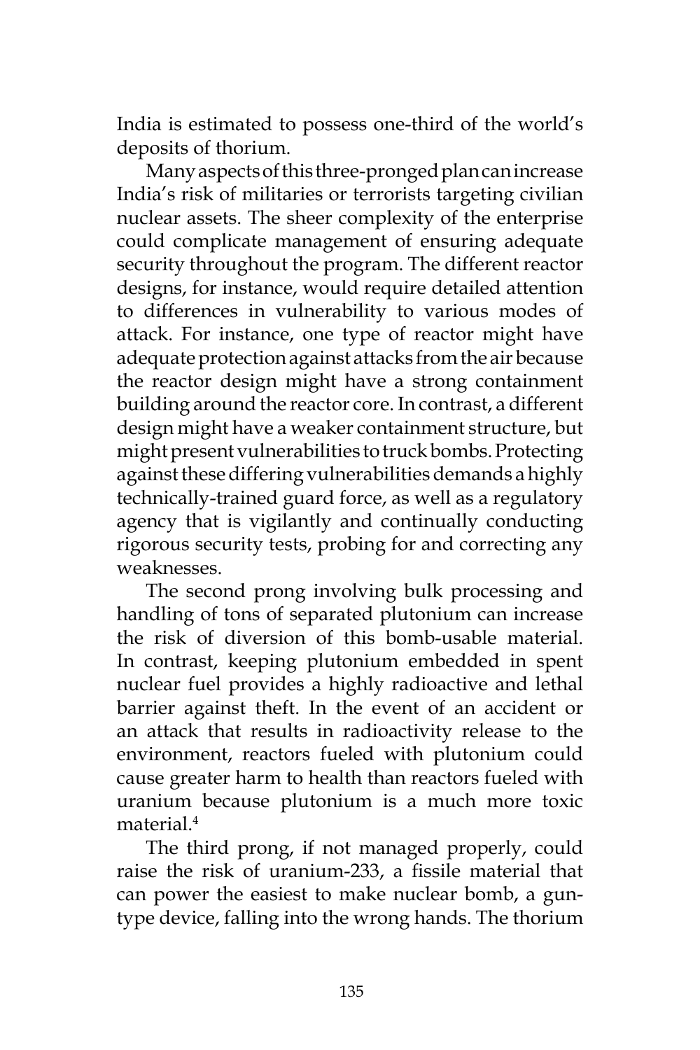India is estimated to possess one-third of the world's deposits of thorium.

Many aspects of this three-pronged plan can increase India's risk of militaries or terrorists targeting civilian nuclear assets. The sheer complexity of the enterprise could complicate management of ensuring adequate security throughout the program. The different reactor designs, for instance, would require detailed attention to differences in vulnerability to various modes of attack. For instance, one type of reactor might have adequate protection against attacks from the air because the reactor design might have a strong containment building around the reactor core. In contrast, a different design might have a weaker containment structure, but might present vulnerabilities to truck bombs. Protecting against these differing vulnerabilities demands a highly technically-trained guard force, as well as a regulatory agency that is vigilantly and continually conducting rigorous security tests, probing for and correcting any weaknesses.

The second prong involving bulk processing and handling of tons of separated plutonium can increase the risk of diversion of this bomb-usable material. In contrast, keeping plutonium embedded in spent nuclear fuel provides a highly radioactive and lethal barrier against theft. In the event of an accident or an attack that results in radioactivity release to the environment, reactors fueled with plutonium could cause greater harm to health than reactors fueled with uranium because plutonium is a much more toxic material.[4]

The third prong, if not managed properly, could raise the risk of uranium-233, a fissile material that can power the easiest to make nuclear bomb, a gun-type device, falling into the wrong hands. The thorium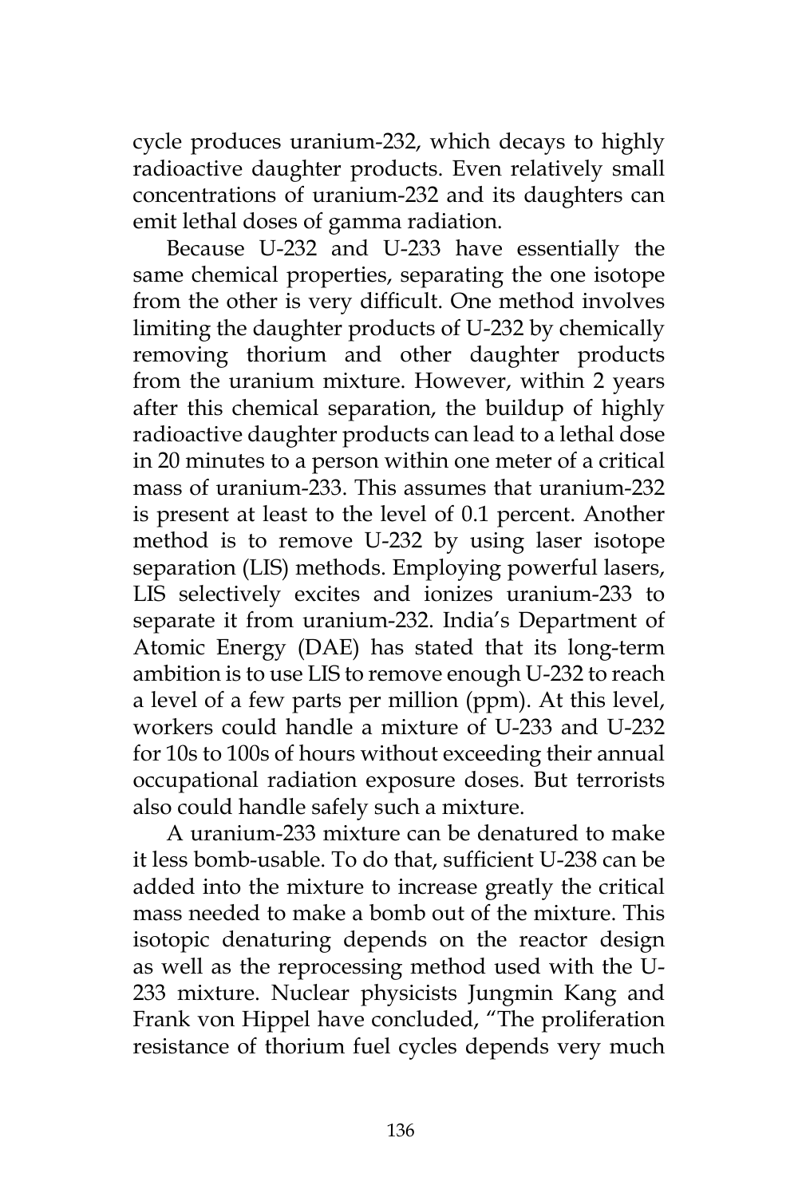cycle produces uranium-232, which decays to highly radioactive daughter products. Even relatively small concentrations of uranium-232 and its daughters can emit lethal doses of gamma radiation.

Because U-232 and U-233 have essentially the same chemical properties, separating the one isotope from the other is very difficult. One method involves limiting the daughter products of U-232 by chemically removing thorium and other daughter products from the uranium mixture. However, within 2 years after this chemical separation, the buildup of highly radioactive daughter products can lead to a lethal dose in 20 minutes to a person within one meter of a critical mass of uranium-233. This assumes that uranium-232 is present at least to the level of 0.1 percent. Another method is to remove U-232 by using laser isotope separation (LIS) methods. Employing powerful lasers, LIS selectively excites and ionizes uranium-233 to separate it from uranium-232. India's Department of Atomic Energy (DAE) has stated that its long-term ambition is to use LIS to remove enough U-232 to reach a level of a few parts per million (ppm). At this level, workers could handle a mixture of U-233 and U-232 for 10s to 100s of hours without exceeding their annual occupational radiation exposure doses. But terrorists also could handle safely such a mixture.

A uranium-233 mixture can be denatured to make it less bomb-usable. To do that, sufficient U-238 can be added into the mixture to increase greatly the critical mass needed to make a bomb out of the mixture. This isotopic denaturing depends on the reactor design as well as the reprocessing method used with the U-233 mixture. Nuclear physicists Jungmin Kang and Frank von Hippel have concluded, "The proliferation resistance of thorium fuel cycles depends very much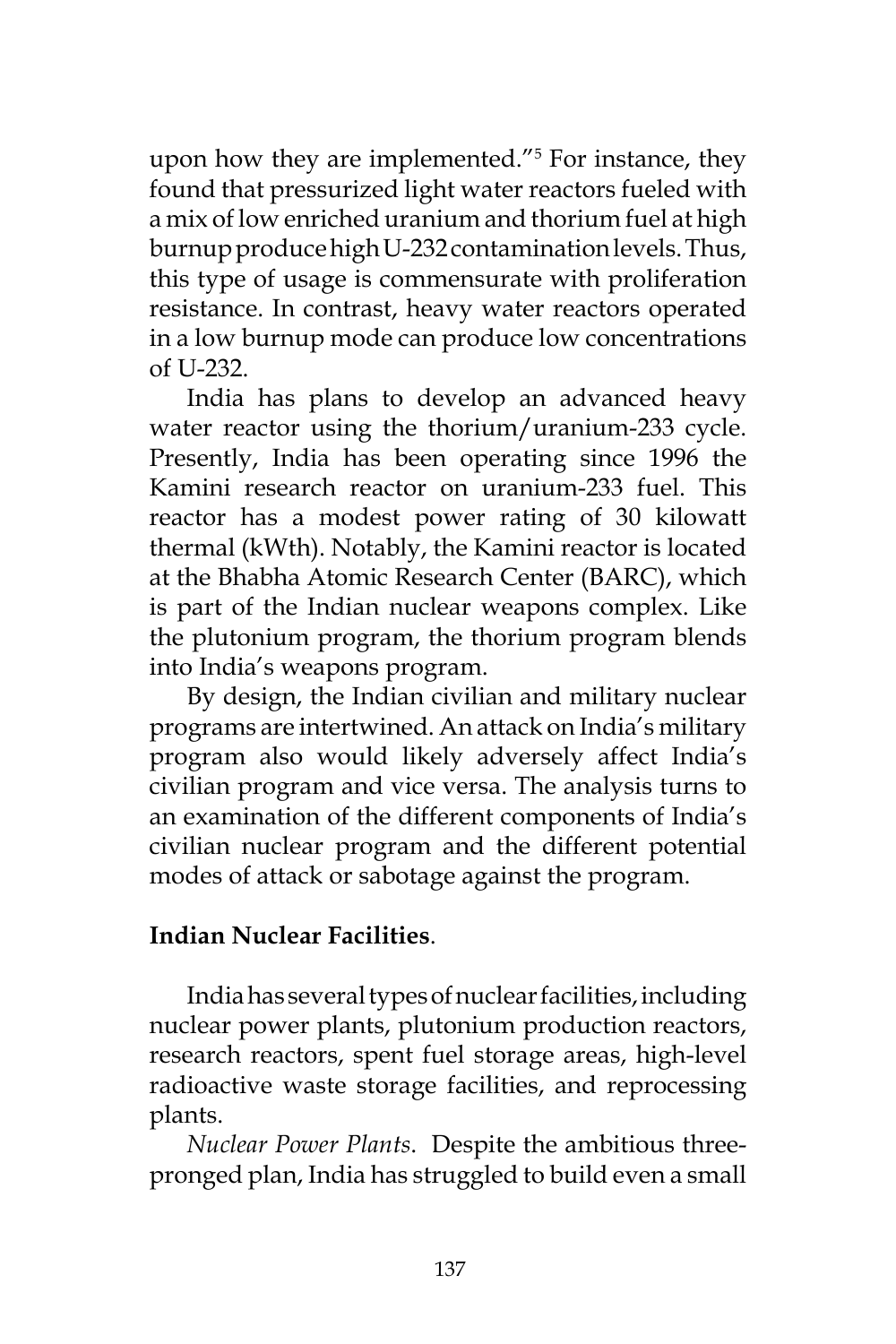upon how they are implemented."[5] For instance, they found that pressurized light water reactors fueled with a mix of low enriched uranium and thorium fuel at high burnup produce high U-232 contamination levels. Thus, this type of usage is commensurate with proliferation resistance. In contrast, heavy water reactors operated in a low burnup mode can produce low concentrations of U-232.

India has plans to develop an advanced heavy water reactor using the thorium/uranium-233 cycle. Presently, India has been operating since 1996 the Kamini research reactor on uranium-233 fuel. This reactor has a modest power rating of 30 kilowatt thermal (kWth). Notably, the Kamini reactor is located at the Bhabha Atomic Research Center (BARC), which is part of the Indian nuclear weapons complex. Like the plutonium program, the thorium program blends into India's weapons program.

By design, the Indian civilian and military nuclear programs are intertwined. An attack on India's military program also would likely adversely affect India's civilian program and vice versa. The analysis turns to an examination of the different components of India's civilian nuclear program and the different potential modes of attack or sabotage against the program.

**Indian Nuclear Facilities**.

India has several types of nuclear facilities, including nuclear power plants, plutonium production reactors, research reactors, spent fuel storage areas, high-level radioactive waste storage facilities, and reprocessing plants.

*Nuclear Power Plants*. Despite the ambitious three-pronged plan, India has struggled to build even a small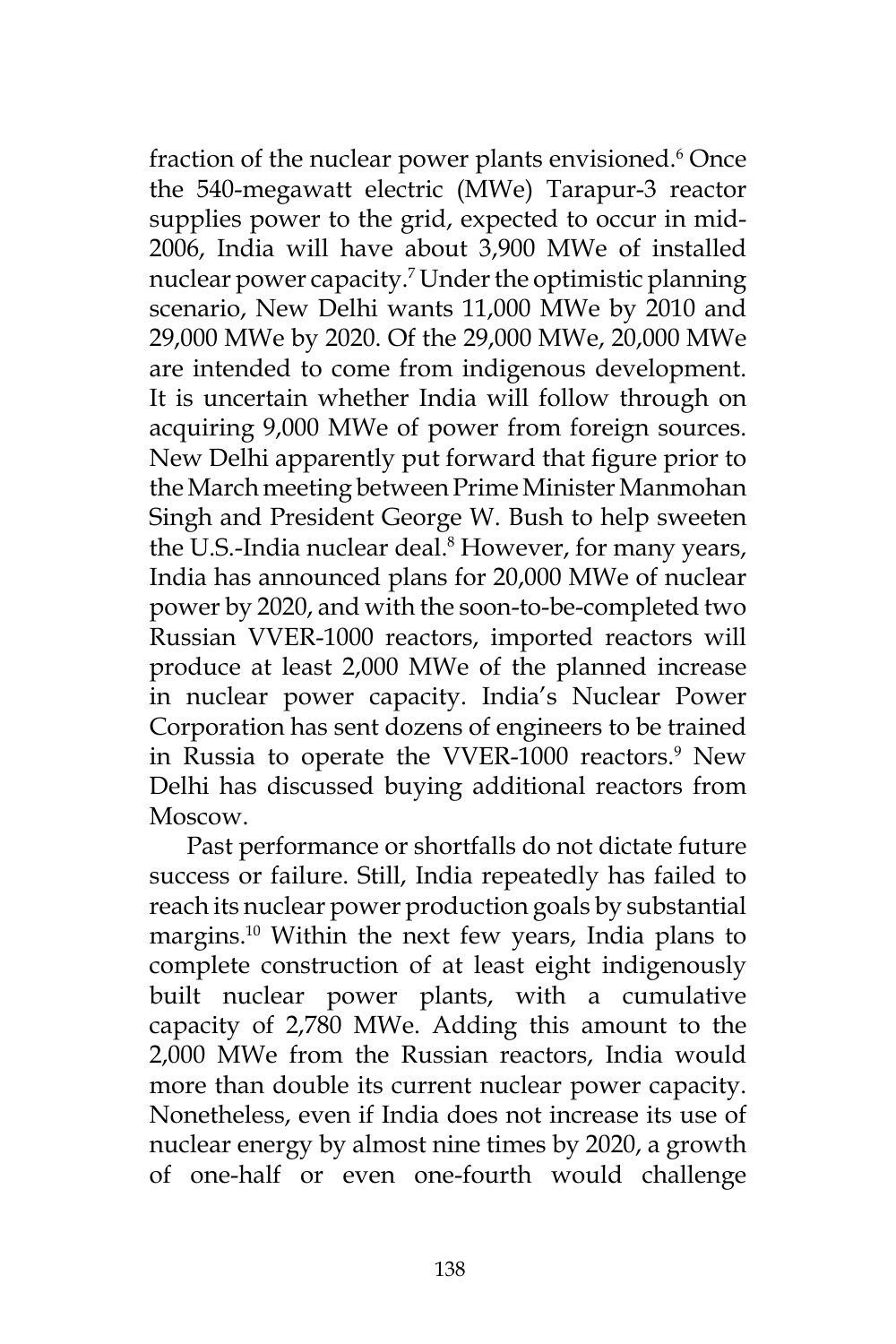fraction of the nuclear power plants envisioned.[6] Once the 540-megawatt electric (MWe) Tarapur-3 reactor supplies power to the grid, expected to occur in mid-2006, India will have about 3,900 MWe of installed nuclear power capacity.[7] Under the optimistic planning scenario, New Delhi wants 11,000 MWe by 2010 and 29,000 MWe by 2020. Of the 29,000 MWe, 20,000 MWe are intended to come from indigenous development. It is uncertain whether India will follow through on acquiring 9,000 MWe of power from foreign sources. New Delhi apparently put forward that figure prior to the March meeting between Prime Minister Manmohan Singh and President George W. Bush to help sweeten the U.S.-India nuclear deal.[8] However, for many years, India has announced plans for 20,000 MWe of nuclear power by 2020, and with the soon-to-be-completed two Russian VVER-1000 reactors, imported reactors will produce at least 2,000 MWe of the planned increase in nuclear power capacity. India's Nuclear Power Corporation has sent dozens of engineers to be trained in Russia to operate the VVER-1000 reactors.[9] New Delhi has discussed buying additional reactors from Moscow.

Past performance or shortfalls do not dictate future success or failure. Still, India repeatedly has failed to reach its nuclear power production goals by substantial margins.[10] Within the next few years, India plans to complete construction of at least eight indigenously built nuclear power plants, with a cumulative capacity of 2,780 MWe. Adding this amount to the 2,000 MWe from the Russian reactors, India would more than double its current nuclear power capacity. Nonetheless, even if India does not increase its use of nuclear energy by almost nine times by 2020, a growth of one-half or even one-fourth would challenge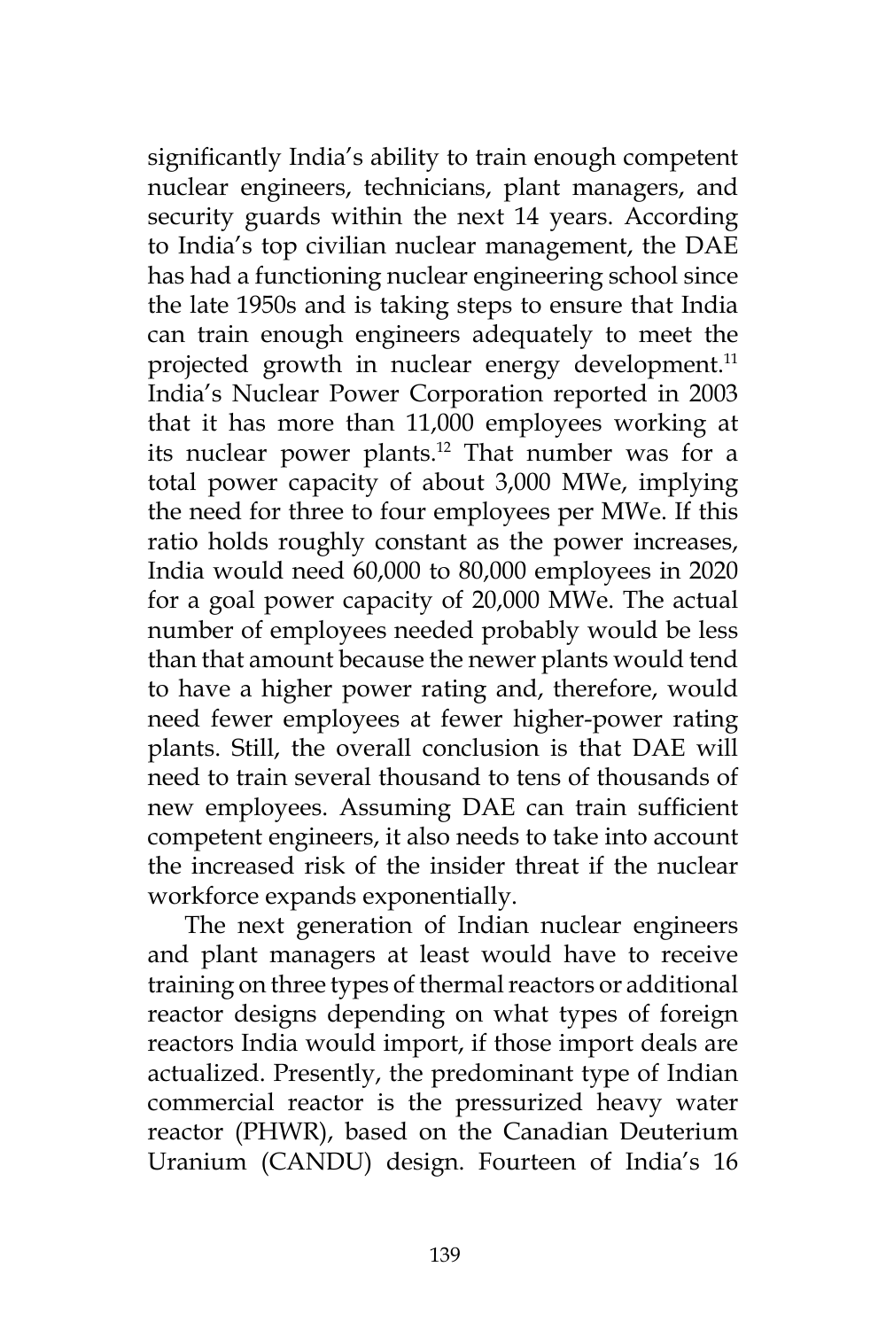significantly India's ability to train enough competent nuclear engineers, technicians, plant managers, and security guards within the next 14 years. According to India's top civilian nuclear management, the DAE has had a functioning nuclear engineering school since the late 1950s and is taking steps to ensure that India can train enough engineers adequately to meet the projected growth in nuclear energy development.[11] India's Nuclear Power Corporation reported in 2003 that it has more than 11,000 employees working at its nuclear power plants.[12] That number was for a total power capacity of about 3,000 MWe, implying the need for three to four employees per MWe. If this ratio holds roughly constant as the power increases, India would need 60,000 to 80,000 employees in 2020 for a goal power capacity of 20,000 MWe. The actual number of employees needed probably would be less than that amount because the newer plants would tend to have a higher power rating and, therefore, would need fewer employees at fewer higher-power rating plants. Still, the overall conclusion is that DAE will need to train several thousand to tens of thousands of new employees. Assuming DAE can train sufficient competent engineers, it also needs to take into account the increased risk of the insider threat if the nuclear workforce expands exponentially.

The next generation of Indian nuclear engineers and plant managers at least would have to receive training on three types of thermal reactors or additional reactor designs depending on what types of foreign reactors India would import, if those import deals are actualized. Presently, the predominant type of Indian commercial reactor is the pressurized heavy water reactor (PHWR), based on the Canadian Deuterium Uranium (CANDU) design. Fourteen of India's 16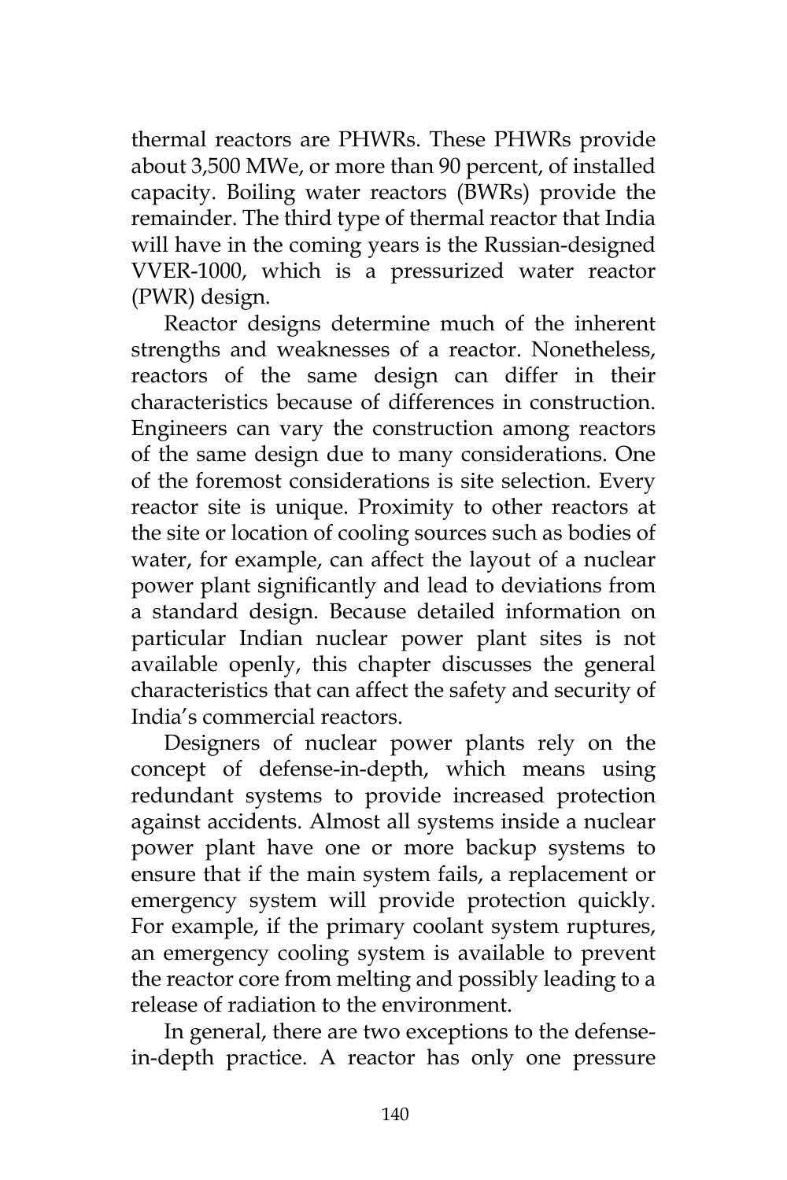thermal reactors are PHWRs. These PHWRs provide about 3,500 MWe, or more than 90 percent, of installed capacity. Boiling water reactors (BWRs) provide the remainder. The third type of thermal reactor that India will have in the coming years is the Russian-designed VVER-1000, which is a pressurized water reactor (PWR) design.

Reactor designs determine much of the inherent strengths and weaknesses of a reactor. Nonetheless, reactors of the same design can differ in their characteristics because of differences in construction. Engineers can vary the construction among reactors of the same design due to many considerations. One of the foremost considerations is site selection. Every reactor site is unique. Proximity to other reactors at the site or location of cooling sources such as bodies of water, for example, can affect the layout of a nuclear power plant significantly and lead to deviations from a standard design. Because detailed information on particular Indian nuclear power plant sites is not available openly, this chapter discusses the general characteristics that can affect the safety and security of India's commercial reactors.

Designers of nuclear power plants rely on the concept of defense-in-depth, which means using redundant systems to provide increased protection against accidents. Almost all systems inside a nuclear power plant have one or more backup systems to ensure that if the main system fails, a replacement or emergency system will provide protection quickly. For example, if the primary coolant system ruptures, an emergency cooling system is available to prevent the reactor core from melting and possibly leading to a release of radiation to the environment.

In general, there are two exceptions to the defense-in-depth practice. A reactor has only one pressure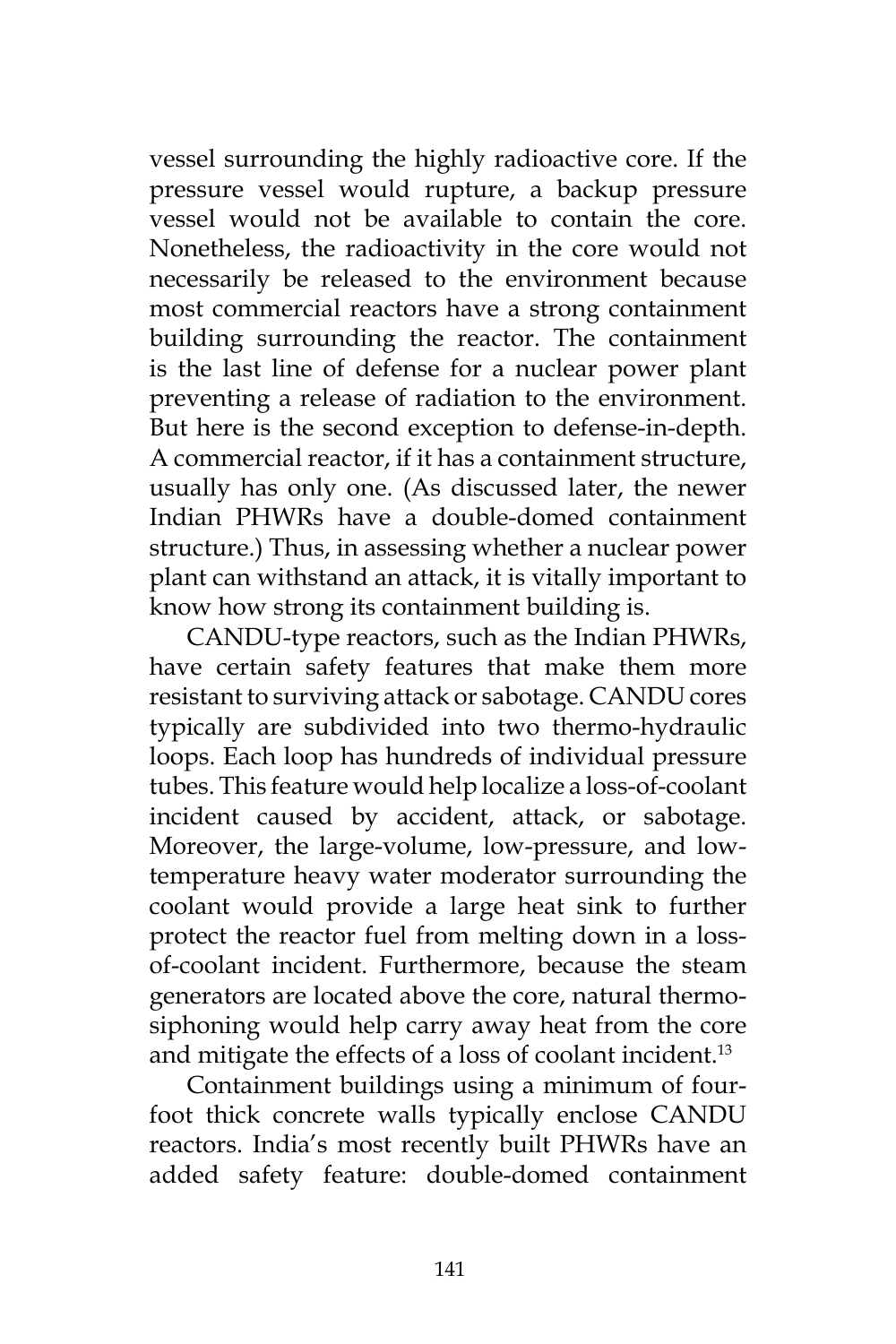vessel surrounding the highly radioactive core. If the pressure vessel would rupture, a backup pressure vessel would not be available to contain the core. Nonetheless, the radioactivity in the core would not necessarily be released to the environment because most commercial reactors have a strong containment building surrounding the reactor. The containment is the last line of defense for a nuclear power plant preventing a release of radiation to the environment. But here is the second exception to defense-in-depth. A commercial reactor, if it has a containment structure, usually has only one. (As discussed later, the newer Indian PHWRs have a double-domed containment structure.) Thus, in assessing whether a nuclear power plant can withstand an attack, it is vitally important to know how strong its containment building is.

CANDU-type reactors, such as the Indian PHWRs, have certain safety features that make them more resistant to surviving attack or sabotage. CANDU cores typically are subdivided into two thermo-hydraulic loops. Each loop has hundreds of individual pressure tubes. This feature would help localize a loss-of-coolant incident caused by accident, attack, or sabotage. Moreover, the large-volume, low-pressure, and low-temperature heavy water moderator surrounding the coolant would provide a large heat sink to further protect the reactor fuel from melting down in a loss-of-coolant incident. Furthermore, because the steam generators are located above the core, natural thermo-siphoning would help carry away heat from the core and mitigate the effects of a loss of coolant incident.[13]

Containment buildings using a minimum of four-foot thick concrete walls typically enclose CANDU reactors. India's most recently built PHWRs have an added safety feature: double-domed containment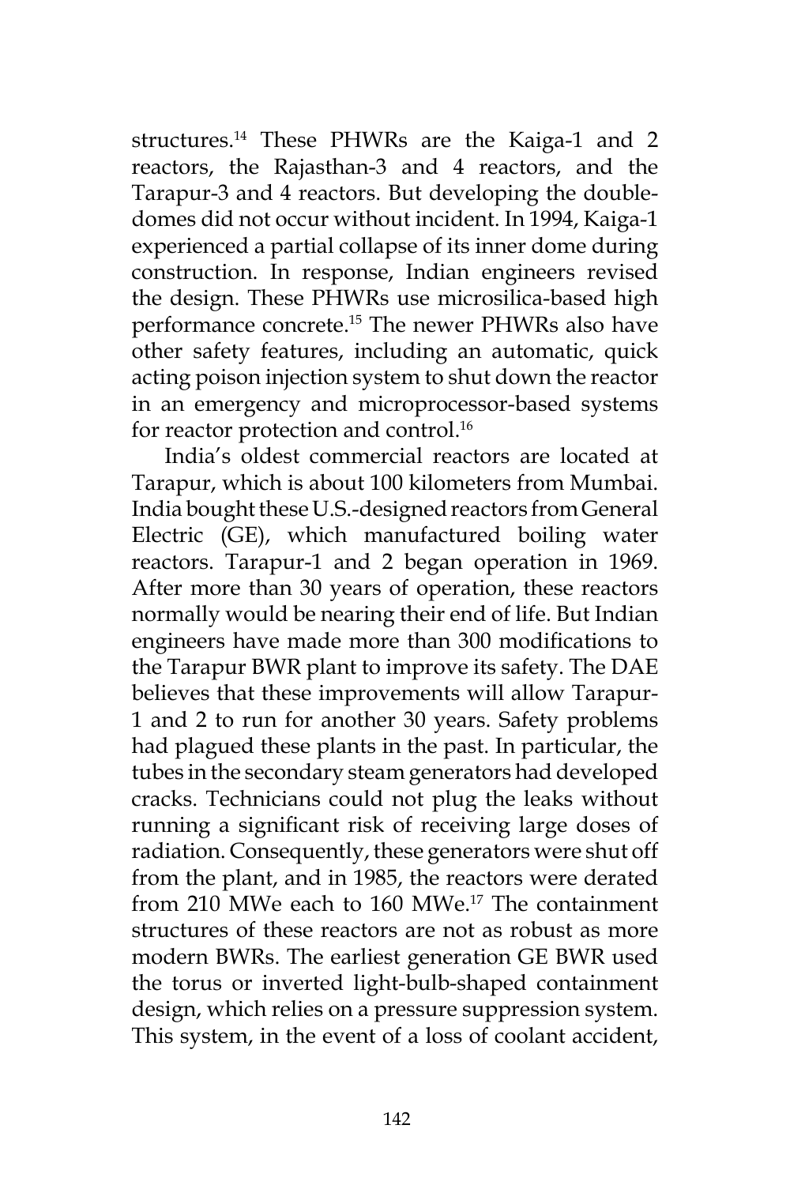structures.[14] These PHWRs are the Kaiga-1 and 2 reactors, the Rajasthan-3 and 4 reactors, and the Tarapur-3 and 4 reactors. But developing the double-domes did not occur without incident. In 1994, Kaiga-1 experienced a partial collapse of its inner dome during construction. In response, Indian engineers revised the design. These PHWRs use microsilica-based high performance concrete.[15] The newer PHWRs also have other safety features, including an automatic, quick acting poison injection system to shut down the reactor in an emergency and microprocessor-based systems for reactor protection and control.[16]

India's oldest commercial reactors are located at Tarapur, which is about 100 kilometers from Mumbai. India bought these U.S.-designed reactors from General Electric (GE), which manufactured boiling water reactors. Tarapur-1 and 2 began operation in 1969. After more than 30 years of operation, these reactors normally would be nearing their end of life. But Indian engineers have made more than 300 modifications to the Tarapur BWR plant to improve its safety. The DAE believes that these improvements will allow Tarapur-1 and 2 to run for another 30 years. Safety problems had plagued these plants in the past. In particular, the tubes in the secondary steam generators had developed cracks. Technicians could not plug the leaks without running a significant risk of receiving large doses of radiation. Consequently, these generators were shut off from the plant, and in 1985, the reactors were derated from 210 MWe each to 160 MWe.[17] The containment structures of these reactors are not as robust as more modern BWRs. The earliest generation GE BWR used the torus or inverted light-bulb-shaped containment design, which relies on a pressure suppression system. This system, in the event of a loss of coolant accident,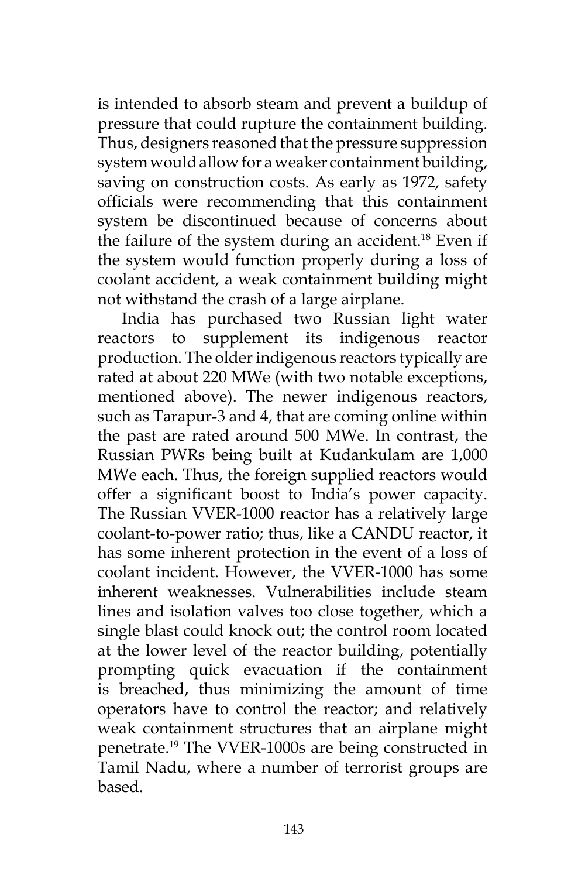is intended to absorb steam and prevent a buildup of pressure that could rupture the containment building. Thus, designers reasoned that the pressure suppression system would allow for a weaker containment building, saving on construction costs. As early as 1972, safety officials were recommending that this containment system be discontinued because of concerns about the failure of the system during an accident.[18] Even if the system would function properly during a loss of coolant accident, a weak containment building might not withstand the crash of a large airplane.

India has purchased two Russian light water reactors to supplement its indigenous reactor production. The older indigenous reactors typically are rated at about 220 MWe (with two notable exceptions, mentioned above). The newer indigenous reactors, such as Tarapur-3 and 4, that are coming online within the past are rated around 500 MWe. In contrast, the Russian PWRs being built at Kudankulam are 1,000 MWe each. Thus, the foreign supplied reactors would offer a significant boost to India's power capacity. The Russian VVER-1000 reactor has a relatively large coolant-to-power ratio; thus, like a CANDU reactor, it has some inherent protection in the event of a loss of coolant incident. However, the VVER-1000 has some inherent weaknesses. Vulnerabilities include steam lines and isolation valves too close together, which a single blast could knock out; the control room located at the lower level of the reactor building, potentially prompting quick evacuation if the containment is breached, thus minimizing the amount of time operators have to control the reactor; and relatively weak containment structures that an airplane might penetrate.[19] The VVER-1000s are being constructed in Tamil Nadu, where a number of terrorist groups are based.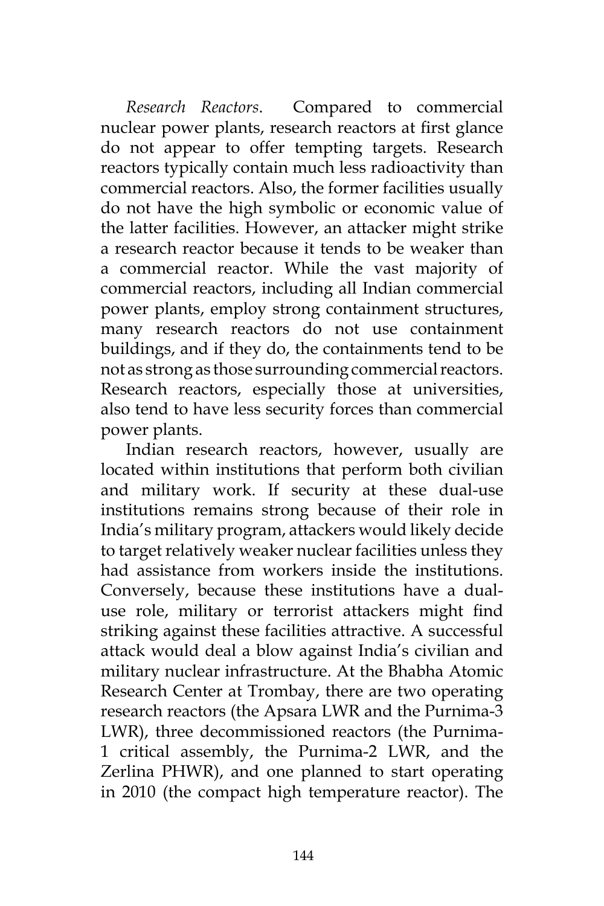*Research Reactors*. Compared to commercial nuclear power plants, research reactors at first glance do not appear to offer tempting targets. Research reactors typically contain much less radioactivity than commercial reactors. Also, the former facilities usually do not have the high symbolic or economic value of the latter facilities. However, an attacker might strike a research reactor because it tends to be weaker than a commercial reactor. While the vast majority of commercial reactors, including all Indian commercial power plants, employ strong containment structures, many research reactors do not use containment buildings, and if they do, the containments tend to be not as strong as those surrounding commercial reactors. Research reactors, especially those at universities, also tend to have less security forces than commercial power plants.

Indian research reactors, however, usually are located within institutions that perform both civilian and military work. If security at these dual-use institutions remains strong because of their role in India's military program, attackers would likely decide to target relatively weaker nuclear facilities unless they had assistance from workers inside the institutions. Conversely, because these institutions have a dual-use role, military or terrorist attackers might find striking against these facilities attractive. A successful attack would deal a blow against India's civilian and military nuclear infrastructure. At the Bhabha Atomic Research Center at Trombay, there are two operating research reactors (the Apsara LWR and the Purnima-3 LWR), three decommissioned reactors (the Purnima-1 critical assembly, the Purnima-2 LWR, and the Zerlina PHWR), and one planned to start operating in 2010 (the compact high temperature reactor). The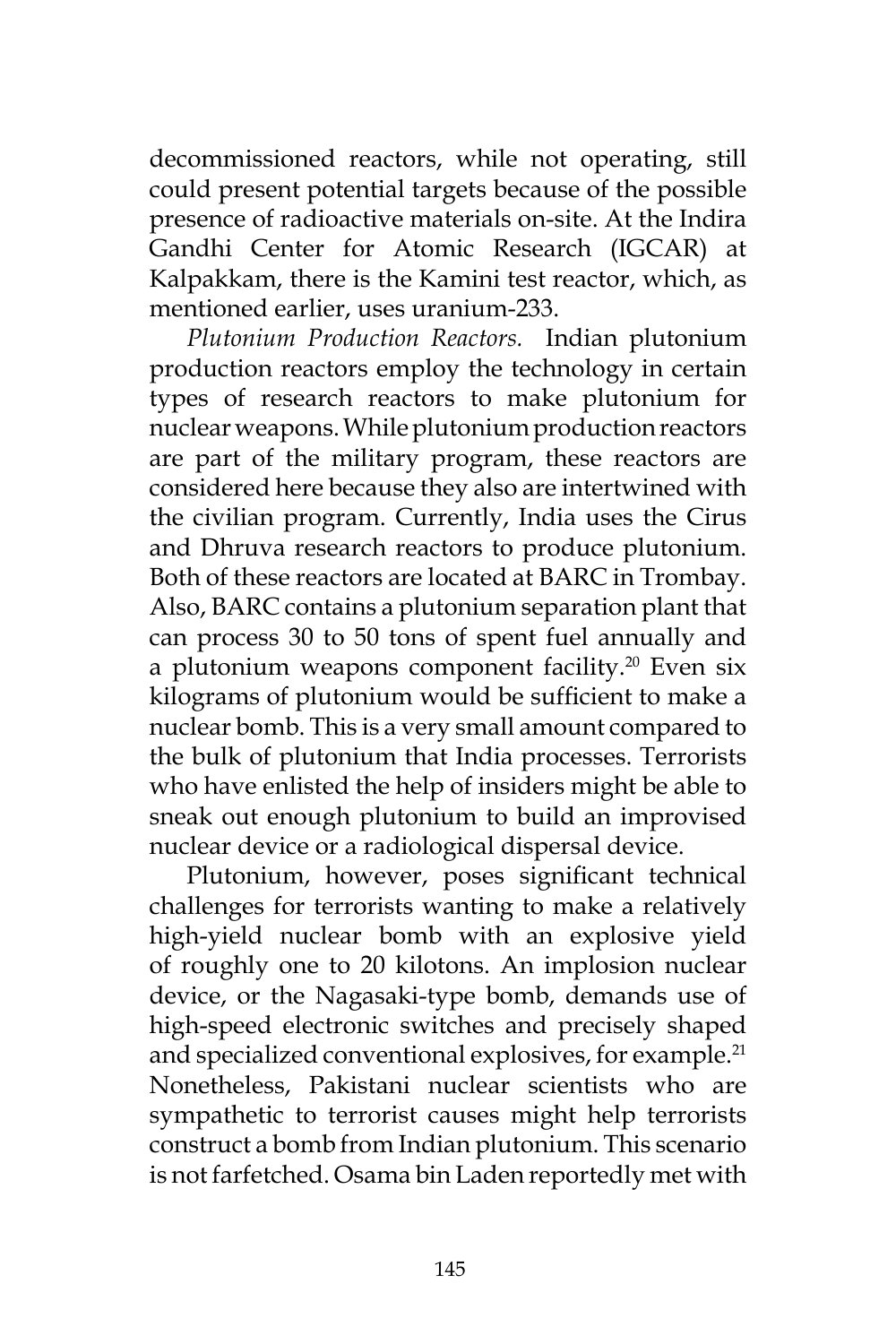decommissioned reactors, while not operating, still could present potential targets because of the possible presence of radioactive materials on-site. At the Indira Gandhi Center for Atomic Research (IGCAR) at Kalpakkam, there is the Kamini test reactor, which, as mentioned earlier, uses uranium-233.

*Plutonium Production Reactors.* Indian plutonium production reactors employ the technology in certain types of research reactors to make plutonium for nuclear weapons. While plutonium production reactors are part of the military program, these reactors are considered here because they also are intertwined with the civilian program. Currently, India uses the Cirus and Dhruva research reactors to produce plutonium. Both of these reactors are located at BARC in Trombay. Also, BARC contains a plutonium separation plant that can process 30 to 50 tons of spent fuel annually and a plutonium weapons component facility.[20] Even six kilograms of plutonium would be sufficient to make a nuclear bomb. This is a very small amount compared to the bulk of plutonium that India processes. Terrorists who have enlisted the help of insiders might be able to sneak out enough plutonium to build an improvised nuclear device or a radiological dispersal device.

Plutonium, however, poses significant technical challenges for terrorists wanting to make a relatively high-yield nuclear bomb with an explosive yield of roughly one to 20 kilotons. An implosion nuclear device, or the Nagasaki-type bomb, demands use of high-speed electronic switches and precisely shaped and specialized conventional explosives, for example.[21] Nonetheless, Pakistani nuclear scientists who are sympathetic to terrorist causes might help terrorists construct a bomb from Indian plutonium. This scenario is not farfetched. Osama bin Laden reportedly met with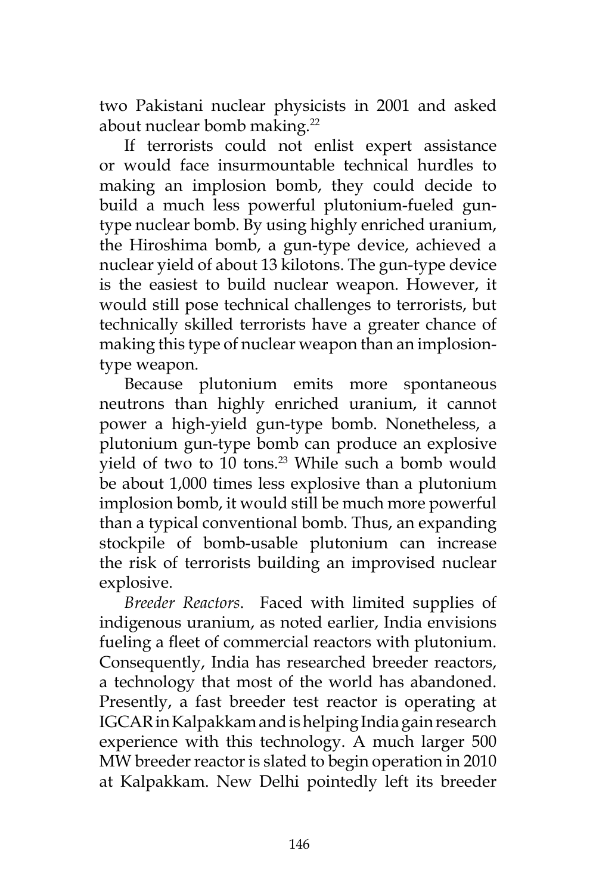two Pakistani nuclear physicists in 2001 and asked about nuclear bomb making.[22]

If terrorists could not enlist expert assistance or would face insurmountable technical hurdles to making an implosion bomb, they could decide to build a much less powerful plutonium-fueled gun-type nuclear bomb. By using highly enriched uranium, the Hiroshima bomb, a gun-type device, achieved a nuclear yield of about 13 kilotons. The gun-type device is the easiest to build nuclear weapon. However, it would still pose technical challenges to terrorists, but technically skilled terrorists have a greater chance of making this type of nuclear weapon than an implosion-type weapon.

Because plutonium emits more spontaneous neutrons than highly enriched uranium, it cannot power a high-yield gun-type bomb. Nonetheless, a plutonium gun-type bomb can produce an explosive yield of two to 10 tons.[23] While such a bomb would be about 1,000 times less explosive than a plutonium implosion bomb, it would still be much more powerful than a typical conventional bomb. Thus, an expanding stockpile of bomb-usable plutonium can increase the risk of terrorists building an improvised nuclear explosive.

*Breeder Reactors*. Faced with limited supplies of indigenous uranium, as noted earlier, India envisions fueling a fleet of commercial reactors with plutonium. Consequently, India has researched breeder reactors, a technology that most of the world has abandoned. Presently, a fast breeder test reactor is operating at IGCAR in Kalpakkam and is helping India gain research experience with this technology. A much larger 500 MW breeder reactor is slated to begin operation in 2010 at Kalpakkam. New Delhi pointedly left its breeder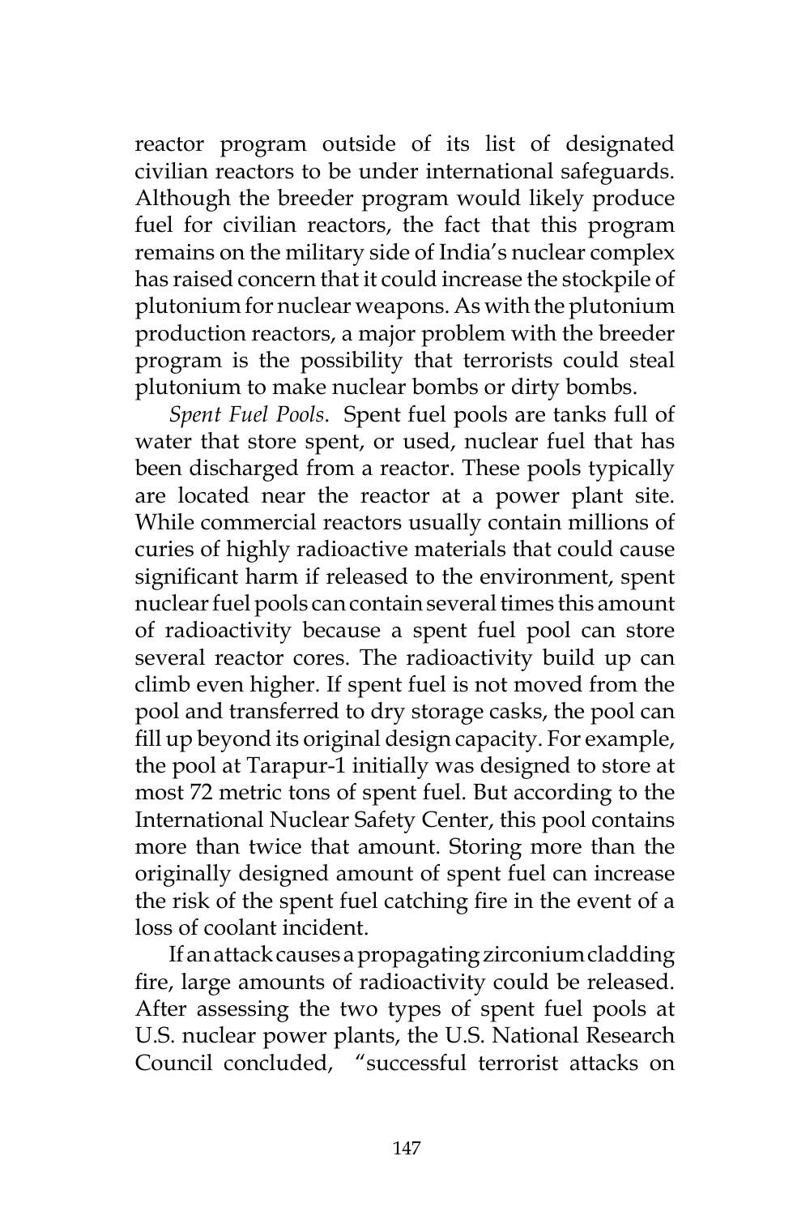reactor program outside of its list of designated civilian reactors to be under international safeguards. Although the breeder program would likely produce fuel for civilian reactors, the fact that this program remains on the military side of India's nuclear complex has raised concern that it could increase the stockpile of plutonium for nuclear weapons. As with the plutonium production reactors, a major problem with the breeder program is the possibility that terrorists could steal plutonium to make nuclear bombs or dirty bombs.

*Spent Fuel Pools*. Spent fuel pools are tanks full of water that store spent, or used, nuclear fuel that has been discharged from a reactor. These pools typically are located near the reactor at a power plant site. While commercial reactors usually contain millions of curies of highly radioactive materials that could cause significant harm if released to the environment, spent nuclear fuel pools can contain several times this amount of radioactivity because a spent fuel pool can store several reactor cores. The radioactivity build up can climb even higher. If spent fuel is not moved from the pool and transferred to dry storage casks, the pool can fill up beyond its original design capacity. For example, the pool at Tarapur-1 initially was designed to store at most 72 metric tons of spent fuel. But according to the International Nuclear Safety Center, this pool contains more than twice that amount. Storing more than the originally designed amount of spent fuel can increase the risk of the spent fuel catching fire in the event of a loss of coolant incident.

If an attack causes a propagating zirconium cladding fire, large amounts of radioactivity could be released. After assessing the two types of spent fuel pools at U.S. nuclear power plants, the U.S. National Research Council concluded, "successful terrorist attacks on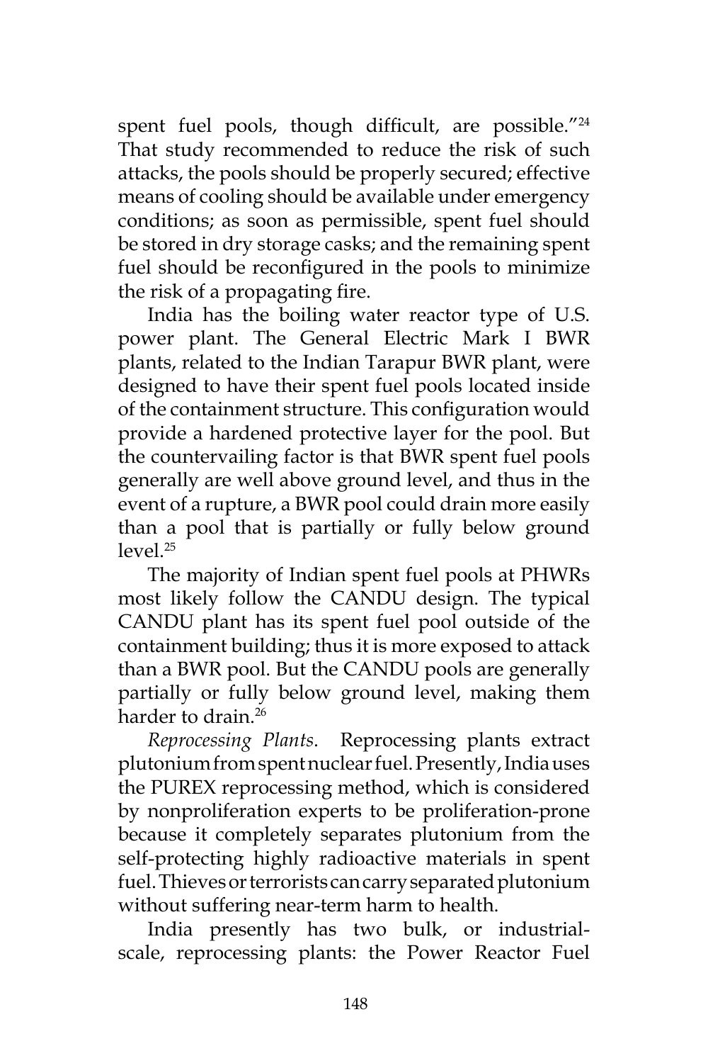spent fuel pools, though difficult, are possible."[24] That study recommended to reduce the risk of such attacks, the pools should be properly secured; effective means of cooling should be available under emergency conditions; as soon as permissible, spent fuel should be stored in dry storage casks; and the remaining spent fuel should be reconfigured in the pools to minimize the risk of a propagating fire.

India has the boiling water reactor type of U.S. power plant. The General Electric Mark I BWR plants, related to the Indian Tarapur BWR plant, were designed to have their spent fuel pools located inside of the containment structure. This configuration would provide a hardened protective layer for the pool. But the countervailing factor is that BWR spent fuel pools generally are well above ground level, and thus in the event of a rupture, a BWR pool could drain more easily than a pool that is partially or fully below ground level.[25]

The majority of Indian spent fuel pools at PHWRs most likely follow the CANDU design. The typical CANDU plant has its spent fuel pool outside of the containment building; thus it is more exposed to attack than a BWR pool. But the CANDU pools are generally partially or fully below ground level, making them harder to drain.[26]

*Reprocessing Plants*. Reprocessing plants extract plutonium from spent nuclear fuel. Presently, India uses the PUREX reprocessing method, which is considered by nonproliferation experts to be proliferation-prone because it completely separates plutonium from the self-protecting highly radioactive materials in spent fuel. Thieves or terrorists can carry separated plutonium without suffering near-term harm to health.

India presently has two bulk, or industrial-scale, reprocessing plants: the Power Reactor Fuel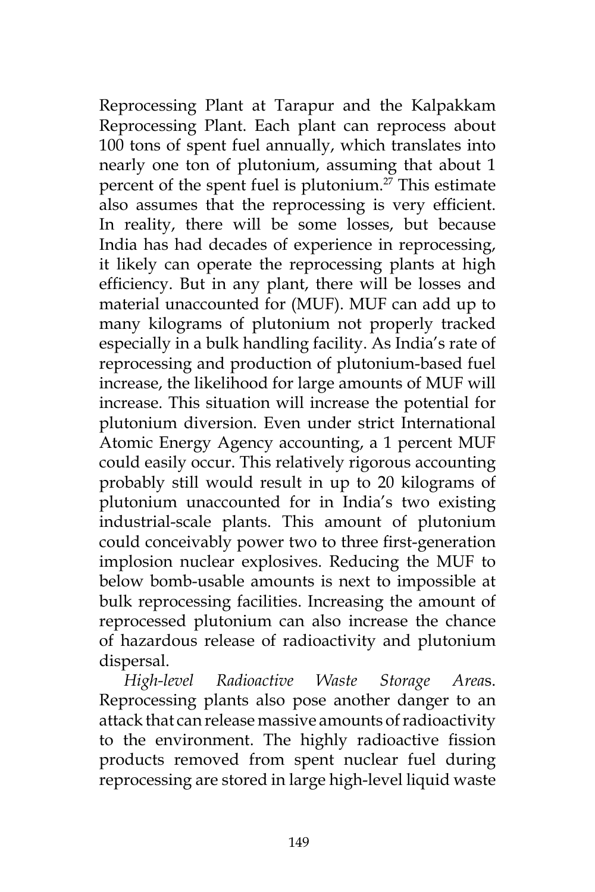Reprocessing Plant at Tarapur and the Kalpakkam Reprocessing Plant. Each plant can reprocess about 100 tons of spent fuel annually, which translates into nearly one ton of plutonium, assuming that about 1 percent of the spent fuel is plutonium.[27] This estimate also assumes that the reprocessing is very efficient. In reality, there will be some losses, but because India has had decades of experience in reprocessing, it likely can operate the reprocessing plants at high efficiency. But in any plant, there will be losses and material unaccounted for (MUF). MUF can add up to many kilograms of plutonium not properly tracked especially in a bulk handling facility. As India's rate of reprocessing and production of plutonium-based fuel increase, the likelihood for large amounts of MUF will increase. This situation will increase the potential for plutonium diversion. Even under strict International Atomic Energy Agency accounting, a 1 percent MUF could easily occur. This relatively rigorous accounting probably still would result in up to 20 kilograms of plutonium unaccounted for in India's two existing industrial-scale plants. This amount of plutonium could conceivably power two to three first-generation implosion nuclear explosives. Reducing the MUF to below bomb-usable amounts is next to impossible at bulk reprocessing facilities. Increasing the amount of reprocessed plutonium can also increase the chance of hazardous release of radioactivity and plutonium dispersal.

*High-level Radioactive Waste Storage Area*s. Reprocessing plants also pose another danger to an attack that can release massive amounts of radioactivity to the environment. The highly radioactive fission products removed from spent nuclear fuel during reprocessing are stored in large high-level liquid waste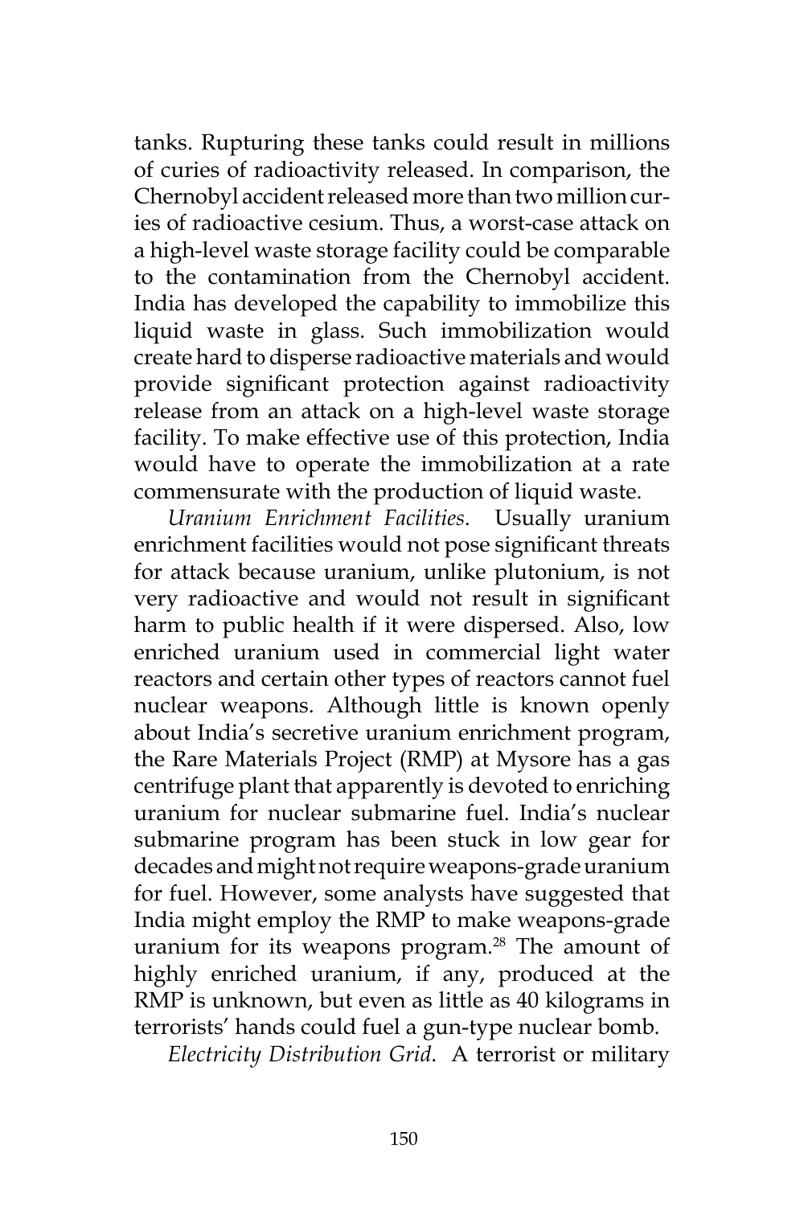tanks. Rupturing these tanks could result in millions of curies of radioactivity released. In comparison, the Chernobyl accident released more than two million curies of radioactive cesium. Thus, a worst-case attack on a high-level waste storage facility could be comparable to the contamination from the Chernobyl accident. India has developed the capability to immobilize this liquid waste in glass. Such immobilization would create hard to disperse radioactive materials and would provide significant protection against radioactivity release from an attack on a high-level waste storage facility. To make effective use of this protection, India would have to operate the immobilization at a rate commensurate with the production of liquid waste.

*Uranium Enrichment Facilities*. Usually uranium enrichment facilities would not pose significant threats for attack because uranium, unlike plutonium, is not very radioactive and would not result in significant harm to public health if it were dispersed. Also, low enriched uranium used in commercial light water reactors and certain other types of reactors cannot fuel nuclear weapons. Although little is known openly about India's secretive uranium enrichment program, the Rare Materials Project (RMP) at Mysore has a gas centrifuge plant that apparently is devoted to enriching uranium for nuclear submarine fuel. India's nuclear submarine program has been stuck in low gear for decades and might not require weapons-grade uranium for fuel. However, some analysts have suggested that India might employ the RMP to make weapons-grade uranium for its weapons program.[28] The amount of highly enriched uranium, if any, produced at the RMP is unknown, but even as little as 40 kilograms in terrorists' hands could fuel a gun-type nuclear bomb.

*Electricity Distribution Grid*. A terrorist or military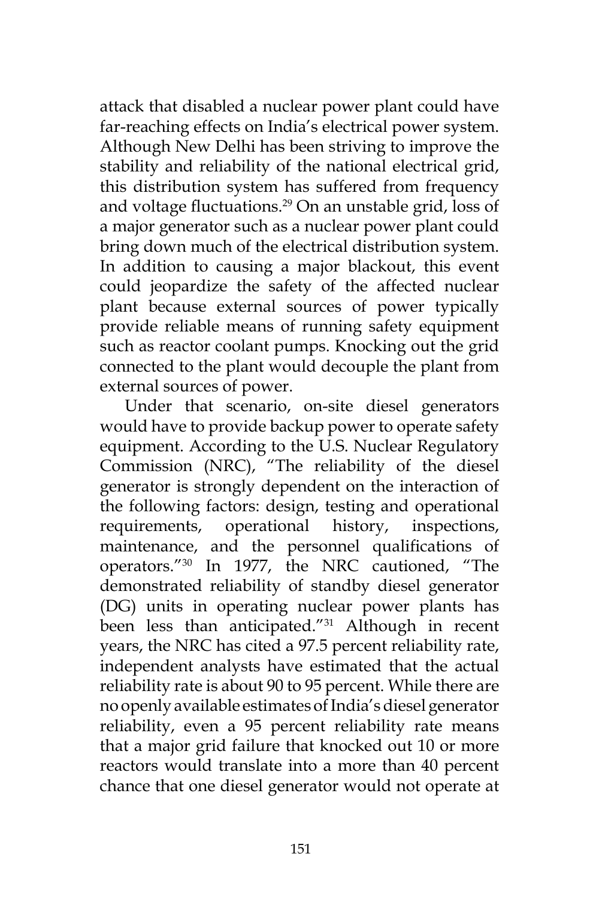attack that disabled a nuclear power plant could have far-reaching effects on India's electrical power system. Although New Delhi has been striving to improve the stability and reliability of the national electrical grid, this distribution system has suffered from frequency and voltage fluctuations.[29] On an unstable grid, loss of a major generator such as a nuclear power plant could bring down much of the electrical distribution system. In addition to causing a major blackout, this event could jeopardize the safety of the affected nuclear plant because external sources of power typically provide reliable means of running safety equipment such as reactor coolant pumps. Knocking out the grid connected to the plant would decouple the plant from external sources of power.

Under that scenario, on-site diesel generators would have to provide backup power to operate safety equipment. According to the U.S. Nuclear Regulatory Commission (NRC), "The reliability of the diesel generator is strongly dependent on the interaction of the following factors: design, testing and operational requirements, operational history, inspections, maintenance, and the personnel qualifications of operators."[30] In 1977, the NRC cautioned, "The demonstrated reliability of standby diesel generator (DG) units in operating nuclear power plants has been less than anticipated."[31] Although in recent years, the NRC has cited a 97.5 percent reliability rate, independent analysts have estimated that the actual reliability rate is about 90 to 95 percent. While there are no openly available estimates of India's diesel generator reliability, even a 95 percent reliability rate means that a major grid failure that knocked out 10 or more reactors would translate into a more than 40 percent chance that one diesel generator would not operate at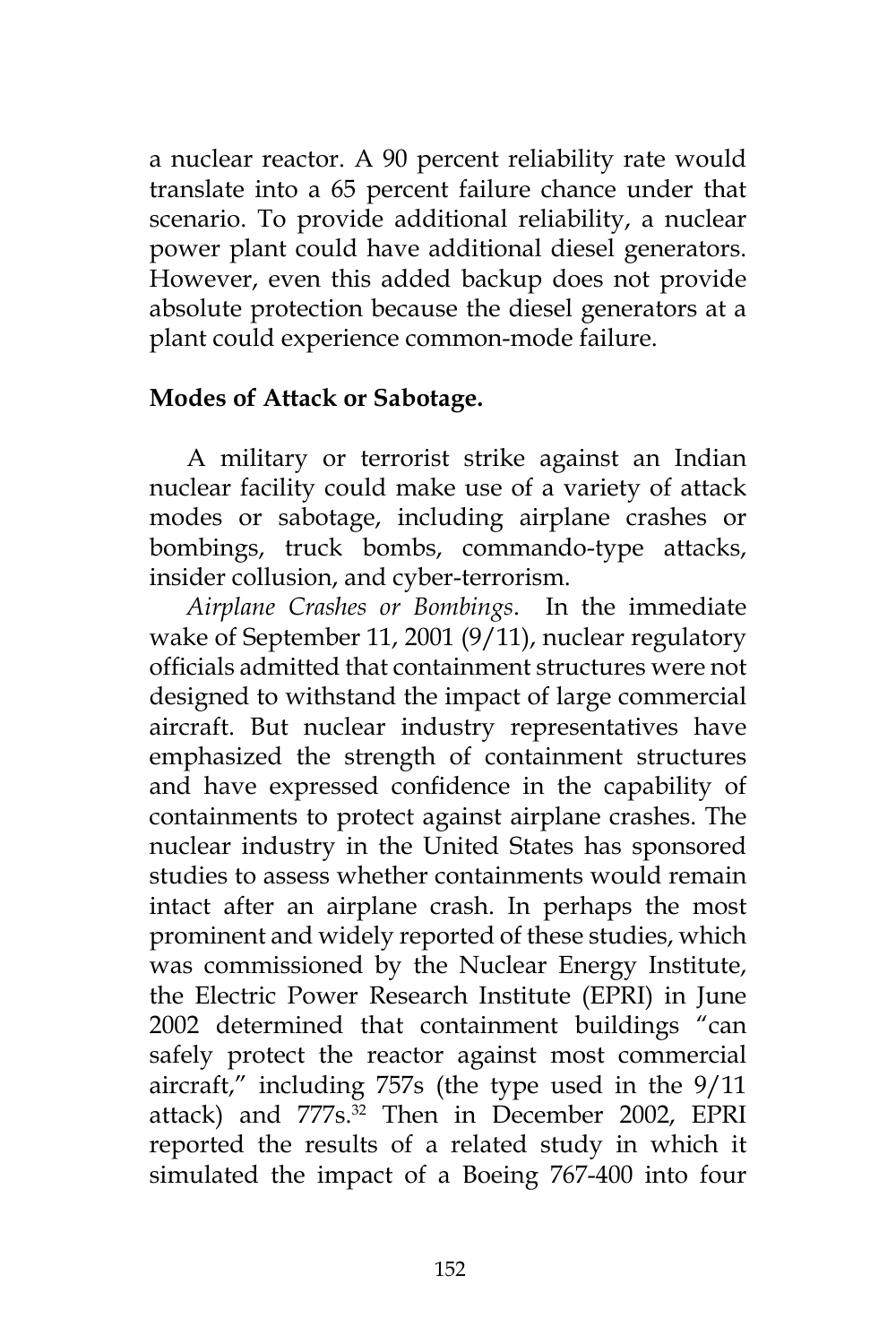a nuclear reactor. A 90 percent reliability rate would translate into a 65 percent failure chance under that scenario. To provide additional reliability, a nuclear power plant could have additional diesel generators. However, even this added backup does not provide absolute protection because the diesel generators at a plant could experience common-mode failure.

**Modes of Attack or Sabotage.**

A military or terrorist strike against an Indian nuclear facility could make use of a variety of attack modes or sabotage, including airplane crashes or bombings, truck bombs, commando-type attacks, insider collusion, and cyber-terrorism.

*Airplane Crashes or Bombings.* In the immediate wake of September 11, 2001 (9/11), nuclear regulatory officials admitted that containment structures were not designed to withstand the impact of large commercial aircraft. But nuclear industry representatives have emphasized the strength of containment structures and have expressed confidence in the capability of containments to protect against airplane crashes. The nuclear industry in the United States has sponsored studies to assess whether containments would remain intact after an airplane crash. In perhaps the most prominent and widely reported of these studies, which was commissioned by the Nuclear Energy Institute, the Electric Power Research Institute (EPRI) in June 2002 determined that containment buildings "can safely protect the reactor against most commercial aircraft," including 757s (the type used in the 9/11 attack) and 777s.[32] Then in December 2002, EPRI reported the results of a related study in which it simulated the impact of a Boeing 767-400 into four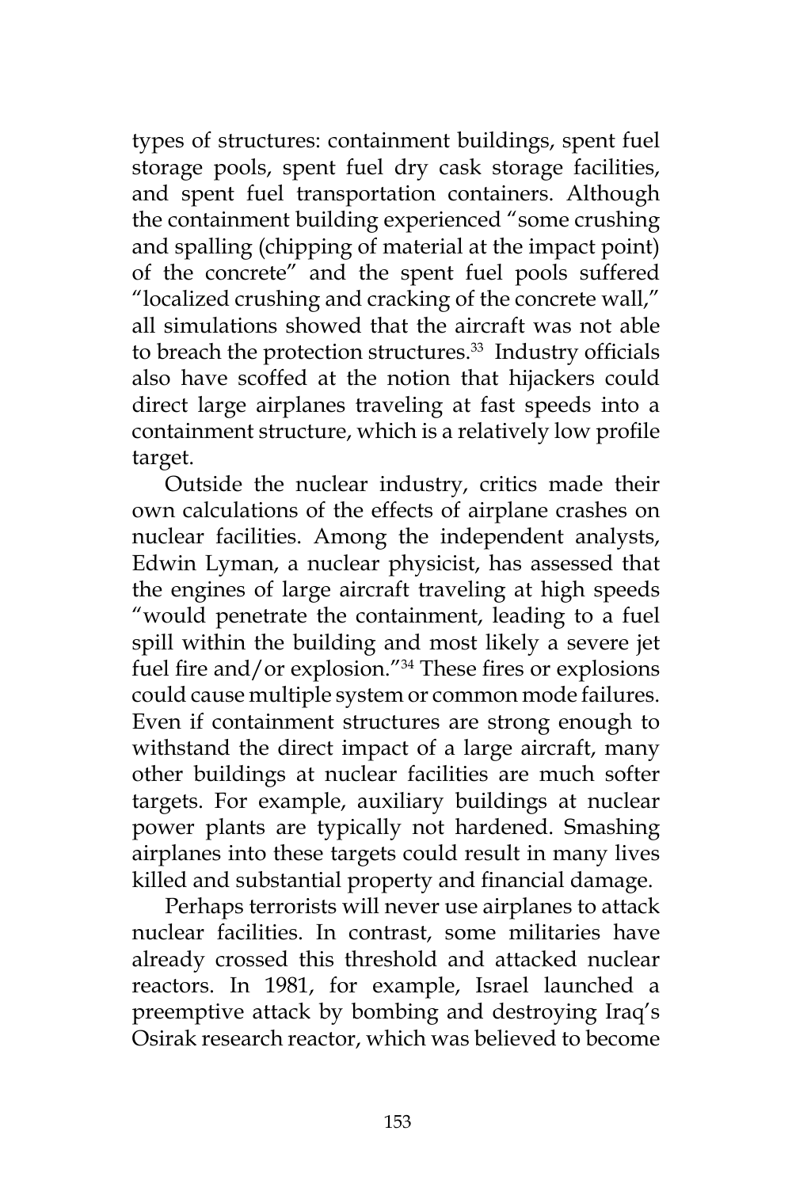types of structures: containment buildings, spent fuel storage pools, spent fuel dry cask storage facilities, and spent fuel transportation containers. Although the containment building experienced "some crushing and spalling (chipping of material at the impact point) of the concrete" and the spent fuel pools suffered "localized crushing and cracking of the concrete wall," all simulations showed that the aircraft was not able to breach the protection structures.[33] Industry officials also have scoffed at the notion that hijackers could direct large airplanes traveling at fast speeds into a containment structure, which is a relatively low profile target.

Outside the nuclear industry, critics made their own calculations of the effects of airplane crashes on nuclear facilities. Among the independent analysts, Edwin Lyman, a nuclear physicist, has assessed that the engines of large aircraft traveling at high speeds "would penetrate the containment, leading to a fuel spill within the building and most likely a severe jet fuel fire and/or explosion."[34] These fires or explosions could cause multiple system or common mode failures. Even if containment structures are strong enough to withstand the direct impact of a large aircraft, many other buildings at nuclear facilities are much softer targets. For example, auxiliary buildings at nuclear power plants are typically not hardened. Smashing airplanes into these targets could result in many lives killed and substantial property and financial damage.

Perhaps terrorists will never use airplanes to attack nuclear facilities. In contrast, some militaries have already crossed this threshold and attacked nuclear reactors. In 1981, for example, Israel launched a preemptive attack by bombing and destroying Iraq's Osirak research reactor, which was believed to become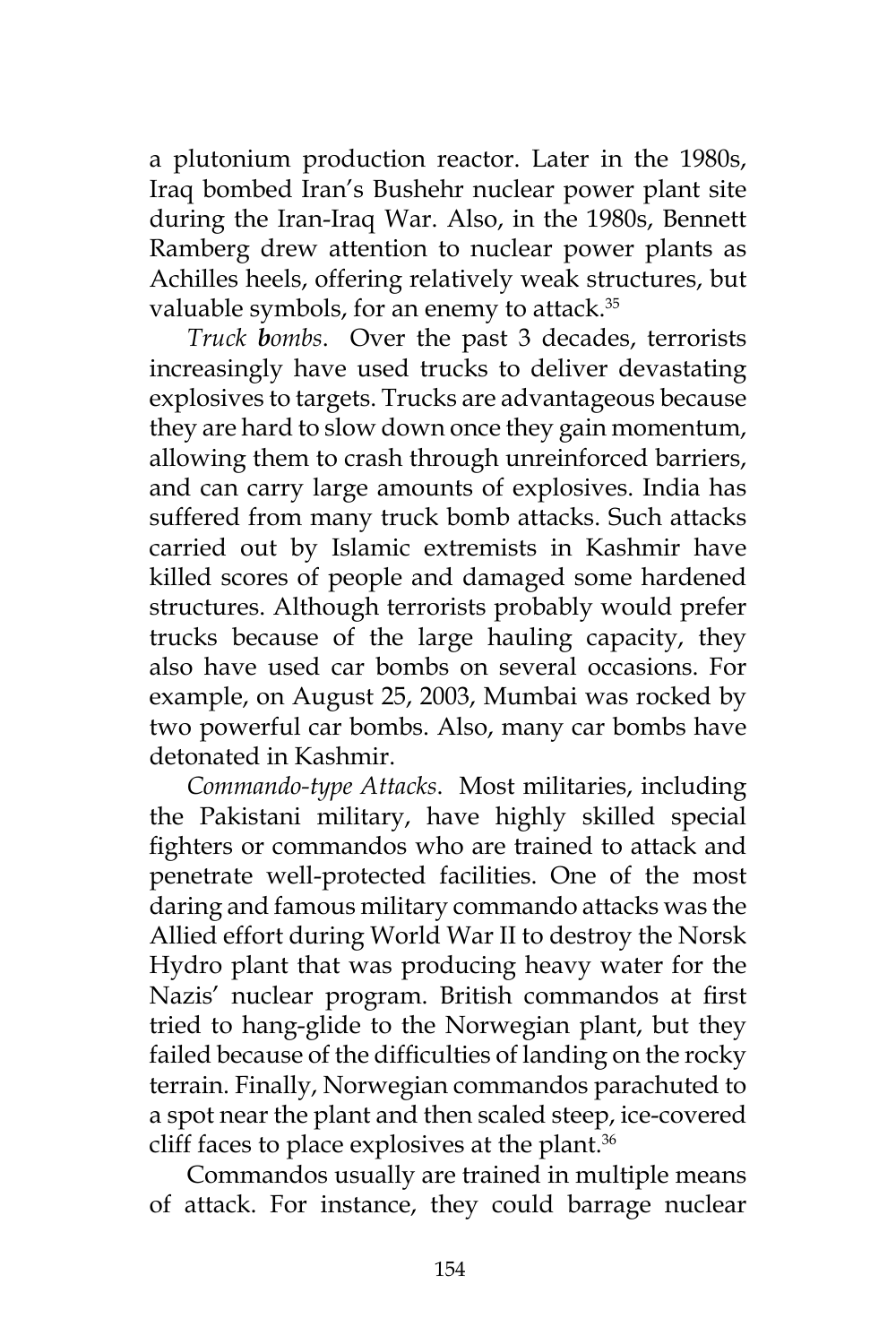a plutonium production reactor. Later in the 1980s, Iraq bombed Iran's Bushehr nuclear power plant site during the Iran-Iraq War. Also, in the 1980s, Bennett Ramberg drew attention to nuclear power plants as Achilles heels, offering relatively weak structures, but valuable symbols, for an enemy to attack.[35]

*Truck bombs*. Over the past 3 decades, terrorists increasingly have used trucks to deliver devastating explosives to targets. Trucks are advantageous because they are hard to slow down once they gain momentum, allowing them to crash through unreinforced barriers, and can carry large amounts of explosives. India has suffered from many truck bomb attacks. Such attacks carried out by Islamic extremists in Kashmir have killed scores of people and damaged some hardened structures. Although terrorists probably would prefer trucks because of the large hauling capacity, they also have used car bombs on several occasions. For example, on August 25, 2003, Mumbai was rocked by two powerful car bombs. Also, many car bombs have detonated in Kashmir.

*Commando-type Attacks*. Most militaries, including the Pakistani military, have highly skilled special fighters or commandos who are trained to attack and penetrate well-protected facilities. One of the most daring and famous military commando attacks was the Allied effort during World War II to destroy the Norsk Hydro plant that was producing heavy water for the Nazis' nuclear program. British commandos at first tried to hang-glide to the Norwegian plant, but they failed because of the difficulties of landing on the rocky terrain. Finally, Norwegian commandos parachuted to a spot near the plant and then scaled steep, ice-covered cliff faces to place explosives at the plant.[36]

Commandos usually are trained in multiple means of attack. For instance, they could barrage nuclear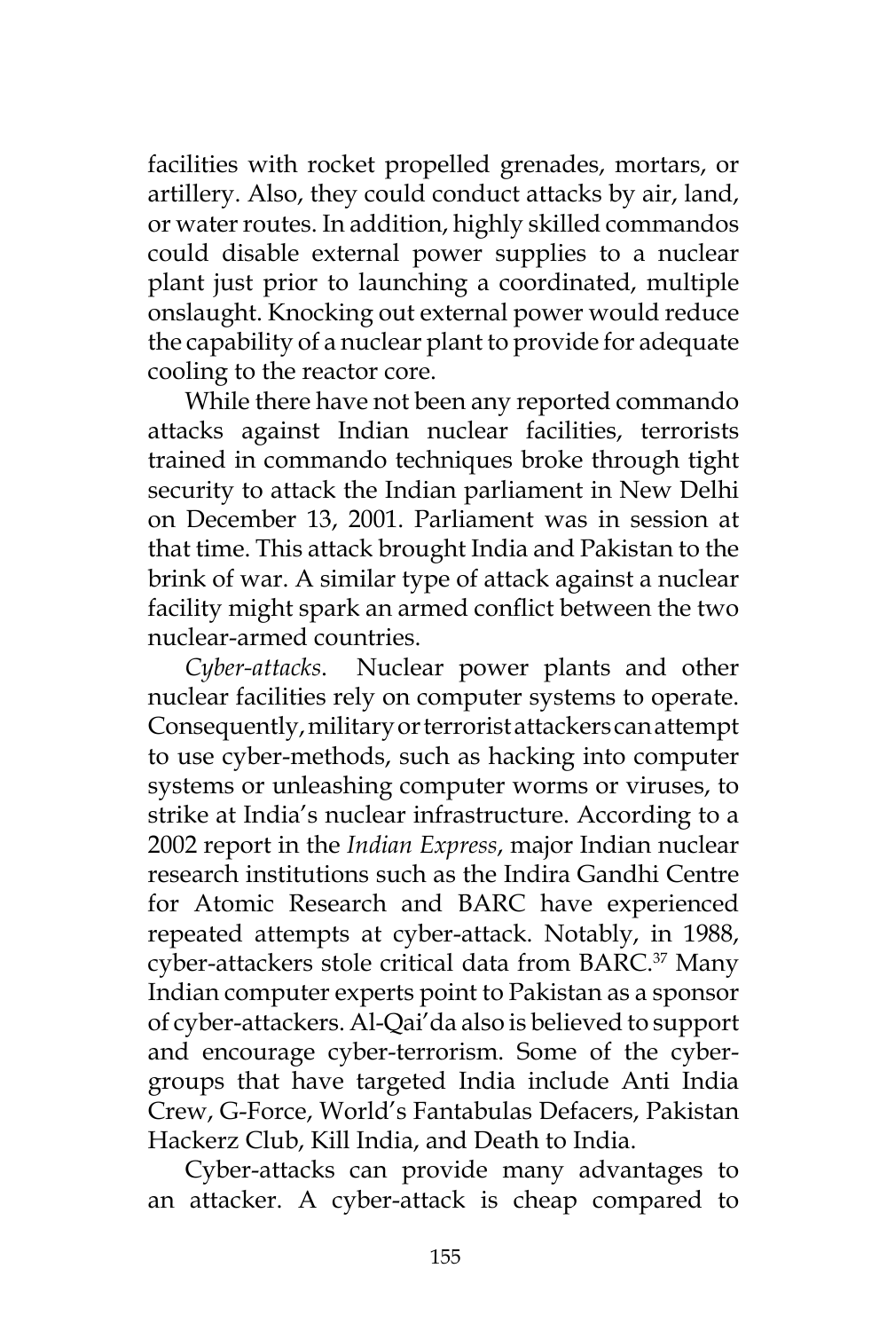facilities with rocket propelled grenades, mortars, or artillery. Also, they could conduct attacks by air, land, or water routes. In addition, highly skilled commandos could disable external power supplies to a nuclear plant just prior to launching a coordinated, multiple onslaught. Knocking out external power would reduce the capability of a nuclear plant to provide for adequate cooling to the reactor core.

While there have not been any reported commando attacks against Indian nuclear facilities, terrorists trained in commando techniques broke through tight security to attack the Indian parliament in New Delhi on December 13, 2001. Parliament was in session at that time. This attack brought India and Pakistan to the brink of war. A similar type of attack against a nuclear facility might spark an armed conflict between the two nuclear-armed countries.

*Cyber-attacks*. Nuclear power plants and other nuclear facilities rely on computer systems to operate. Consequently, military or terrorist attackers can attempt to use cyber-methods, such as hacking into computer systems or unleashing computer worms or viruses, to strike at India's nuclear infrastructure. According to a 2002 report in the *Indian Express*, major Indian nuclear research institutions such as the Indira Gandhi Centre for Atomic Research and BARC have experienced repeated attempts at cyber-attack. Notably, in 1988, cyber-attackers stole critical data from BARC.[37] Many Indian computer experts point to Pakistan as a sponsor of cyber-attackers. Al-Qai'da also is believed to support and encourage cyber-terrorism. Some of the cyber-groups that have targeted India include Anti India Crew, G-Force, World's Fantabulas Defacers, Pakistan Hackerz Club, Kill India, and Death to India.

Cyber-attacks can provide many advantages to an attacker. A cyber-attack is cheap compared to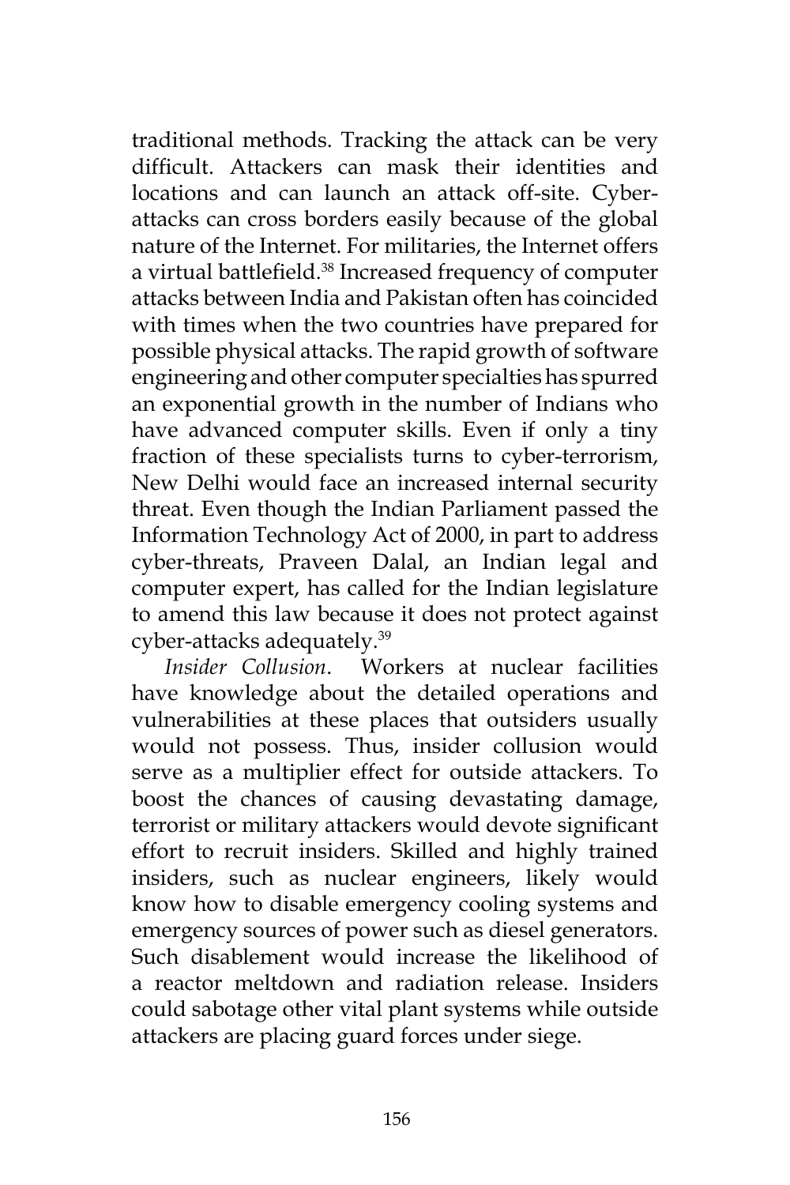traditional methods. Tracking the attack can be very difficult. Attackers can mask their identities and locations and can launch an attack off-site. Cyber-attacks can cross borders easily because of the global nature of the Internet. For militaries, the Internet offers a virtual battlefield.[38] Increased frequency of computer attacks between India and Pakistan often has coincided with times when the two countries have prepared for possible physical attacks. The rapid growth of software engineering and other computer specialties has spurred an exponential growth in the number of Indians who have advanced computer skills. Even if only a tiny fraction of these specialists turns to cyber-terrorism, New Delhi would face an increased internal security threat. Even though the Indian Parliament passed the Information Technology Act of 2000, in part to address cyber-threats, Praveen Dalal, an Indian legal and computer expert, has called for the Indian legislature to amend this law because it does not protect against cyber-attacks adequately.[39]

*Insider Collusion*. Workers at nuclear facilities have knowledge about the detailed operations and vulnerabilities at these places that outsiders usually would not possess. Thus, insider collusion would serve as a multiplier effect for outside attackers. To boost the chances of causing devastating damage, terrorist or military attackers would devote significant effort to recruit insiders. Skilled and highly trained insiders, such as nuclear engineers, likely would know how to disable emergency cooling systems and emergency sources of power such as diesel generators. Such disablement would increase the likelihood of a reactor meltdown and radiation release. Insiders could sabotage other vital plant systems while outside attackers are placing guard forces under siege.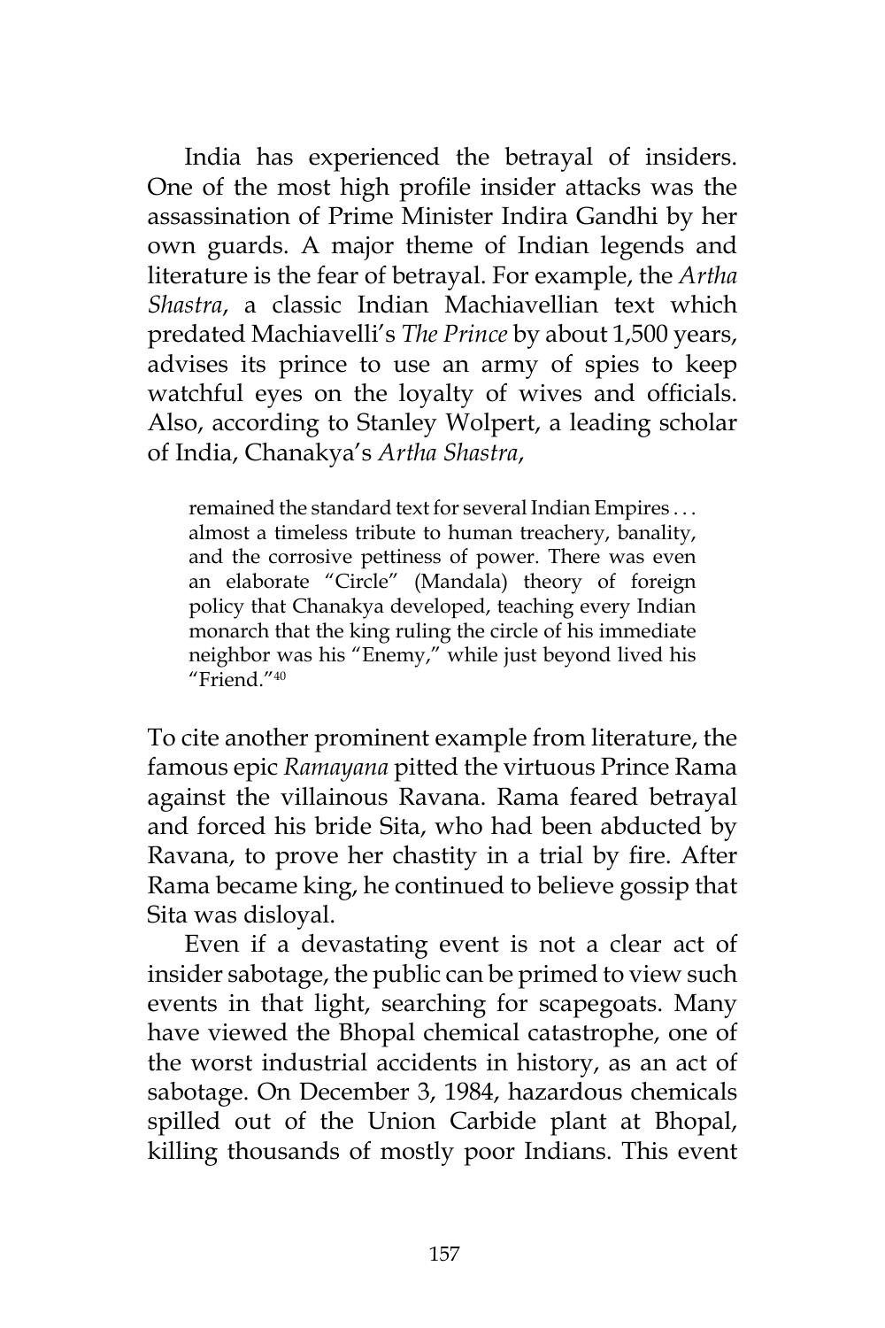India has experienced the betrayal of insiders. One of the most high profile insider attacks was the assassination of Prime Minister Indira Gandhi by her own guards. A major theme of Indian legends and literature is the fear of betrayal. For example, the *Artha Shastra*, a classic Indian Machiavellian text which predated Machiavelli's *The Prince* by about 1,500 years, advises its prince to use an army of spies to keep watchful eyes on the loyalty of wives and officials. Also, according to Stanley Wolpert, a leading scholar of India, Chanakya's *Artha Shastra*,

> remained the standard text for several Indian Empires . . . almost a timeless tribute to human treachery, banality, and the corrosive pettiness of power. There was even an elaborate "Circle" (Mandala) theory of foreign policy that Chanakya developed, teaching every Indian monarch that the king ruling the circle of his immediate neighbor was his "Enemy," while just beyond lived his "Friend."[40]

To cite another prominent example from literature, the famous epic *Ramayana* pitted the virtuous Prince Rama against the villainous Ravana. Rama feared betrayal and forced his bride Sita, who had been abducted by Ravana, to prove her chastity in a trial by fire. After Rama became king, he continued to believe gossip that Sita was disloyal.

Even if a devastating event is not a clear act of insider sabotage, the public can be primed to view such events in that light, searching for scapegoats. Many have viewed the Bhopal chemical catastrophe, one of the worst industrial accidents in history, as an act of sabotage. On December 3, 1984, hazardous chemicals spilled out of the Union Carbide plant at Bhopal, killing thousands of mostly poor Indians. This event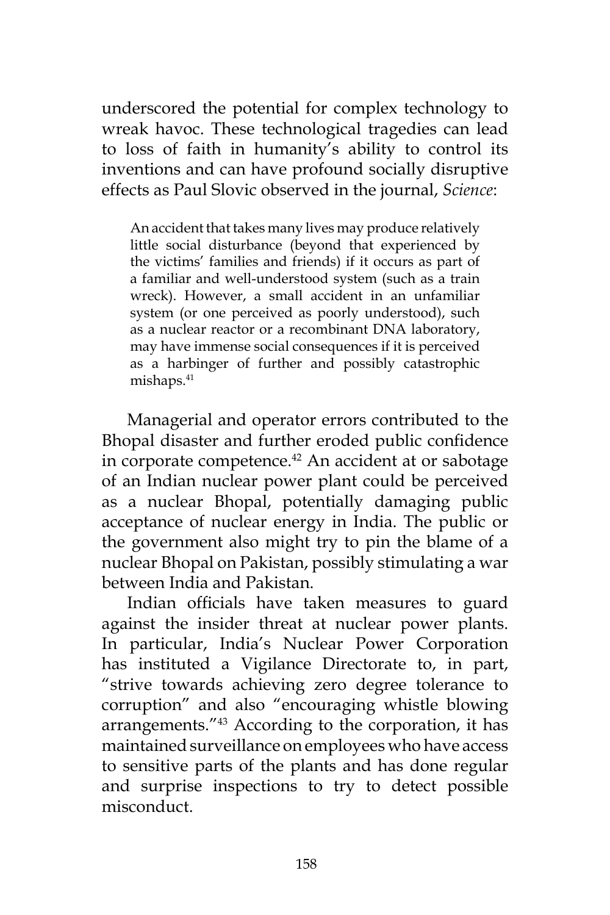underscored the potential for complex technology to wreak havoc. These technological tragedies can lead to loss of faith in humanity's ability to control its inventions and can have profound socially disruptive effects as Paul Slovic observed in the journal, *Science*:

> An accident that takes many lives may produce relatively little social disturbance (beyond that experienced by the victims' families and friends) if it occurs as part of a familiar and well-understood system (such as a train wreck). However, a small accident in an unfamiliar system (or one perceived as poorly understood), such as a nuclear reactor or a recombinant DNA laboratory, may have immense social consequences if it is perceived as a harbinger of further and possibly catastrophic mishaps.[41]

Managerial and operator errors contributed to the Bhopal disaster and further eroded public confidence in corporate competence.[42] An accident at or sabotage of an Indian nuclear power plant could be perceived as a nuclear Bhopal, potentially damaging public acceptance of nuclear energy in India. The public or the government also might try to pin the blame of a nuclear Bhopal on Pakistan, possibly stimulating a war between India and Pakistan.

Indian officials have taken measures to guard against the insider threat at nuclear power plants. In particular, India's Nuclear Power Corporation has instituted a Vigilance Directorate to, in part, "strive towards achieving zero degree tolerance to corruption" and also "encouraging whistle blowing arrangements."[43] According to the corporation, it has maintained surveillance on employees who have access to sensitive parts of the plants and has done regular and surprise inspections to try to detect possible misconduct.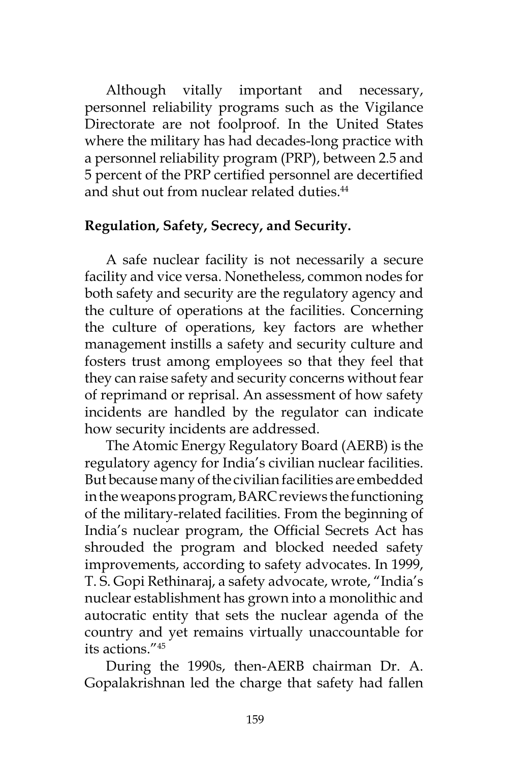Although vitally important and necessary, personnel reliability programs such as the Vigilance Directorate are not foolproof. In the United States where the military has had decades-long practice with a personnel reliability program (PRP), between 2.5 and 5 percent of the PRP certified personnel are decertified and shut out from nuclear related duties.[44]

**Regulation, Safety, Secrecy, and Security.**

A safe nuclear facility is not necessarily a secure facility and vice versa. Nonetheless, common nodes for both safety and security are the regulatory agency and the culture of operations at the facilities. Concerning the culture of operations, key factors are whether management instills a safety and security culture and fosters trust among employees so that they feel that they can raise safety and security concerns without fear of reprimand or reprisal. An assessment of how safety incidents are handled by the regulator can indicate how security incidents are addressed.

The Atomic Energy Regulatory Board (AERB) is the regulatory agency for India's civilian nuclear facilities. But because many of the civilian facilities are embedded in the weapons program, BARC reviews the functioning of the military-related facilities. From the beginning of India's nuclear program, the Official Secrets Act has shrouded the program and blocked needed safety improvements, according to safety advocates. In 1999, T. S. Gopi Rethinaraj, a safety advocate, wrote, "India's nuclear establishment has grown into a monolithic and autocratic entity that sets the nuclear agenda of the country and yet remains virtually unaccountable for its actions."[45]

During the 1990s, then-AERB chairman Dr. A. Gopalakrishnan led the charge that safety had fallen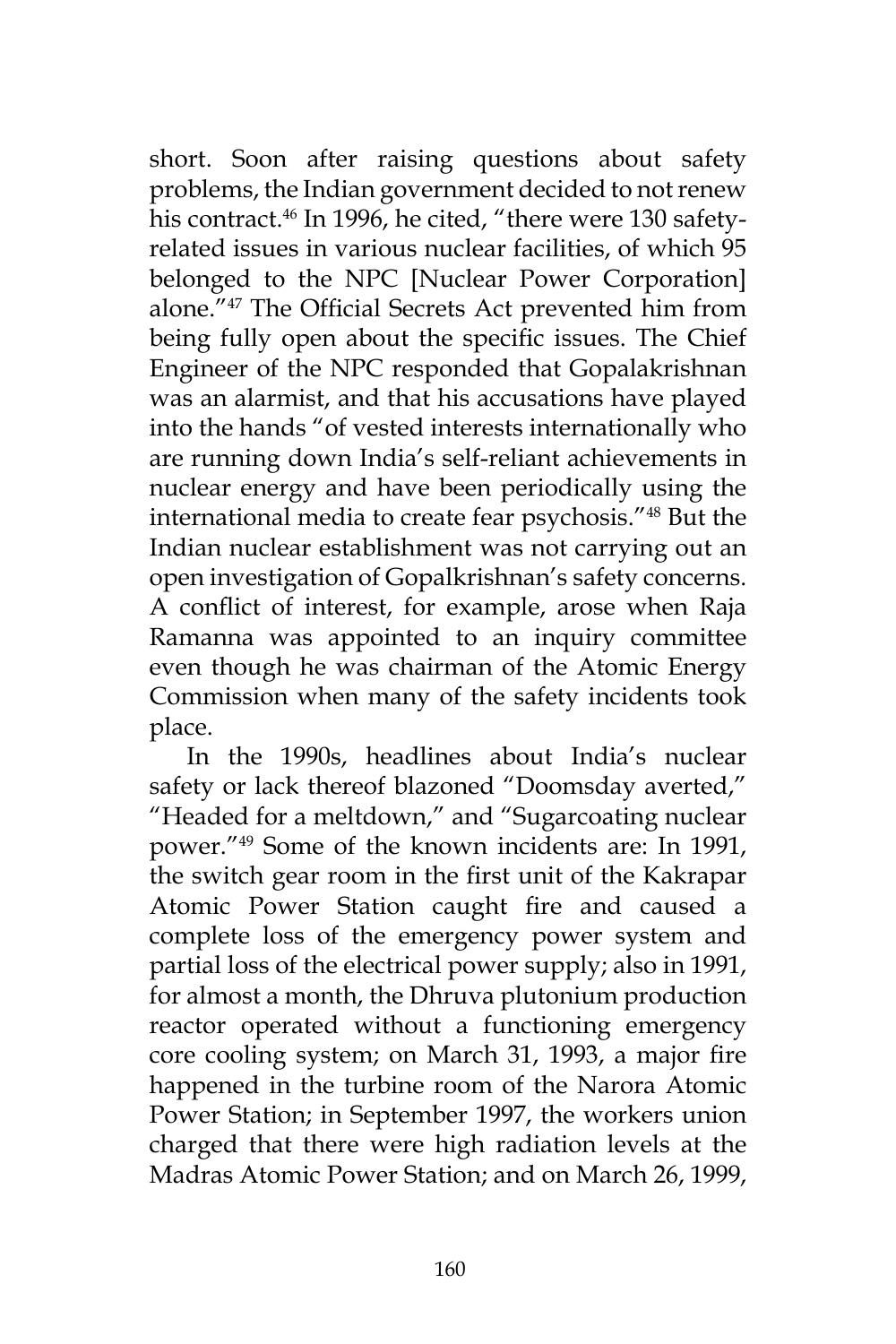short. Soon after raising questions about safety problems, the Indian government decided to not renew his contract.[46] In 1996, he cited, "there were 130 safety-related issues in various nuclear facilities, of which 95 belonged to the NPC [Nuclear Power Corporation] alone."[47] The Official Secrets Act prevented him from being fully open about the specific issues. The Chief Engineer of the NPC responded that Gopalakrishnan was an alarmist, and that his accusations have played into the hands "of vested interests internationally who are running down India's self-reliant achievements in nuclear energy and have been periodically using the international media to create fear psychosis."[48] But the Indian nuclear establishment was not carrying out an open investigation of Gopalkrishnan's safety concerns. A conflict of interest, for example, arose when Raja Ramanna was appointed to an inquiry committee even though he was chairman of the Atomic Energy Commission when many of the safety incidents took place.

In the 1990s, headlines about India's nuclear safety or lack thereof blazoned "Doomsday averted," "Headed for a meltdown," and "Sugarcoating nuclear power."[49] Some of the known incidents are: In 1991, the switch gear room in the first unit of the Kakrapar Atomic Power Station caught fire and caused a complete loss of the emergency power system and partial loss of the electrical power supply; also in 1991, for almost a month, the Dhruva plutonium production reactor operated without a functioning emergency core cooling system; on March 31, 1993, a major fire happened in the turbine room of the Narora Atomic Power Station; in September 1997, the workers union charged that there were high radiation levels at the Madras Atomic Power Station; and on March 26, 1999,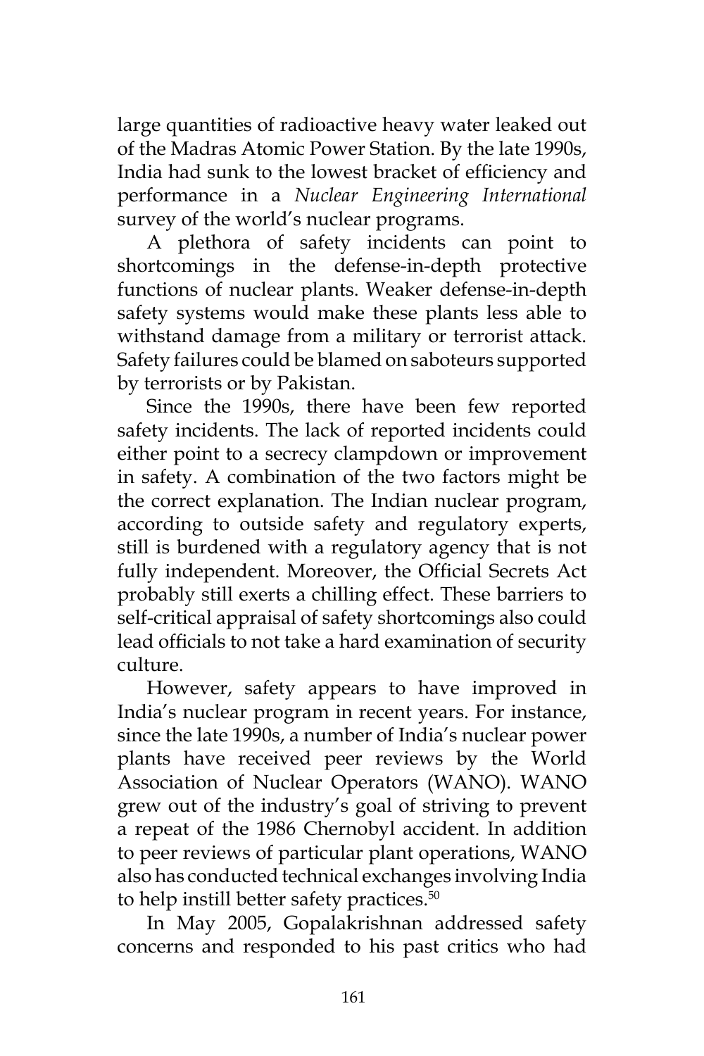large quantities of radioactive heavy water leaked out of the Madras Atomic Power Station. By the late 1990s, India had sunk to the lowest bracket of efficiency and performance in a *Nuclear Engineering International* survey of the world's nuclear programs.

A plethora of safety incidents can point to shortcomings in the defense-in-depth protective functions of nuclear plants. Weaker defense-in-depth safety systems would make these plants less able to withstand damage from a military or terrorist attack. Safety failures could be blamed on saboteurs supported by terrorists or by Pakistan.

Since the 1990s, there have been few reported safety incidents. The lack of reported incidents could either point to a secrecy clampdown or improvement in safety. A combination of the two factors might be the correct explanation. The Indian nuclear program, according to outside safety and regulatory experts, still is burdened with a regulatory agency that is not fully independent. Moreover, the Official Secrets Act probably still exerts a chilling effect. These barriers to self-critical appraisal of safety shortcomings also could lead officials to not take a hard examination of security culture.

However, safety appears to have improved in India's nuclear program in recent years. For instance, since the late 1990s, a number of India's nuclear power plants have received peer reviews by the World Association of Nuclear Operators (WANO). WANO grew out of the industry's goal of striving to prevent a repeat of the 1986 Chernobyl accident. In addition to peer reviews of particular plant operations, WANO also has conducted technical exchanges involving India to help instill better safety practices.[50]

In May 2005, Gopalakrishnan addressed safety concerns and responded to his past critics who had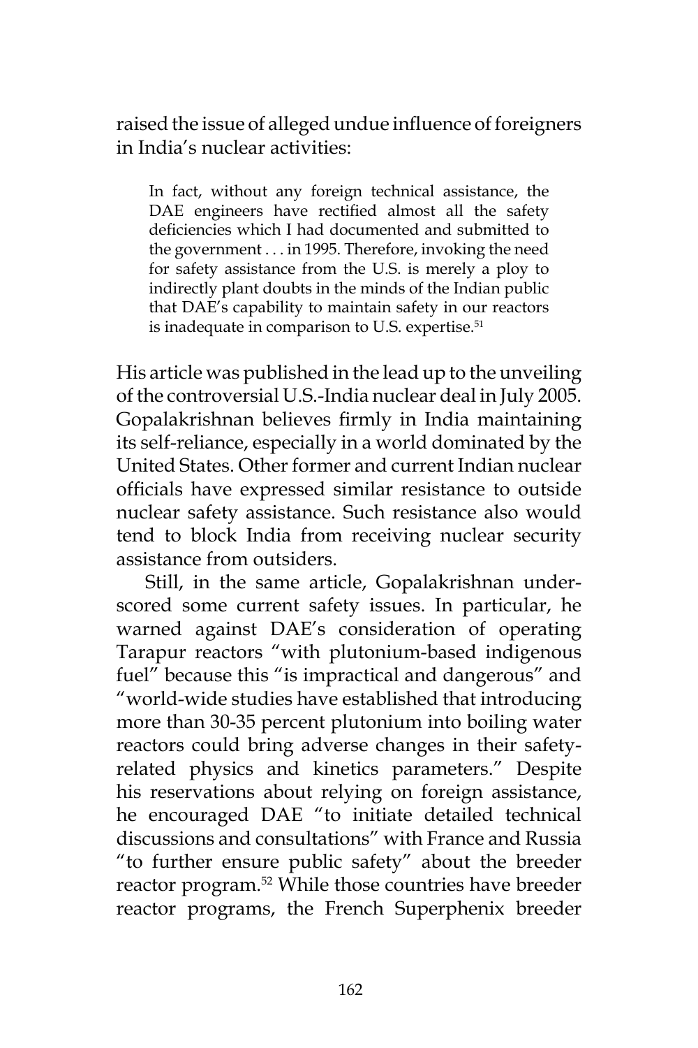raised the issue of alleged undue influence of foreigners in India's nuclear activities:

> In fact, without any foreign technical assistance, the DAE engineers have rectified almost all the safety deficiencies which I had documented and submitted to the government . . . in 1995. Therefore, invoking the need for safety assistance from the U.S. is merely a ploy to indirectly plant doubts in the minds of the Indian public that DAE's capability to maintain safety in our reactors is inadequate in comparison to U.S. expertise.[51]

His article was published in the lead up to the unveiling of the controversial U.S.-India nuclear deal in July 2005. Gopalakrishnan believes firmly in India maintaining its self-reliance, especially in a world dominated by the United States. Other former and current Indian nuclear officials have expressed similar resistance to outside nuclear safety assistance. Such resistance also would tend to block India from receiving nuclear security assistance from outsiders.

Still, in the same article, Gopalakrishnan underscored some current safety issues. In particular, he warned against DAE's consideration of operating Tarapur reactors "with plutonium-based indigenous fuel" because this "is impractical and dangerous" and "world-wide studies have established that introducing more than 30-35 percent plutonium into boiling water reactors could bring adverse changes in their safety-related physics and kinetics parameters." Despite his reservations about relying on foreign assistance, he encouraged DAE "to initiate detailed technical discussions and consultations" with France and Russia "to further ensure public safety" about the breeder reactor program.[52] While those countries have breeder reactor programs, the French Superphenix breeder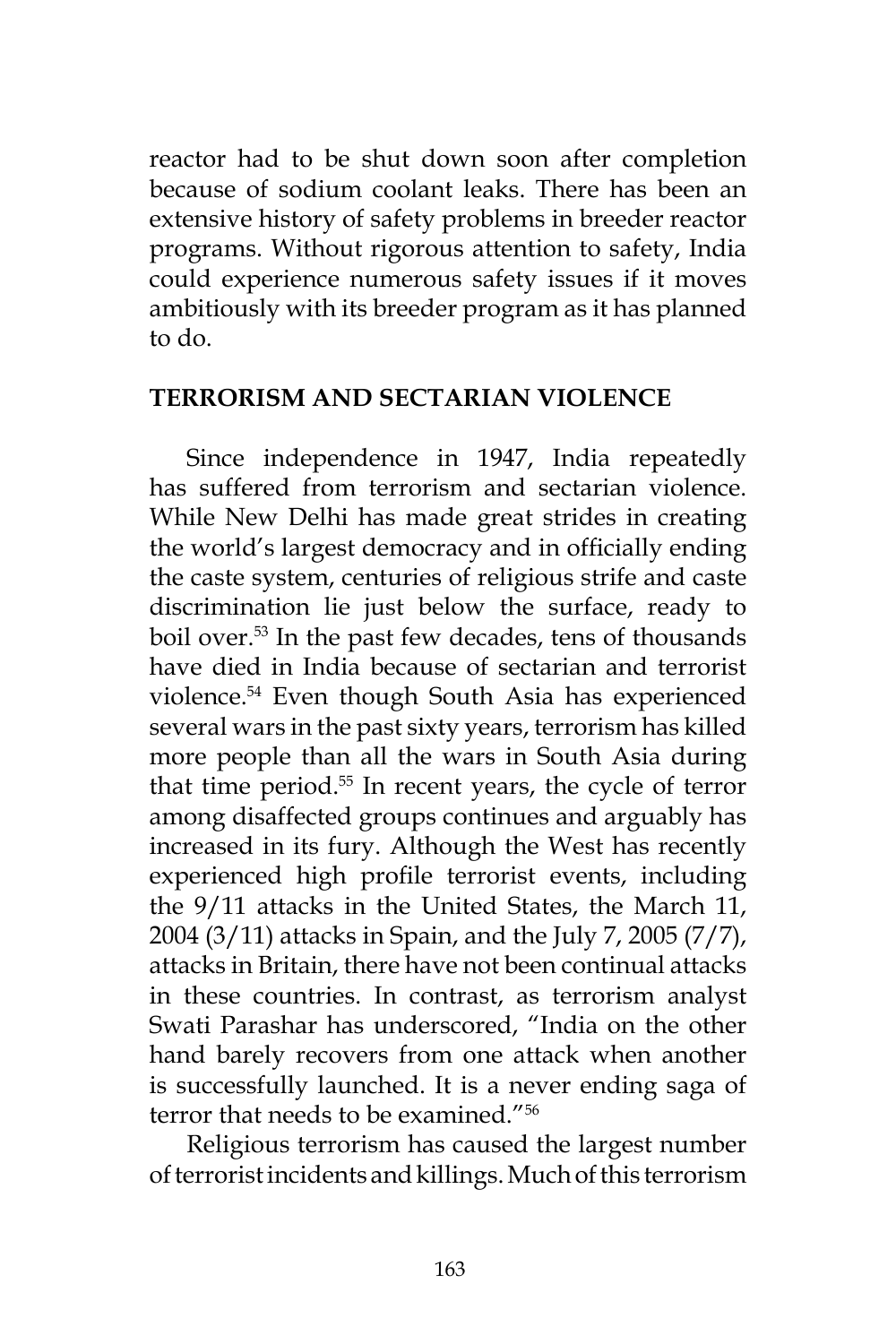reactor had to be shut down soon after completion because of sodium coolant leaks. There has been an extensive history of safety problems in breeder reactor programs. Without rigorous attention to safety, India could experience numerous safety issues if it moves ambitiously with its breeder program as it has planned to do.

## TERRORISM AND SECTARIAN VIOLENCE

Since independence in 1947, India repeatedly has suffered from terrorism and sectarian violence. While New Delhi has made great strides in creating the world's largest democracy and in officially ending the caste system, centuries of religious strife and caste discrimination lie just below the surface, ready to boil over.[53] In the past few decades, tens of thousands have died in India because of sectarian and terrorist violence.[54] Even though South Asia has experienced several wars in the past sixty years, terrorism has killed more people than all the wars in South Asia during that time period.[55] In recent years, the cycle of terror among disaffected groups continues and arguably has increased in its fury. Although the West has recently experienced high profile terrorist events, including the 9/11 attacks in the United States, the March 11, 2004 (3/11) attacks in Spain, and the July 7, 2005 (7/7), attacks in Britain, there have not been continual attacks in these countries. In contrast, as terrorism analyst Swati Parashar has underscored, "India on the other hand barely recovers from one attack when another is successfully launched. It is a never ending saga of terror that needs to be examined."[56]

Religious terrorism has caused the largest number of terrorist incidents and killings. Much of this terrorism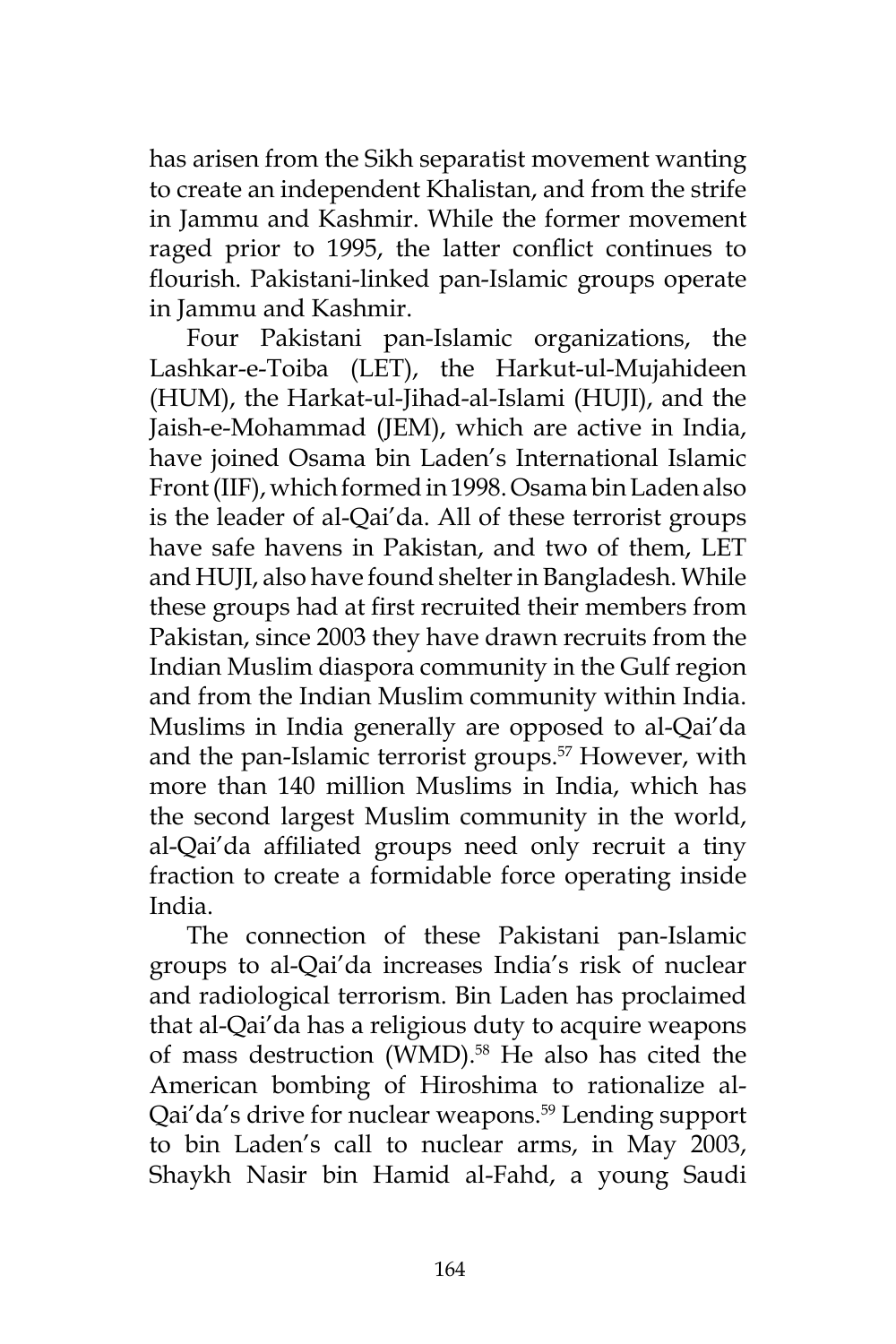has arisen from the Sikh separatist movement wanting to create an independent Khalistan, and from the strife in Jammu and Kashmir. While the former movement raged prior to 1995, the latter conflict continues to flourish. Pakistani-linked pan-Islamic groups operate in Jammu and Kashmir.

Four Pakistani pan-Islamic organizations, the Lashkar-e-Toiba (LET), the Harkut-ul-Mujahideen (HUM), the Harkat-ul-Jihad-al-Islami (HUJI), and the Jaish-e-Mohammad (JEM), which are active in India, have joined Osama bin Laden's International Islamic Front (IIF), which formed in 1998. Osama bin Laden also is the leader of al-Qai'da. All of these terrorist groups have safe havens in Pakistan, and two of them, LET and HUJI, also have found shelter in Bangladesh. While these groups had at first recruited their members from Pakistan, since 2003 they have drawn recruits from the Indian Muslim diaspora community in the Gulf region and from the Indian Muslim community within India. Muslims in India generally are opposed to al-Qai'da and the pan-Islamic terrorist groups.[57] However, with more than 140 million Muslims in India, which has the second largest Muslim community in the world, al-Qai'da affiliated groups need only recruit a tiny fraction to create a formidable force operating inside India.

The connection of these Pakistani pan-Islamic groups to al-Qai'da increases India's risk of nuclear and radiological terrorism. Bin Laden has proclaimed that al-Qai'da has a religious duty to acquire weapons of mass destruction (WMD).[58] He also has cited the American bombing of Hiroshima to rationalize al-Qai'da's drive for nuclear weapons.[59] Lending support to bin Laden's call to nuclear arms, in May 2003, Shaykh Nasir bin Hamid al-Fahd, a young Saudi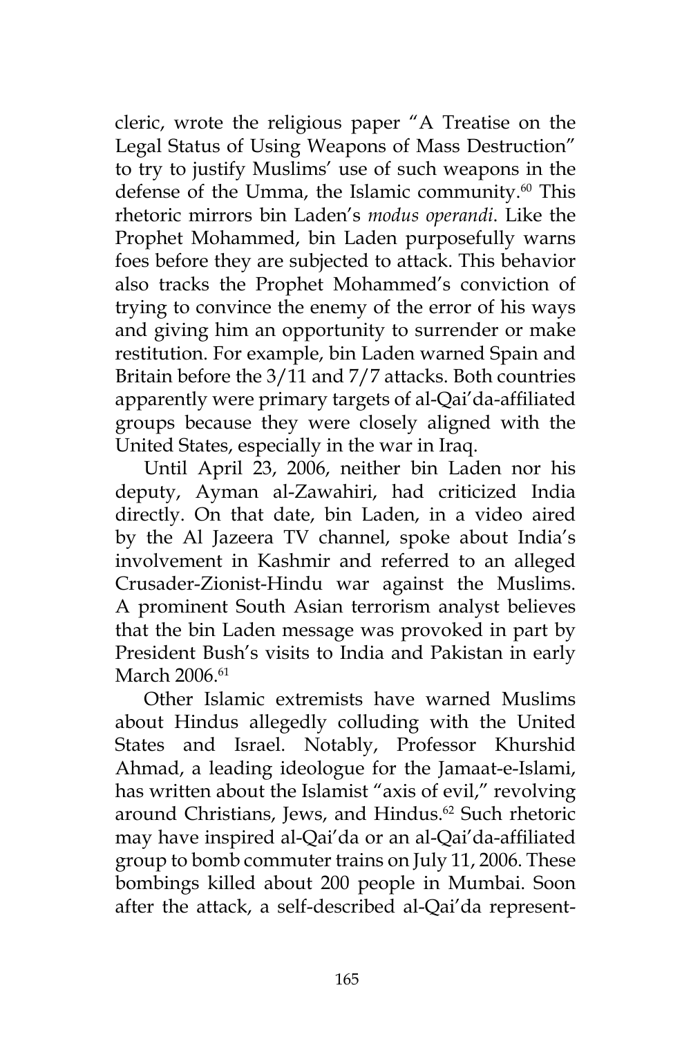cleric, wrote the religious paper "A Treatise on the Legal Status of Using Weapons of Mass Destruction" to try to justify Muslims' use of such weapons in the defense of the Umma, the Islamic community.[60] This rhetoric mirrors bin Laden's *modus operandi*. Like the Prophet Mohammed, bin Laden purposefully warns foes before they are subjected to attack. This behavior also tracks the Prophet Mohammed's conviction of trying to convince the enemy of the error of his ways and giving him an opportunity to surrender or make restitution. For example, bin Laden warned Spain and Britain before the 3/11 and 7/7 attacks. Both countries apparently were primary targets of al-Qai'da-affiliated groups because they were closely aligned with the United States, especially in the war in Iraq.

Until April 23, 2006, neither bin Laden nor his deputy, Ayman al-Zawahiri, had criticized India directly. On that date, bin Laden, in a video aired by the Al Jazeera TV channel, spoke about India's involvement in Kashmir and referred to an alleged Crusader-Zionist-Hindu war against the Muslims. A prominent South Asian terrorism analyst believes that the bin Laden message was provoked in part by President Bush's visits to India and Pakistan in early March 2006.[61]

Other Islamic extremists have warned Muslims about Hindus allegedly colluding with the United States and Israel. Notably, Professor Khurshid Ahmad, a leading ideologue for the Jamaat-e-Islami, has written about the Islamist "axis of evil," revolving around Christians, Jews, and Hindus.[62] Such rhetoric may have inspired al-Qai'da or an al-Qai'da-affiliated group to bomb commuter trains on July 11, 2006. These bombings killed about 200 people in Mumbai. Soon after the attack, a self-described al-Qai'da represent-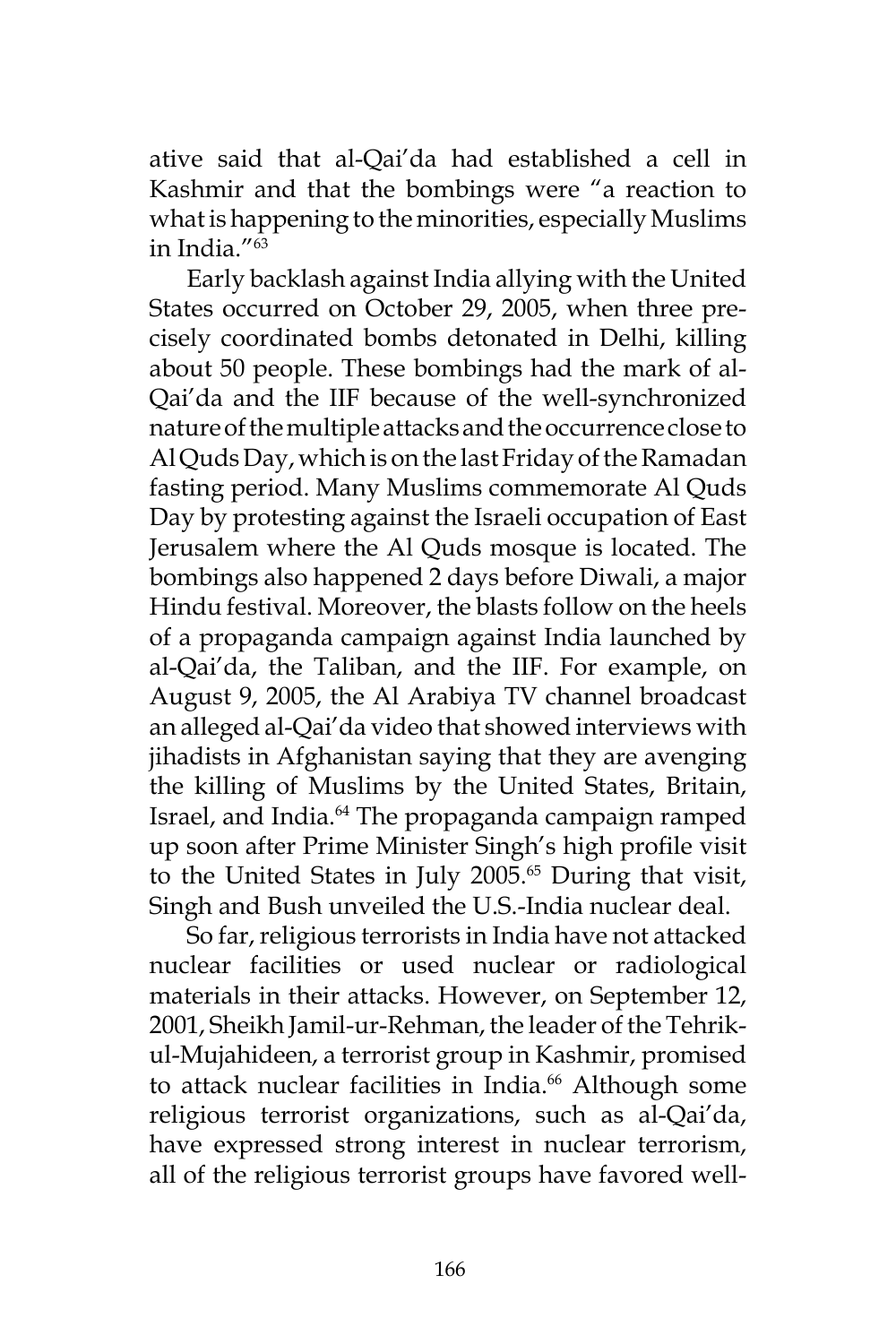ative said that al-Qai'da had established a cell in Kashmir and that the bombings were "a reaction to what is happening to the minorities, especially Muslims in India."[63]

Early backlash against India allying with the United States occurred on October 29, 2005, when three precisely coordinated bombs detonated in Delhi, killing about 50 people. These bombings had the mark of al-Qai'da and the IIF because of the well-synchronized nature of the multiple attacks and the occurrence close to Al Quds Day, which is on the last Friday of the Ramadan fasting period. Many Muslims commemorate Al Quds Day by protesting against the Israeli occupation of East Jerusalem where the Al Quds mosque is located. The bombings also happened 2 days before Diwali, a major Hindu festival. Moreover, the blasts follow on the heels of a propaganda campaign against India launched by al-Qai'da, the Taliban, and the IIF. For example, on August 9, 2005, the Al Arabiya TV channel broadcast an alleged al-Qai'da video that showed interviews with jihadists in Afghanistan saying that they are avenging the killing of Muslims by the United States, Britain, Israel, and India.[64] The propaganda campaign ramped up soon after Prime Minister Singh's high profile visit to the United States in July 2005.[65] During that visit, Singh and Bush unveiled the U.S.-India nuclear deal.

So far, religious terrorists in India have not attacked nuclear facilities or used nuclear or radiological materials in their attacks. However, on September 12, 2001, Sheikh Jamil-ur-Rehman, the leader of the Tehrik-ul-Mujahideen, a terrorist group in Kashmir, promised to attack nuclear facilities in India.[66] Although some religious terrorist organizations, such as al-Qai'da, have expressed strong interest in nuclear terrorism, all of the religious terrorist groups have favored well-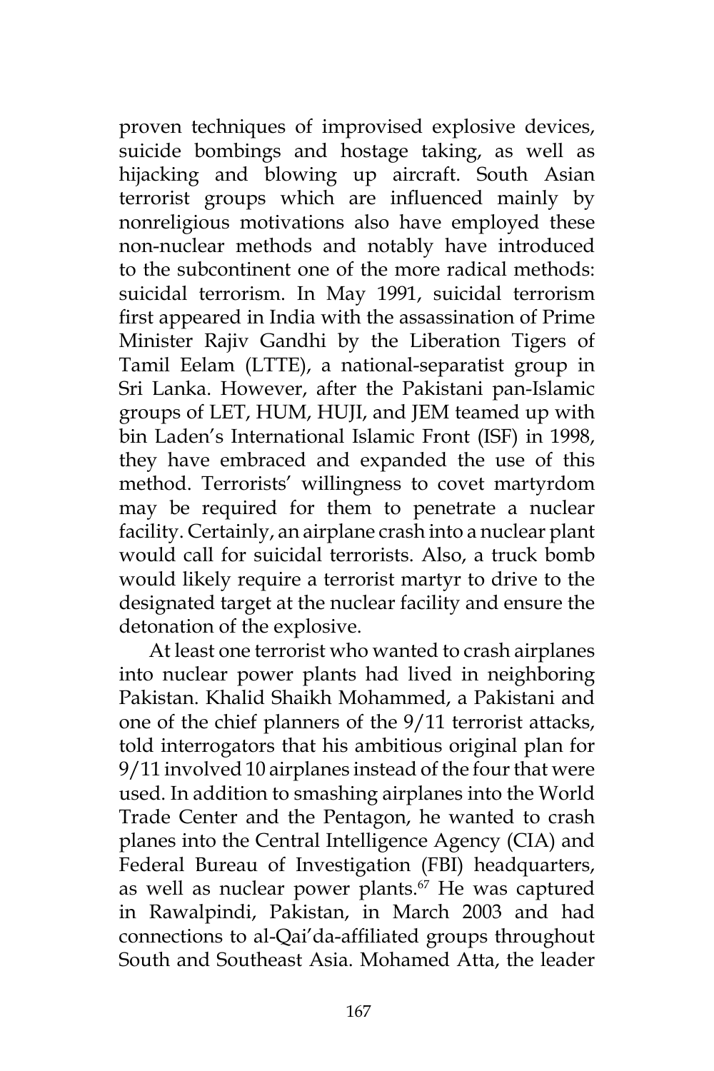proven techniques of improvised explosive devices, suicide bombings and hostage taking, as well as hijacking and blowing up aircraft. South Asian terrorist groups which are influenced mainly by nonreligious motivations also have employed these non-nuclear methods and notably have introduced to the subcontinent one of the more radical methods: suicidal terrorism. In May 1991, suicidal terrorism first appeared in India with the assassination of Prime Minister Rajiv Gandhi by the Liberation Tigers of Tamil Eelam (LTTE), a national-separatist group in Sri Lanka. However, after the Pakistani pan-Islamic groups of LET, HUM, HUJI, and JEM teamed up with bin Laden's International Islamic Front (ISF) in 1998, they have embraced and expanded the use of this method. Terrorists' willingness to covet martyrdom may be required for them to penetrate a nuclear facility. Certainly, an airplane crash into a nuclear plant would call for suicidal terrorists. Also, a truck bomb would likely require a terrorist martyr to drive to the designated target at the nuclear facility and ensure the detonation of the explosive.

At least one terrorist who wanted to crash airplanes into nuclear power plants had lived in neighboring Pakistan. Khalid Shaikh Mohammed, a Pakistani and one of the chief planners of the 9/11 terrorist attacks, told interrogators that his ambitious original plan for 9/11 involved 10 airplanes instead of the four that were used. In addition to smashing airplanes into the World Trade Center and the Pentagon, he wanted to crash planes into the Central Intelligence Agency (CIA) and Federal Bureau of Investigation (FBI) headquarters, as well as nuclear power plants.[67] He was captured in Rawalpindi, Pakistan, in March 2003 and had connections to al-Qai'da-affiliated groups throughout South and Southeast Asia. Mohamed Atta, the leader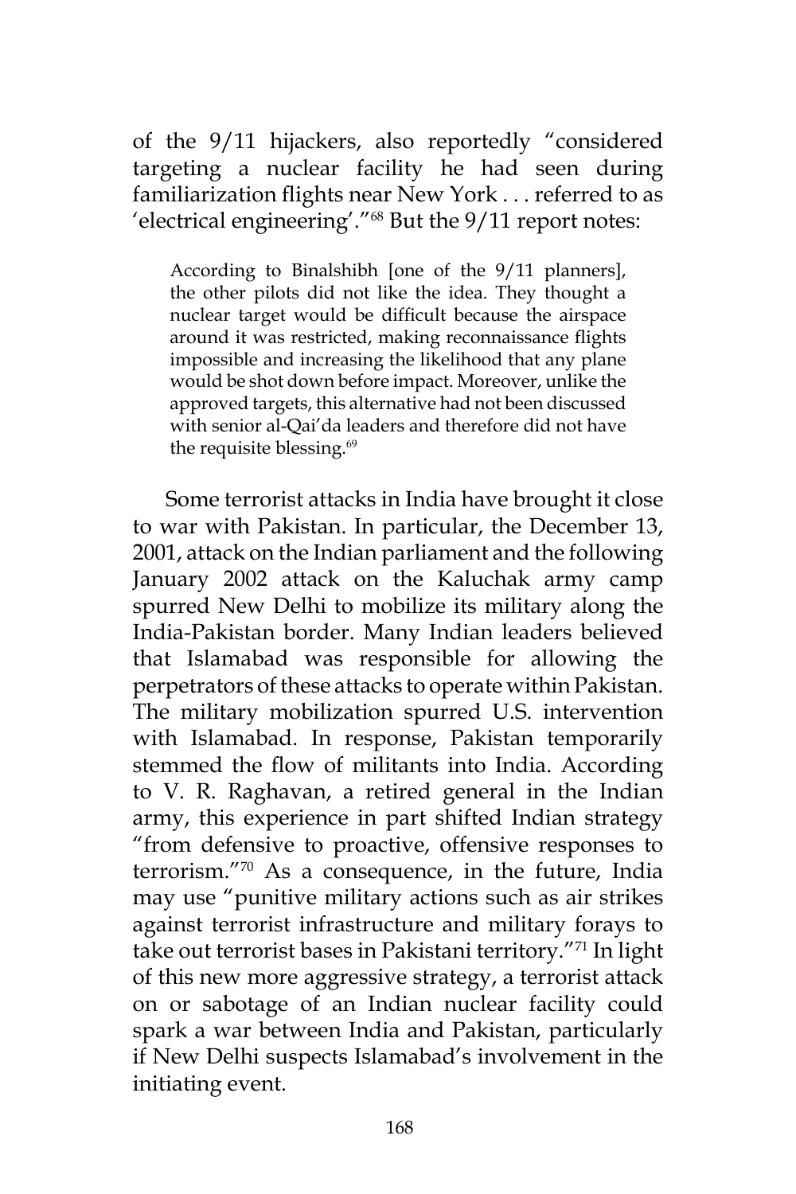of the 9/11 hijackers, also reportedly "considered targeting a nuclear facility he had seen during familiarization flights near New York . . . referred to as 'electrical engineering'."[68] But the 9/11 report notes:

> According to Binalshibh [one of the 9/11 planners], the other pilots did not like the idea. They thought a nuclear target would be difficult because the airspace around it was restricted, making reconnaissance flights impossible and increasing the likelihood that any plane would be shot down before impact. Moreover, unlike the approved targets, this alternative had not been discussed with senior al-Qai'da leaders and therefore did not have the requisite blessing.[69]

Some terrorist attacks in India have brought it close to war with Pakistan. In particular, the December 13, 2001, attack on the Indian parliament and the following January 2002 attack on the Kaluchak army camp spurred New Delhi to mobilize its military along the India-Pakistan border. Many Indian leaders believed that Islamabad was responsible for allowing the perpetrators of these attacks to operate within Pakistan. The military mobilization spurred U.S. intervention with Islamabad. In response, Pakistan temporarily stemmed the flow of militants into India. According to V. R. Raghavan, a retired general in the Indian army, this experience in part shifted Indian strategy "from defensive to proactive, offensive responses to terrorism."[70] As a consequence, in the future, India may use "punitive military actions such as air strikes against terrorist infrastructure and military forays to take out terrorist bases in Pakistani territory."[71] In light of this new more aggressive strategy, a terrorist attack on or sabotage of an Indian nuclear facility could spark a war between India and Pakistan, particularly if New Delhi suspects Islamabad's involvement in the initiating event.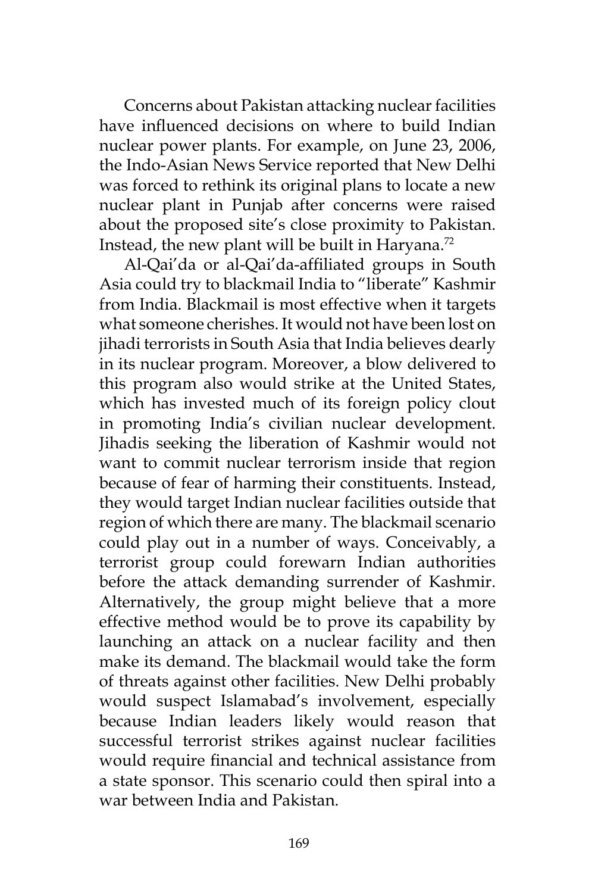Concerns about Pakistan attacking nuclear facilities have influenced decisions on where to build Indian nuclear power plants. For example, on June 23, 2006, the Indo-Asian News Service reported that New Delhi was forced to rethink its original plans to locate a new nuclear plant in Punjab after concerns were raised about the proposed site's close proximity to Pakistan. Instead, the new plant will be built in Haryana.[72]

Al-Qai'da or al-Qai'da-affiliated groups in South Asia could try to blackmail India to "liberate" Kashmir from India. Blackmail is most effective when it targets what someone cherishes. It would not have been lost on jihadi terrorists in South Asia that India believes dearly in its nuclear program. Moreover, a blow delivered to this program also would strike at the United States, which has invested much of its foreign policy clout in promoting India's civilian nuclear development. Jihadis seeking the liberation of Kashmir would not want to commit nuclear terrorism inside that region because of fear of harming their constituents. Instead, they would target Indian nuclear facilities outside that region of which there are many. The blackmail scenario could play out in a number of ways. Conceivably, a terrorist group could forewarn Indian authorities before the attack demanding surrender of Kashmir. Alternatively, the group might believe that a more effective method would be to prove its capability by launching an attack on a nuclear facility and then make its demand. The blackmail would take the form of threats against other facilities. New Delhi probably would suspect Islamabad's involvement, especially because Indian leaders likely would reason that successful terrorist strikes against nuclear facilities would require financial and technical assistance from a state sponsor. This scenario could then spiral into a war between India and Pakistan.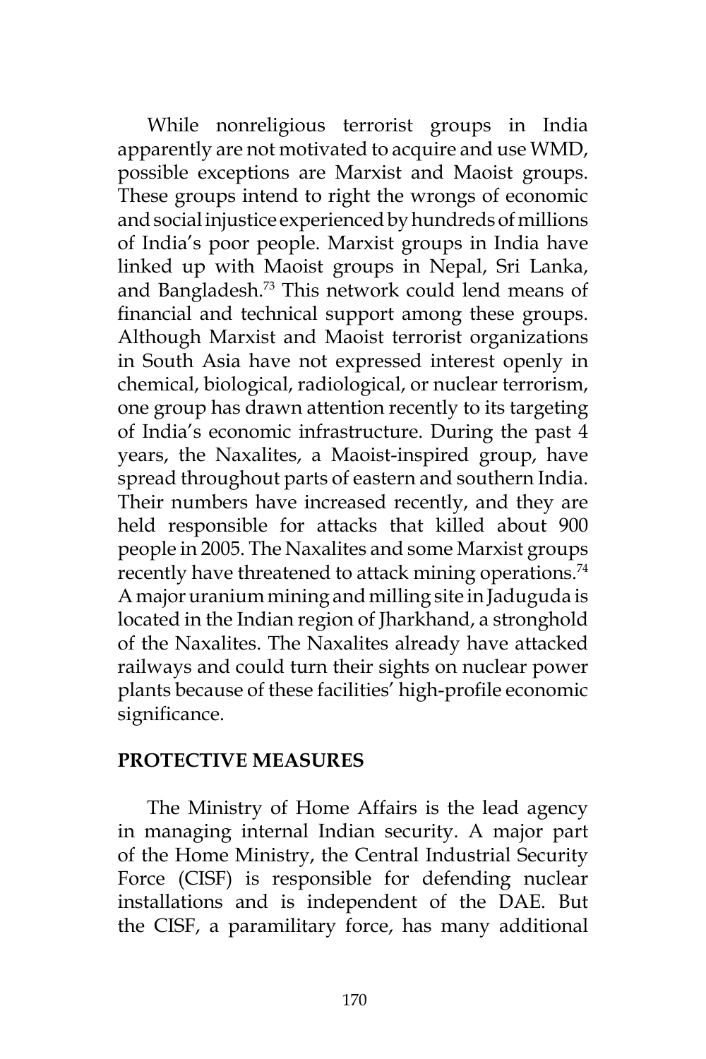While nonreligious terrorist groups in India apparently are not motivated to acquire and use WMD, possible exceptions are Marxist and Maoist groups. These groups intend to right the wrongs of economic and social injustice experienced by hundreds of millions of India's poor people. Marxist groups in India have linked up with Maoist groups in Nepal, Sri Lanka, and Bangladesh.[73] This network could lend means of financial and technical support among these groups. Although Marxist and Maoist terrorist organizations in South Asia have not expressed interest openly in chemical, biological, radiological, or nuclear terrorism, one group has drawn attention recently to its targeting of India's economic infrastructure. During the past 4 years, the Naxalites, a Maoist-inspired group, have spread throughout parts of eastern and southern India. Their numbers have increased recently, and they are held responsible for attacks that killed about 900 people in 2005. The Naxalites and some Marxist groups recently have threatened to attack mining operations.[74] A major uranium mining and milling site in Jaduguda is located in the Indian region of Jharkhand, a stronghold of the Naxalites. The Naxalites already have attacked railways and could turn their sights on nuclear power plants because of these facilities' high-profile economic significance.

## PROTECTIVE MEASURES

The Ministry of Home Affairs is the lead agency in managing internal Indian security. A major part of the Home Ministry, the Central Industrial Security Force (CISF) is responsible for defending nuclear installations and is independent of the DAE. But the CISF, a paramilitary force, has many additional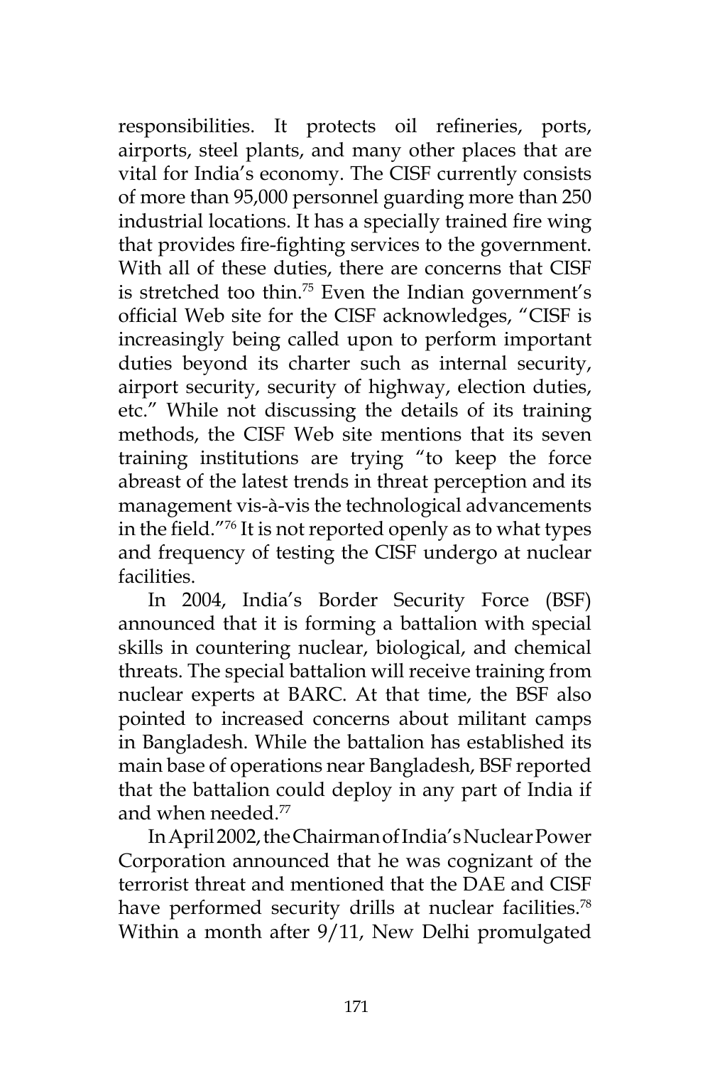responsibilities. It protects oil refineries, ports, airports, steel plants, and many other places that are vital for India's economy. The CISF currently consists of more than 95,000 personnel guarding more than 250 industrial locations. It has a specially trained fire wing that provides fire-fighting services to the government. With all of these duties, there are concerns that CISF is stretched too thin.[75] Even the Indian government's official Web site for the CISF acknowledges, "CISF is increasingly being called upon to perform important duties beyond its charter such as internal security, airport security, security of highway, election duties, etc." While not discussing the details of its training methods, the CISF Web site mentions that its seven training institutions are trying "to keep the force abreast of the latest trends in threat perception and its management vis-à-vis the technological advancements in the field."[76] It is not reported openly as to what types and frequency of testing the CISF undergo at nuclear facilities.

In 2004, India's Border Security Force (BSF) announced that it is forming a battalion with special skills in countering nuclear, biological, and chemical threats. The special battalion will receive training from nuclear experts at BARC. At that time, the BSF also pointed to increased concerns about militant camps in Bangladesh. While the battalion has established its main base of operations near Bangladesh, BSF reported that the battalion could deploy in any part of India if and when needed.[77]

In April 2002, the Chairman of India's Nuclear Power Corporation announced that he was cognizant of the terrorist threat and mentioned that the DAE and CISF have performed security drills at nuclear facilities.[78] Within a month after 9/11, New Delhi promulgated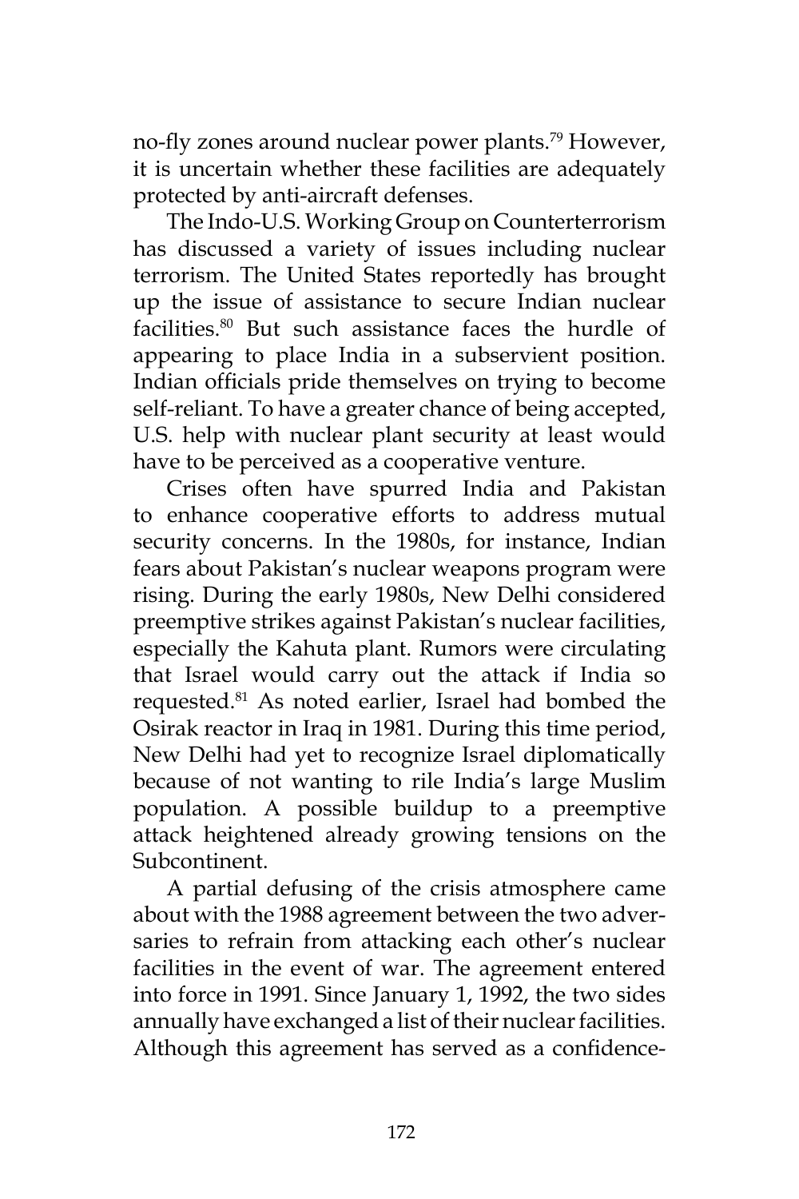no-fly zones around nuclear power plants.[79] However, it is uncertain whether these facilities are adequately protected by anti-aircraft defenses.

The Indo-U.S. Working Group on Counterterrorism has discussed a variety of issues including nuclear terrorism. The United States reportedly has brought up the issue of assistance to secure Indian nuclear facilities.[80] But such assistance faces the hurdle of appearing to place India in a subservient position. Indian officials pride themselves on trying to become self-reliant. To have a greater chance of being accepted, U.S. help with nuclear plant security at least would have to be perceived as a cooperative venture.

Crises often have spurred India and Pakistan to enhance cooperative efforts to address mutual security concerns. In the 1980s, for instance, Indian fears about Pakistan's nuclear weapons program were rising. During the early 1980s, New Delhi considered preemptive strikes against Pakistan's nuclear facilities, especially the Kahuta plant. Rumors were circulating that Israel would carry out the attack if India so requested.[81] As noted earlier, Israel had bombed the Osirak reactor in Iraq in 1981. During this time period, New Delhi had yet to recognize Israel diplomatically because of not wanting to rile India's large Muslim population. A possible buildup to a preemptive attack heightened already growing tensions on the Subcontinent.

A partial defusing of the crisis atmosphere came about with the 1988 agreement between the two adversaries to refrain from attacking each other's nuclear facilities in the event of war. The agreement entered into force in 1991. Since January 1, 1992, the two sides annually have exchanged a list of their nuclear facilities. Although this agreement has served as a confidence-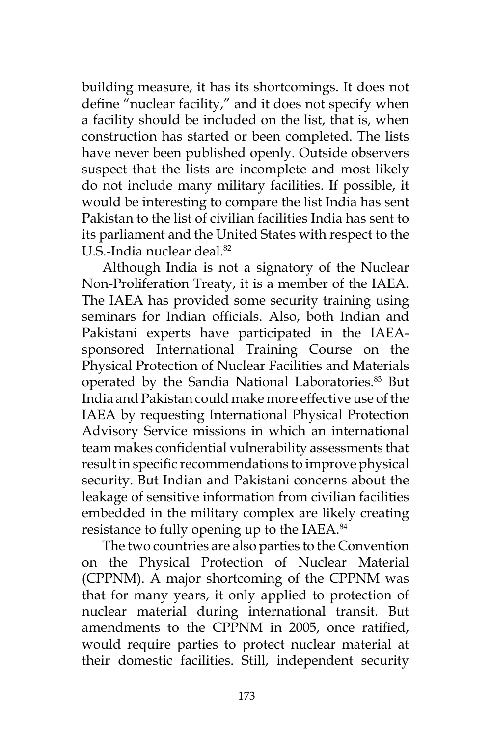building measure, it has its shortcomings. It does not define "nuclear facility," and it does not specify when a facility should be included on the list, that is, when construction has started or been completed. The lists have never been published openly. Outside observers suspect that the lists are incomplete and most likely do not include many military facilities. If possible, it would be interesting to compare the list India has sent Pakistan to the list of civilian facilities India has sent to its parliament and the United States with respect to the U.S.-India nuclear deal.[82]

Although India is not a signatory of the Nuclear Non-Proliferation Treaty, it is a member of the IAEA. The IAEA has provided some security training using seminars for Indian officials. Also, both Indian and Pakistani experts have participated in the IAEA-sponsored International Training Course on the Physical Protection of Nuclear Facilities and Materials operated by the Sandia National Laboratories.[83] But India and Pakistan could make more effective use of the IAEA by requesting International Physical Protection Advisory Service missions in which an international team makes confidential vulnerability assessments that result in specific recommendations to improve physical security. But Indian and Pakistani concerns about the leakage of sensitive information from civilian facilities embedded in the military complex are likely creating resistance to fully opening up to the IAEA.[84]

The two countries are also parties to the Convention on the Physical Protection of Nuclear Material (CPPNM). A major shortcoming of the CPPNM was that for many years, it only applied to protection of nuclear material during international transit. But amendments to the CPPNM in 2005, once ratified, would require parties to protect nuclear material at their domestic facilities. Still, independent security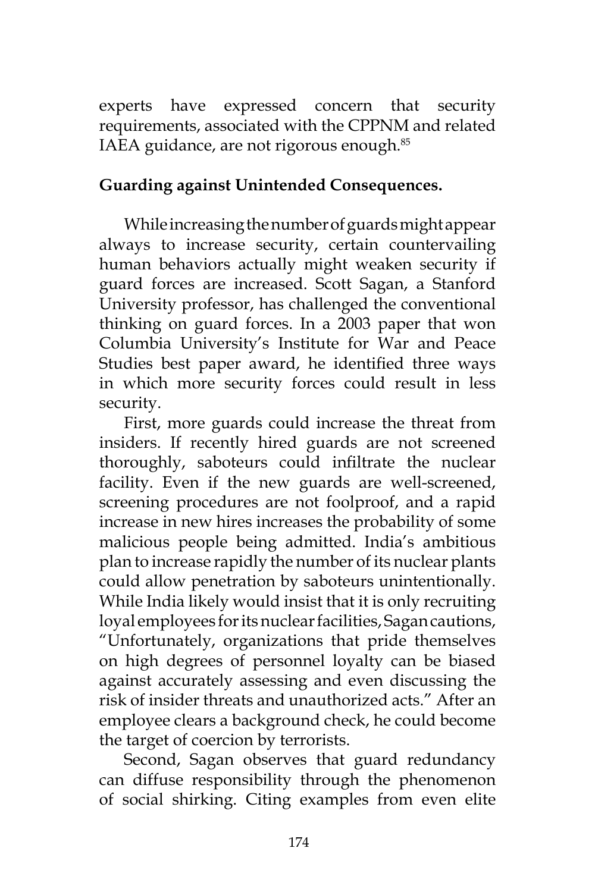experts have expressed concern that security requirements, associated with the CPPNM and related IAEA guidance, are not rigorous enough.[85]

**Guarding against Unintended Consequences.**

While increasing the number of guards might appear always to increase security, certain countervailing human behaviors actually might weaken security if guard forces are increased. Scott Sagan, a Stanford University professor, has challenged the conventional thinking on guard forces. In a 2003 paper that won Columbia University's Institute for War and Peace Studies best paper award, he identified three ways in which more security forces could result in less security.

First, more guards could increase the threat from insiders. If recently hired guards are not screened thoroughly, saboteurs could infiltrate the nuclear facility. Even if the new guards are well-screened, screening procedures are not foolproof, and a rapid increase in new hires increases the probability of some malicious people being admitted. India's ambitious plan to increase rapidly the number of its nuclear plants could allow penetration by saboteurs unintentionally. While India likely would insist that it is only recruiting loyal employees for its nuclear facilities, Sagan cautions, "Unfortunately, organizations that pride themselves on high degrees of personnel loyalty can be biased against accurately assessing and even discussing the risk of insider threats and unauthorized acts." After an employee clears a background check, he could become the target of coercion by terrorists.

Second, Sagan observes that guard redundancy can diffuse responsibility through the phenomenon of social shirking. Citing examples from even elite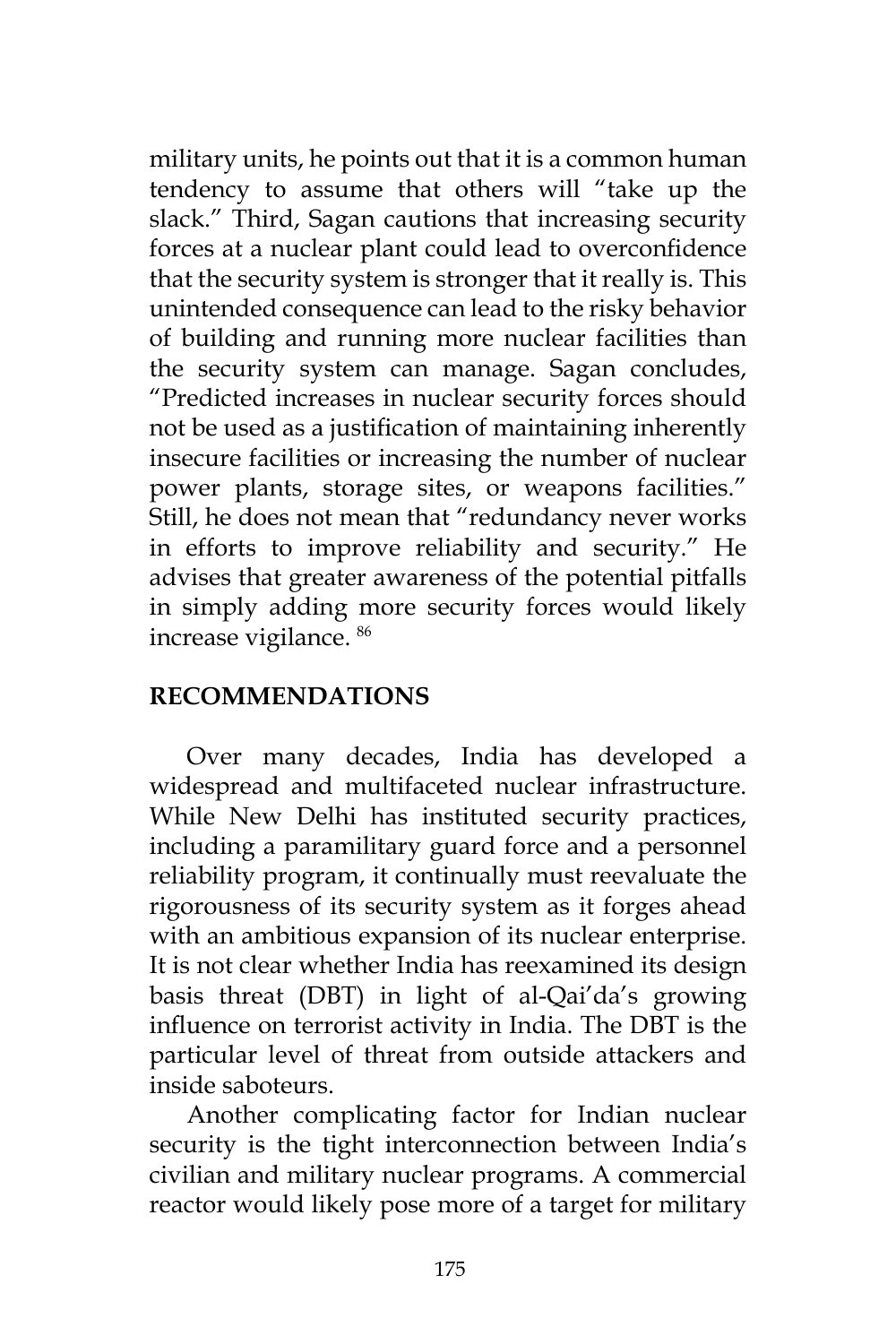military units, he points out that it is a common human tendency to assume that others will "take up the slack." Third, Sagan cautions that increasing security forces at a nuclear plant could lead to overconfidence that the security system is stronger that it really is. This unintended consequence can lead to the risky behavior of building and running more nuclear facilities than the security system can manage. Sagan concludes, "Predicted increases in nuclear security forces should not be used as a justification of maintaining inherently insecure facilities or increasing the number of nuclear power plants, storage sites, or weapons facilities." Still, he does not mean that "redundancy never works in efforts to improve reliability and security." He advises that greater awareness of the potential pitfalls in simply adding more security forces would likely increase vigilance. [86]

## RECOMMENDATIONS

Over many decades, India has developed a widespread and multifaceted nuclear infrastructure. While New Delhi has instituted security practices, including a paramilitary guard force and a personnel reliability program, it continually must reevaluate the rigorousness of its security system as it forges ahead with an ambitious expansion of its nuclear enterprise. It is not clear whether India has reexamined its design basis threat (DBT) in light of al-Qai'da's growing influence on terrorist activity in India. The DBT is the particular level of threat from outside attackers and inside saboteurs.

Another complicating factor for Indian nuclear security is the tight interconnection between India's civilian and military nuclear programs. A commercial reactor would likely pose more of a target for military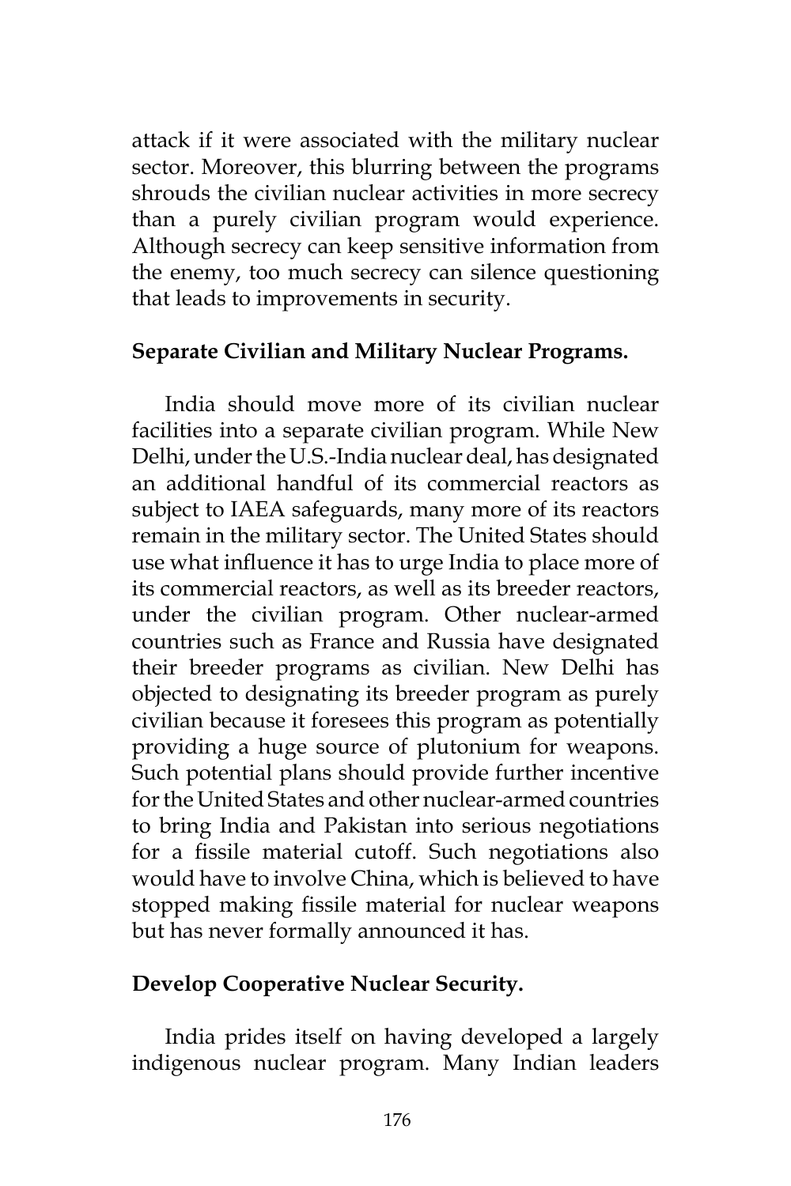attack if it were associated with the military nuclear sector. Moreover, this blurring between the programs shrouds the civilian nuclear activities in more secrecy than a purely civilian program would experience. Although secrecy can keep sensitive information from the enemy, too much secrecy can silence questioning that leads to improvements in security.

**Separate Civilian and Military Nuclear Programs.**

India should move more of its civilian nuclear facilities into a separate civilian program. While New Delhi, under the U.S.-India nuclear deal, has designated an additional handful of its commercial reactors as subject to IAEA safeguards, many more of its reactors remain in the military sector. The United States should use what influence it has to urge India to place more of its commercial reactors, as well as its breeder reactors, under the civilian program. Other nuclear-armed countries such as France and Russia have designated their breeder programs as civilian. New Delhi has objected to designating its breeder program as purely civilian because it foresees this program as potentially providing a huge source of plutonium for weapons. Such potential plans should provide further incentive for the United States and other nuclear-armed countries to bring India and Pakistan into serious negotiations for a fissile material cutoff. Such negotiations also would have to involve China, which is believed to have stopped making fissile material for nuclear weapons but has never formally announced it has.

**Develop Cooperative Nuclear Security.**

India prides itself on having developed a largely indigenous nuclear program. Many Indian leaders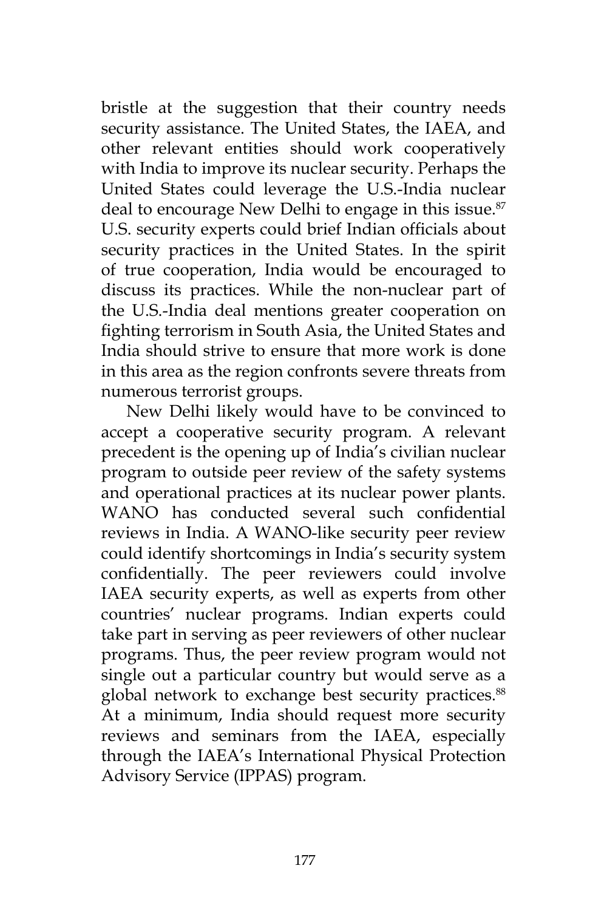bristle at the suggestion that their country needs security assistance. The United States, the IAEA, and other relevant entities should work cooperatively with India to improve its nuclear security. Perhaps the United States could leverage the U.S.-India nuclear deal to encourage New Delhi to engage in this issue.[87] U.S. security experts could brief Indian officials about security practices in the United States. In the spirit of true cooperation, India would be encouraged to discuss its practices. While the non-nuclear part of the U.S.-India deal mentions greater cooperation on fighting terrorism in South Asia, the United States and India should strive to ensure that more work is done in this area as the region confronts severe threats from numerous terrorist groups.

New Delhi likely would have to be convinced to accept a cooperative security program. A relevant precedent is the opening up of India's civilian nuclear program to outside peer review of the safety systems and operational practices at its nuclear power plants. WANO has conducted several such confidential reviews in India. A WANO-like security peer review could identify shortcomings in India's security system confidentially. The peer reviewers could involve IAEA security experts, as well as experts from other countries' nuclear programs. Indian experts could take part in serving as peer reviewers of other nuclear programs. Thus, the peer review program would not single out a particular country but would serve as a global network to exchange best security practices.[88] At a minimum, India should request more security reviews and seminars from the IAEA, especially through the IAEA's International Physical Protection Advisory Service (IPPAS) program.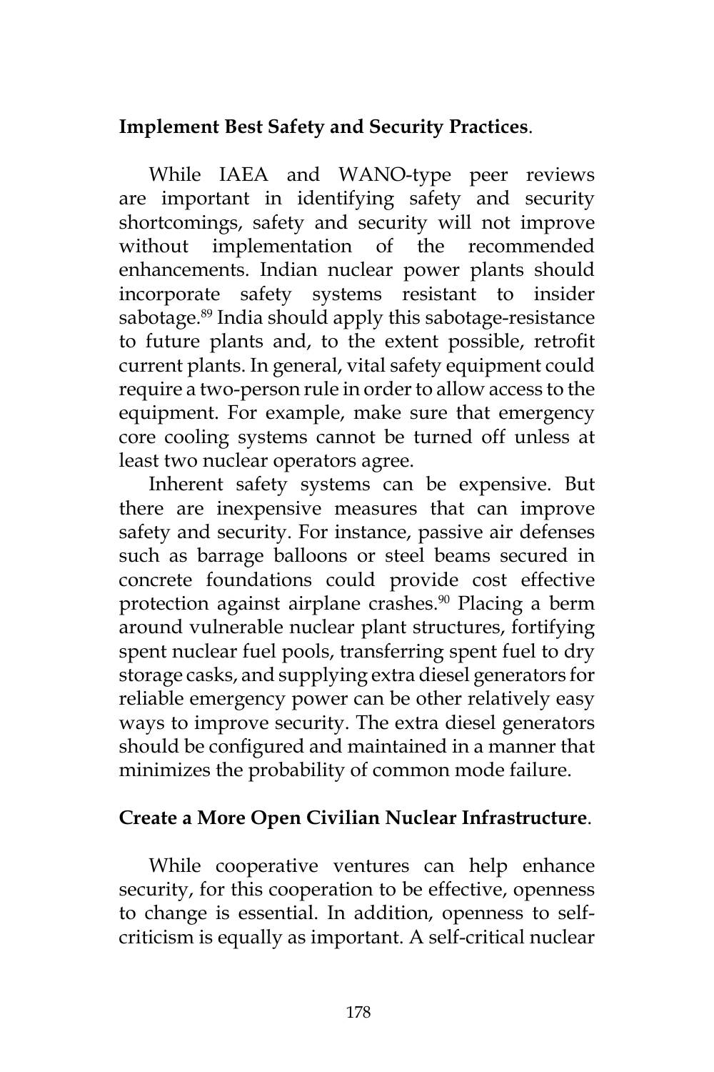**Implement Best Safety and Security Practices**.

While IAEA and WANO-type peer reviews are important in identifying safety and security shortcomings, safety and security will not improve without implementation of the recommended enhancements. Indian nuclear power plants should incorporate safety systems resistant to insider sabotage.[89] India should apply this sabotage-resistance to future plants and, to the extent possible, retrofit current plants. In general, vital safety equipment could require a two-person rule in order to allow access to the equipment. For example, make sure that emergency core cooling systems cannot be turned off unless at least two nuclear operators agree.

Inherent safety systems can be expensive. But there are inexpensive measures that can improve safety and security. For instance, passive air defenses such as barrage balloons or steel beams secured in concrete foundations could provide cost effective protection against airplane crashes.[90] Placing a berm around vulnerable nuclear plant structures, fortifying spent nuclear fuel pools, transferring spent fuel to dry storage casks, and supplying extra diesel generators for reliable emergency power can be other relatively easy ways to improve security. The extra diesel generators should be configured and maintained in a manner that minimizes the probability of common mode failure.

**Create a More Open Civilian Nuclear Infrastructure**.

While cooperative ventures can help enhance security, for this cooperation to be effective, openness to change is essential. In addition, openness to self-criticism is equally as important. A self-critical nuclear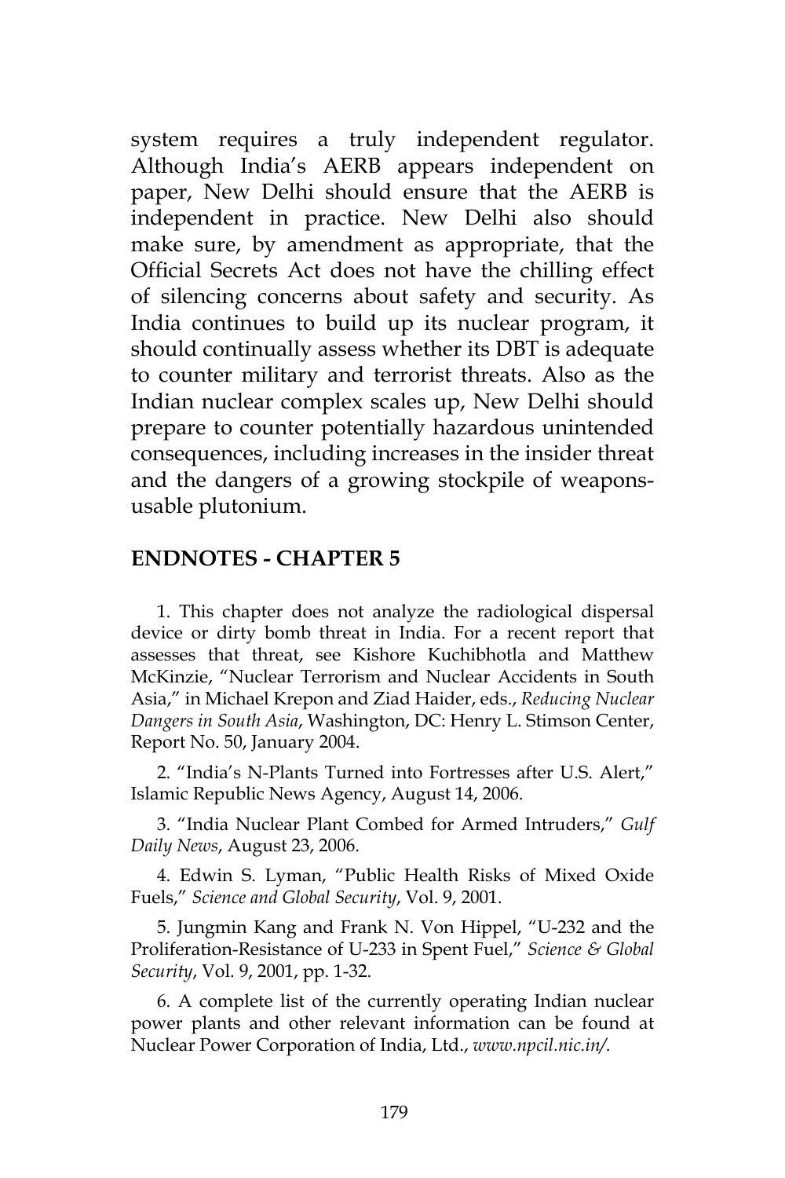system requires a truly independent regulator. Although India's AERB appears independent on paper, New Delhi should ensure that the AERB is independent in practice. New Delhi also should make sure, by amendment as appropriate, that the Official Secrets Act does not have the chilling effect of silencing concerns about safety and security. As India continues to build up its nuclear program, it should continually assess whether its DBT is adequate to counter military and terrorist threats. Also as the Indian nuclear complex scales up, New Delhi should prepare to counter potentially hazardous unintended consequences, including increases in the insider threat and the dangers of a growing stockpile of weapons-usable plutonium.

## ENDNOTES - CHAPTER 5

1. This chapter does not analyze the radiological dispersal device or dirty bomb threat in India. For a recent report that assesses that threat, see Kishore Kuchibhotla and Matthew McKinzie, "Nuclear Terrorism and Nuclear Accidents in South Asia," in Michael Krepon and Ziad Haider, eds., *Reducing Nuclear Dangers in South Asia*, Washington, DC: Henry L. Stimson Center, Report No. 50, January 2004.

2. "India's N-Plants Turned into Fortresses after U.S. Alert," Islamic Republic News Agency, August 14, 2006.

3. "India Nuclear Plant Combed for Armed Intruders," *Gulf Daily News*, August 23, 2006.

4. Edwin S. Lyman, "Public Health Risks of Mixed Oxide Fuels," *Science and Global Security*, Vol. 9, 2001.

5. Jungmin Kang and Frank N. Von Hippel, "U-232 and the Proliferation-Resistance of U-233 in Spent Fuel," *Science & Global Security*, Vol. 9, 2001, pp. 1-32.

6. A complete list of the currently operating Indian nuclear power plants and other relevant information can be found at Nuclear Power Corporation of India, Ltd., *www.npcil.nic.in/*.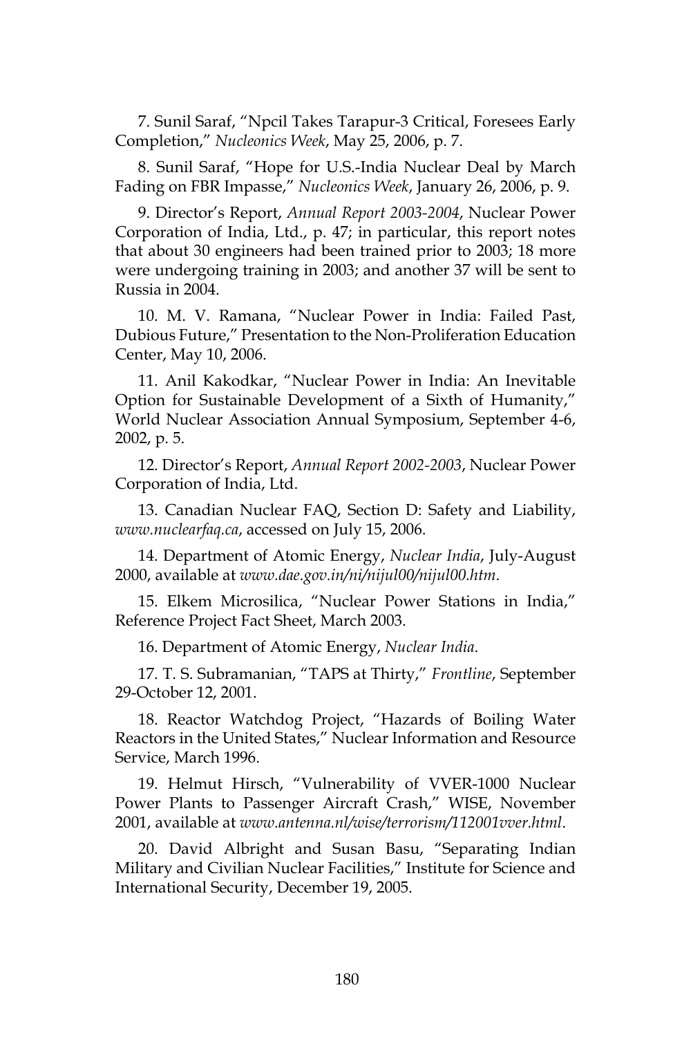7. Sunil Saraf, "Npcil Takes Tarapur-3 Critical, Foresees Early Completion," *Nucleonics Week*, May 25, 2006, p. 7.

8. Sunil Saraf, "Hope for U.S.-India Nuclear Deal by March Fading on FBR Impasse," *Nucleonics Week*, January 26, 2006, p. 9.

9. Director's Report, *Annual Report 2003-2004*, Nuclear Power Corporation of India, Ltd., p. 47; in particular, this report notes that about 30 engineers had been trained prior to 2003; 18 more were undergoing training in 2003; and another 37 will be sent to Russia in 2004.

10. M. V. Ramana, "Nuclear Power in India: Failed Past, Dubious Future," Presentation to the Non-Proliferation Education Center, May 10, 2006.

11. Anil Kakodkar, "Nuclear Power in India: An Inevitable Option for Sustainable Development of a Sixth of Humanity," World Nuclear Association Annual Symposium, September 4-6, 2002, p. 5.

12. Director's Report, *Annual Report 2002-2003*, Nuclear Power Corporation of India, Ltd.

13. Canadian Nuclear FAQ, Section D: Safety and Liability, *www.nuclearfaq.ca*, accessed on July 15, 2006.

14. Department of Atomic Energy, *Nuclear India*, July-August 2000, available at *www.dae.gov.in/ni/nijul00/nijul00.htm*.

15. Elkem Microsilica, "Nuclear Power Stations in India," Reference Project Fact Sheet, March 2003.

16. Department of Atomic Energy, *Nuclear India*.

17. T. S. Subramanian, "TAPS at Thirty," *Frontline*, September 29-October 12, 2001.

18. Reactor Watchdog Project, "Hazards of Boiling Water Reactors in the United States," Nuclear Information and Resource Service, March 1996.

19. Helmut Hirsch, "Vulnerability of VVER-1000 Nuclear Power Plants to Passenger Aircraft Crash," WISE, November 2001, available at *www.antenna.nl/wise/terrorism/112001vver.html*.

20. David Albright and Susan Basu, "Separating Indian Military and Civilian Nuclear Facilities," Institute for Science and International Security, December 19, 2005.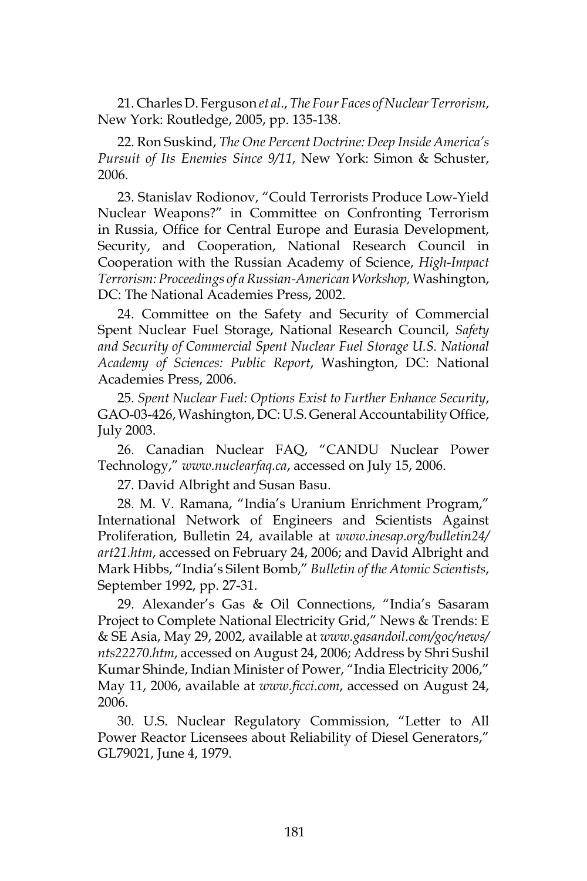21. Charles D. Ferguson *et al*., *The Four Faces of Nuclear Terrorism*, New York: Routledge, 2005, pp. 135-138.

22. Ron Suskind, *The One Percent Doctrine: Deep Inside America's Pursuit of Its Enemies Since 9/11*, New York: Simon & Schuster, 2006.

23. Stanislav Rodionov, "Could Terrorists Produce Low-Yield Nuclear Weapons?" in Committee on Confronting Terrorism in Russia, Office for Central Europe and Eurasia Development, Security, and Cooperation, National Research Council in Cooperation with the Russian Academy of Science, *High-Impact Terrorism: Proceedings of a Russian-American Workshop,* Washington, DC: The National Academies Press, 2002.

24. Committee on the Safety and Security of Commercial Spent Nuclear Fuel Storage, National Research Council, *Safety and Security of Commercial Spent Nuclear Fuel Storage U.S. National Academy of Sciences: Public Report*, Washington, DC: National Academies Press, 2006.

25. *Spent Nuclear Fuel: Options Exist to Further Enhance Security*, GAO-03-426, Washington, DC: U.S. General Accountability Office, July 2003.

26. Canadian Nuclear FAQ, "CANDU Nuclear Power Technology," *www.nuclearfaq.ca*, accessed on July 15, 2006.

27. David Albright and Susan Basu.

28. M. V. Ramana, "India's Uranium Enrichment Program," International Network of Engineers and Scientists Against Proliferation, Bulletin 24, available at *www.inesap.org/bulletin24/art21.htm*, accessed on February 24, 2006; and David Albright and Mark Hibbs, "India's Silent Bomb," *Bulletin of the Atomic Scientists*, September 1992, pp. 27-31.

29. Alexander's Gas & Oil Connections, "India's Sasaram Project to Complete National Electricity Grid," News & Trends: E & SE Asia, May 29, 2002, available at *www.gasandoil.com/goc/news/nts22270.htm*, accessed on August 24, 2006; Address by Shri Sushil Kumar Shinde, Indian Minister of Power, "India Electricity 2006," May 11, 2006, available at *www.ficci.com*, accessed on August 24, 2006.

30. U.S. Nuclear Regulatory Commission, "Letter to All Power Reactor Licensees about Reliability of Diesel Generators," GL79021, June 4, 1979.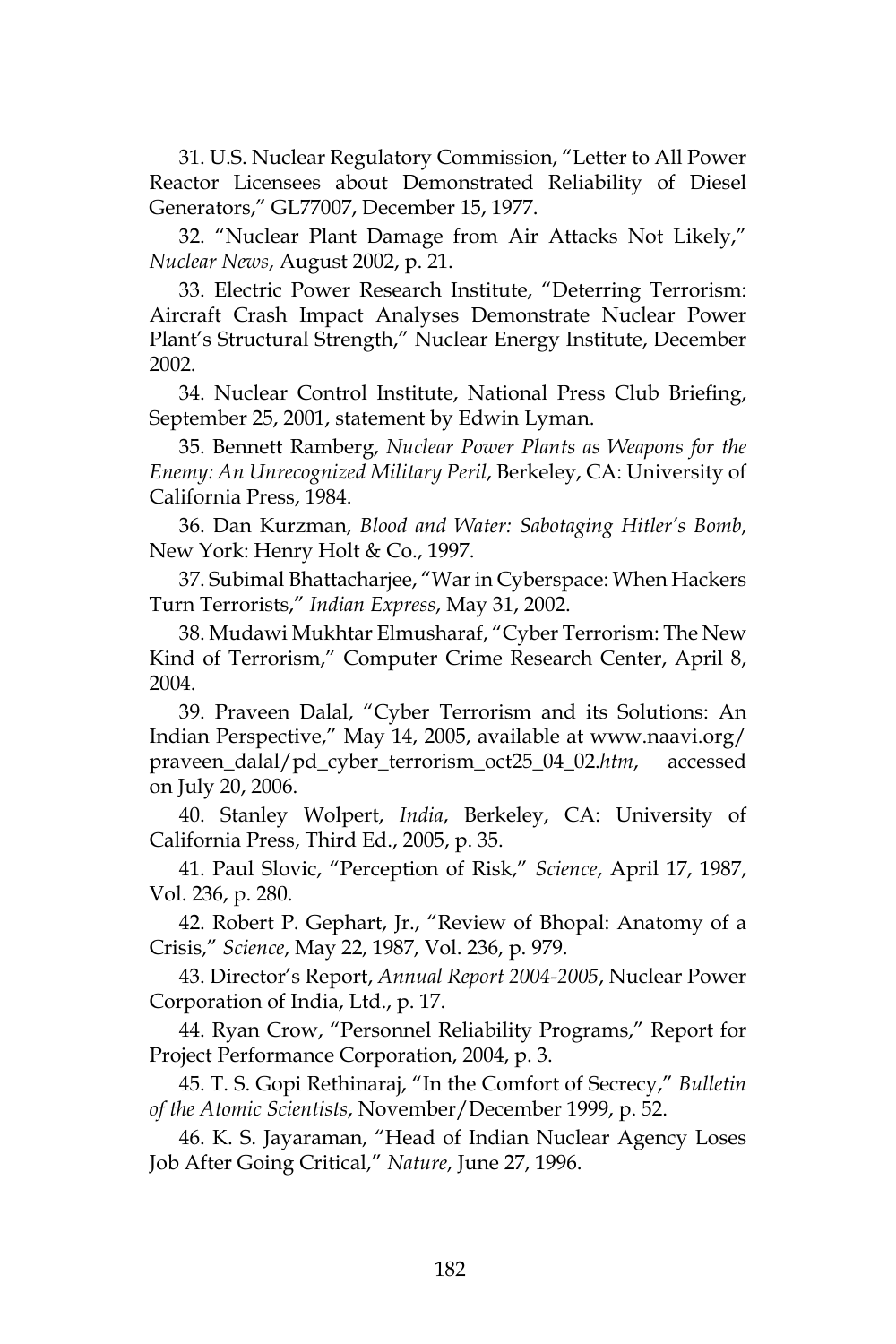31. U.S. Nuclear Regulatory Commission, "Letter to All Power Reactor Licensees about Demonstrated Reliability of Diesel Generators," GL77007, December 15, 1977.

32. "Nuclear Plant Damage from Air Attacks Not Likely," *Nuclear News*, August 2002, p. 21.

33. Electric Power Research Institute, "Deterring Terrorism: Aircraft Crash Impact Analyses Demonstrate Nuclear Power Plant's Structural Strength," Nuclear Energy Institute, December 2002.

34. Nuclear Control Institute, National Press Club Briefing, September 25, 2001, statement by Edwin Lyman.

35. Bennett Ramberg, *Nuclear Power Plants as Weapons for the Enemy: An Unrecognized Military Peril*, Berkeley, CA: University of California Press, 1984.

36. Dan Kurzman, *Blood and Water: Sabotaging Hitler's Bomb*, New York: Henry Holt & Co., 1997.

37. Subimal Bhattacharjee, "War in Cyberspace: When Hackers Turn Terrorists," *Indian Express*, May 31, 2002.

38. Mudawi Mukhtar Elmusharaf, "Cyber Terrorism: The New Kind of Terrorism," Computer Crime Research Center, April 8, 2004.

39. Praveen Dalal, "Cyber Terrorism and its Solutions: An Indian Perspective," May 14, 2005, available at www.naavi.org/praveen_dalal/pd_cyber_terrorism_oct25_04_02.*htm*, accessed on July 20, 2006.

40. Stanley Wolpert, *India*, Berkeley, CA: University of California Press, Third Ed., 2005, p. 35.

41. Paul Slovic, "Perception of Risk," *Science*, April 17, 1987, Vol. 236, p. 280.

42. Robert P. Gephart, Jr., "Review of Bhopal: Anatomy of a Crisis," *Science*, May 22, 1987, Vol. 236, p. 979.

43. Director's Report, *Annual Report 2004-2005*, Nuclear Power Corporation of India, Ltd., p. 17.

44. Ryan Crow, "Personnel Reliability Programs," Report for Project Performance Corporation, 2004, p. 3.

45. T. S. Gopi Rethinaraj, "In the Comfort of Secrecy," *Bulletin of the Atomic Scientists*, November/December 1999, p. 52.

46. K. S. Jayaraman, "Head of Indian Nuclear Agency Loses Job After Going Critical," *Nature*, June 27, 1996.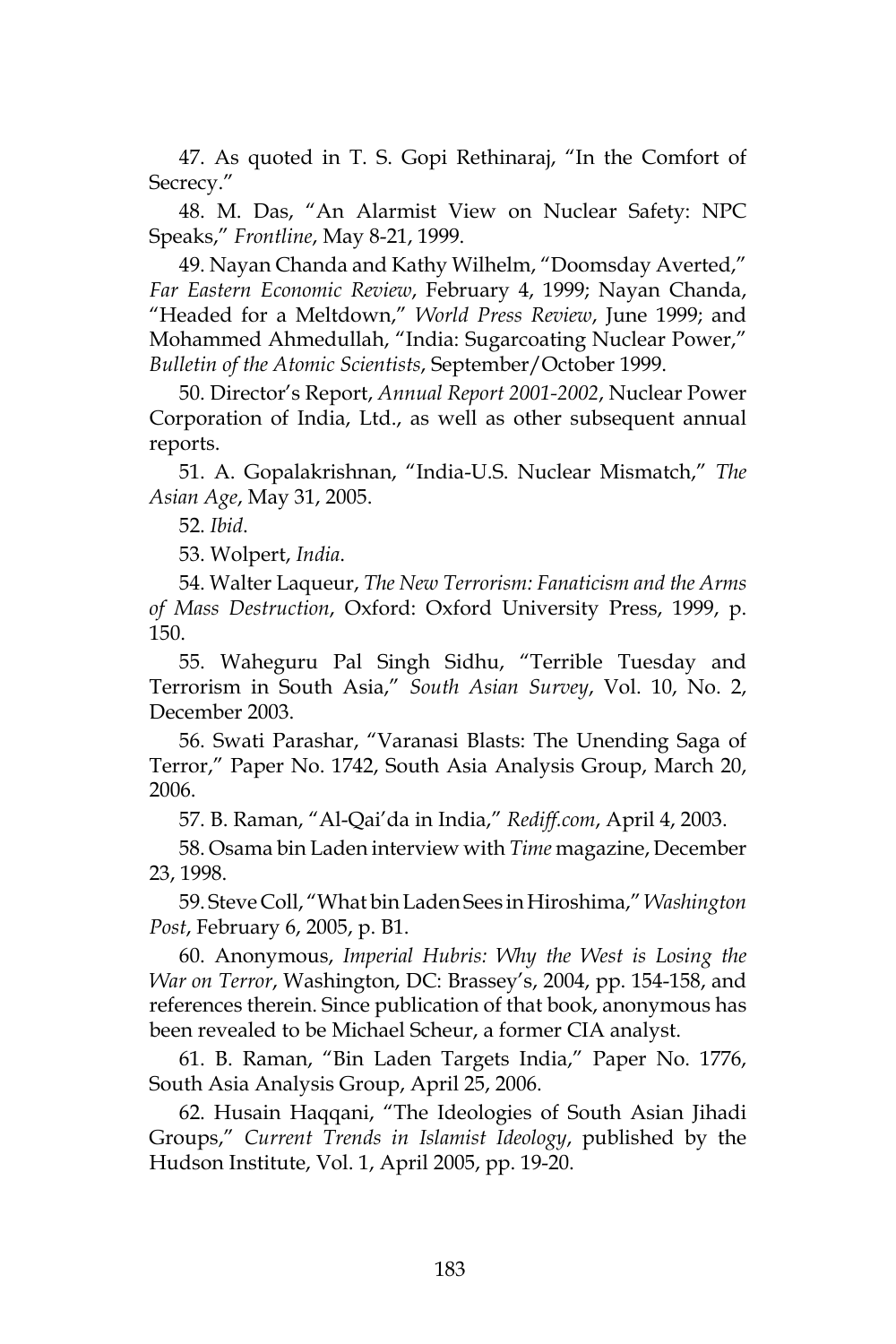47. As quoted in T. S. Gopi Rethinaraj, "In the Comfort of Secrecy."

48. M. Das, "An Alarmist View on Nuclear Safety: NPC Speaks," *Frontline*, May 8-21, 1999.

49. Nayan Chanda and Kathy Wilhelm, "Doomsday Averted," *Far Eastern Economic Review*, February 4, 1999; Nayan Chanda, "Headed for a Meltdown," *World Press Review*, June 1999; and Mohammed Ahmedullah, "India: Sugarcoating Nuclear Power," *Bulletin of the Atomic Scientists*, September/October 1999.

50. Director's Report, *Annual Report 2001-2002*, Nuclear Power Corporation of India, Ltd., as well as other subsequent annual reports.

51. A. Gopalakrishnan, "India-U.S. Nuclear Mismatch," *The Asian Age*, May 31, 2005.

52. *Ibid*.

53. Wolpert, *India*.

54. Walter Laqueur, *The New Terrorism: Fanaticism and the Arms of Mass Destruction*, Oxford: Oxford University Press, 1999, p. 150.

55. Waheguru Pal Singh Sidhu, "Terrible Tuesday and Terrorism in South Asia," *South Asian Survey*, Vol. 10, No. 2, December 2003.

56. Swati Parashar, "Varanasi Blasts: The Unending Saga of Terror," Paper No. 1742, South Asia Analysis Group, March 20, 2006.

57. B. Raman, "Al-Qai'da in India," *Rediff.com*, April 4, 2003.

58. Osama bin Laden interview with *Time* magazine, December 23, 1998.

59. Steve Coll, "What bin Laden Sees in Hiroshima," *Washington Post*, February 6, 2005, p. B1.

60. Anonymous, *Imperial Hubris: Why the West is Losing the War on Terror*, Washington, DC: Brassey's, 2004, pp. 154-158, and references therein. Since publication of that book, anonymous has been revealed to be Michael Scheur, a former CIA analyst.

61. B. Raman, "Bin Laden Targets India," Paper No. 1776, South Asia Analysis Group, April 25, 2006.

62. Husain Haqqani, "The Ideologies of South Asian Jihadi Groups," *Current Trends in Islamist Ideology*, published by the Hudson Institute, Vol. 1, April 2005, pp. 19-20.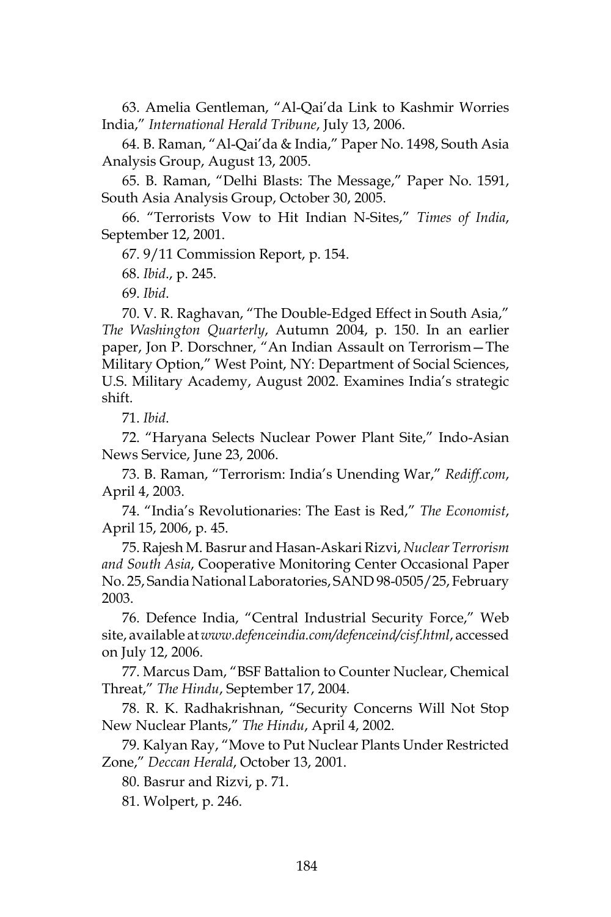63. Amelia Gentleman, "Al-Qai'da Link to Kashmir Worries India," *International Herald Tribune*, July 13, 2006.

64. B. Raman, "Al-Qai'da & India," Paper No. 1498, South Asia Analysis Group, August 13, 2005.

65. B. Raman, "Delhi Blasts: The Message," Paper No. 1591, South Asia Analysis Group, October 30, 2005.

66. "Terrorists Vow to Hit Indian N-Sites," *Times of India*, September 12, 2001.

67. 9/11 Commission Report, p. 154.

68. *Ibid*., p. 245.

69. *Ibid*.

70. V. R. Raghavan, "The Double-Edged Effect in South Asia," *The Washington Quarterly*, Autumn 2004, p. 150. In an earlier paper, Jon P. Dorschner, "An Indian Assault on Terrorism—The Military Option," West Point, NY: Department of Social Sciences, U.S. Military Academy, August 2002. Examines India's strategic shift.

71. *Ibid*.

72. "Haryana Selects Nuclear Power Plant Site," Indo-Asian News Service, June 23, 2006.

73. B. Raman, "Terrorism: India's Unending War," *Rediff.com*, April 4, 2003.

74. "India's Revolutionaries: The East is Red," *The Economist*, April 15, 2006, p. 45.

75. Rajesh M. Basrur and Hasan-Askari Rizvi, *Nuclear Terrorism and South Asia*, Cooperative Monitoring Center Occasional Paper No. 25, Sandia National Laboratories, SAND 98-0505/25, February 2003.

76. Defence India, "Central Industrial Security Force," Web site, available at *www.defenceindia.com/defenceind/cisf.html*, accessed on July 12, 2006.

77. Marcus Dam, "BSF Battalion to Counter Nuclear, Chemical Threat," *The Hindu*, September 17, 2004.

78. R. K. Radhakrishnan, "Security Concerns Will Not Stop New Nuclear Plants," *The Hindu*, April 4, 2002.

79. Kalyan Ray, "Move to Put Nuclear Plants Under Restricted Zone," *Deccan Herald*, October 13, 2001.

80. Basrur and Rizvi, p. 71.

81. Wolpert, p. 246.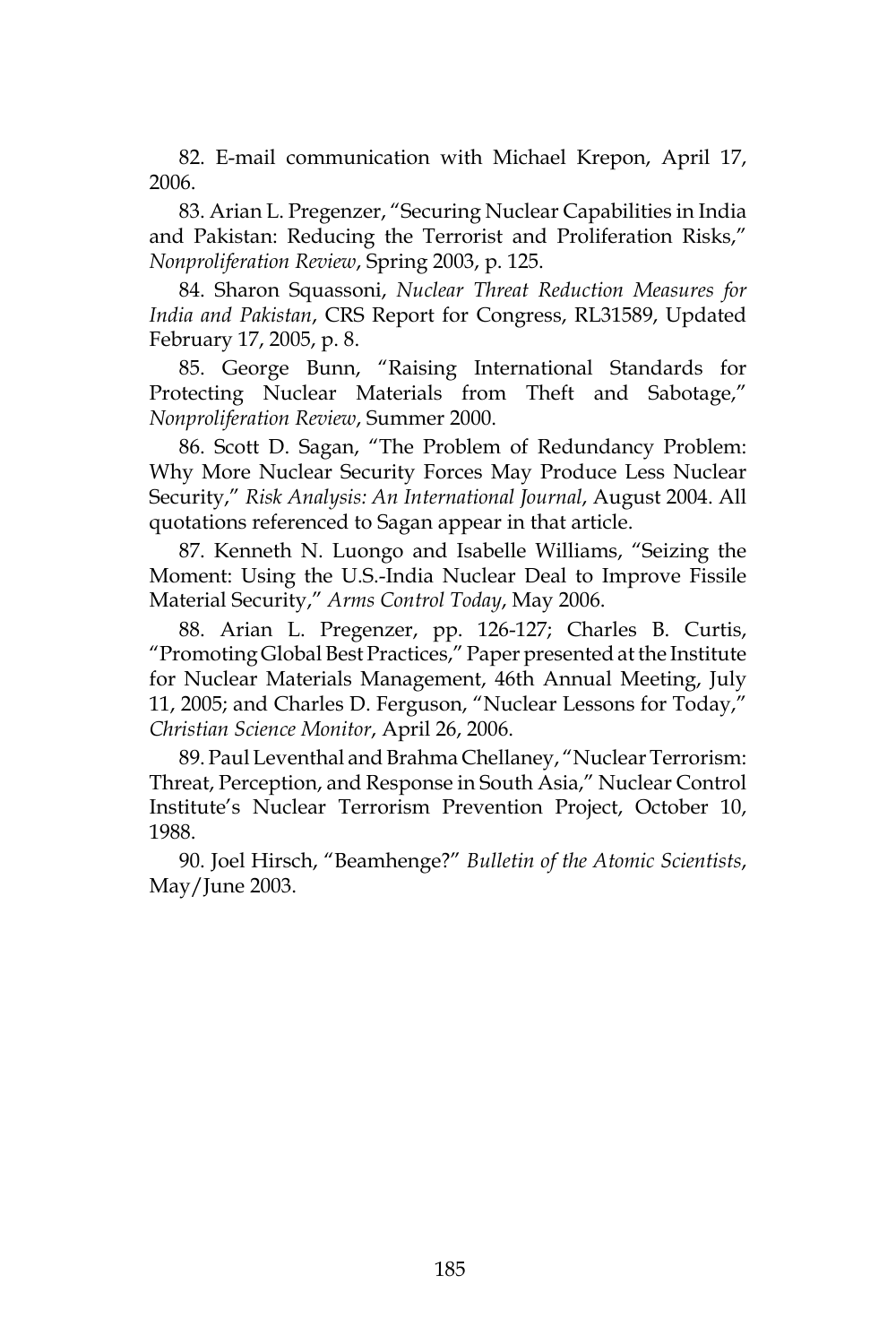82. E-mail communication with Michael Krepon, April 17, 2006.

83. Arian L. Pregenzer, "Securing Nuclear Capabilities in India and Pakistan: Reducing the Terrorist and Proliferation Risks," *Nonproliferation Review*, Spring 2003, p. 125.

84. Sharon Squassoni, *Nuclear Threat Reduction Measures for India and Pakistan*, CRS Report for Congress, RL31589, Updated February 17, 2005, p. 8.

85. George Bunn, "Raising International Standards for Protecting Nuclear Materials from Theft and Sabotage," *Nonproliferation Review*, Summer 2000.

86. Scott D. Sagan, "The Problem of Redundancy Problem: Why More Nuclear Security Forces May Produce Less Nuclear Security," *Risk Analysis: An International Journal*, August 2004. All quotations referenced to Sagan appear in that article.

87. Kenneth N. Luongo and Isabelle Williams, "Seizing the Moment: Using the U.S.-India Nuclear Deal to Improve Fissile Material Security," *Arms Control Today*, May 2006.

88. Arian L. Pregenzer, pp. 126-127; Charles B. Curtis, "Promoting Global Best Practices," Paper presented at the Institute for Nuclear Materials Management, 46th Annual Meeting, July 11, 2005; and Charles D. Ferguson, "Nuclear Lessons for Today," *Christian Science Monitor*, April 26, 2006.

89. Paul Leventhal and Brahma Chellaney, "Nuclear Terrorism: Threat, Perception, and Response in South Asia," Nuclear Control Institute's Nuclear Terrorism Prevention Project, October 10, 1988.

90. Joel Hirsch, "Beamhenge?" *Bulletin of the Atomic Scientists*, May/June 2003.